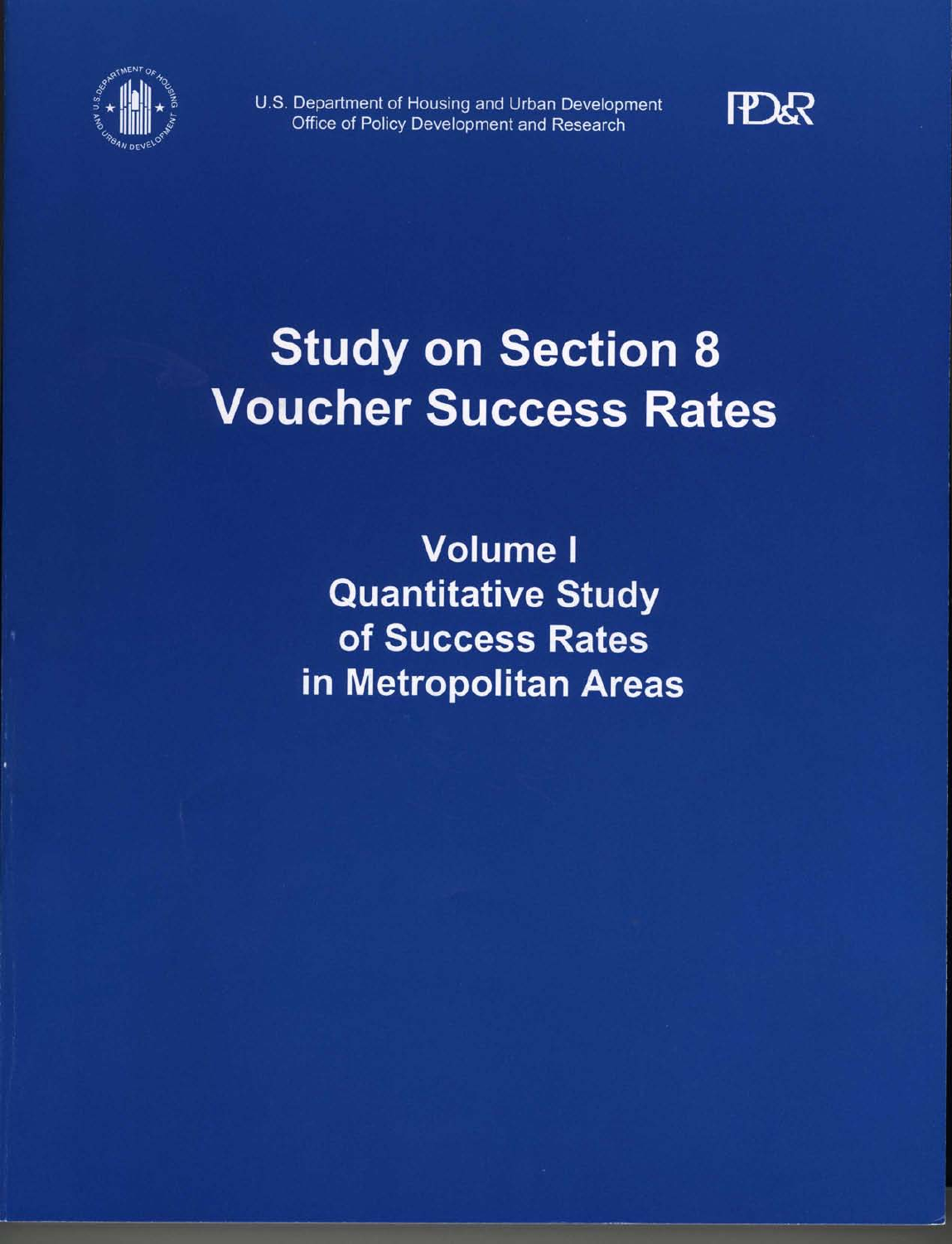U.S. Department of Housing and Urban Development
Office of Policy Development and Research

# Study on Section 8 Voucher Success Rates

## Volume I
## Quantitative Study of Success Rates in Metropolitan Areas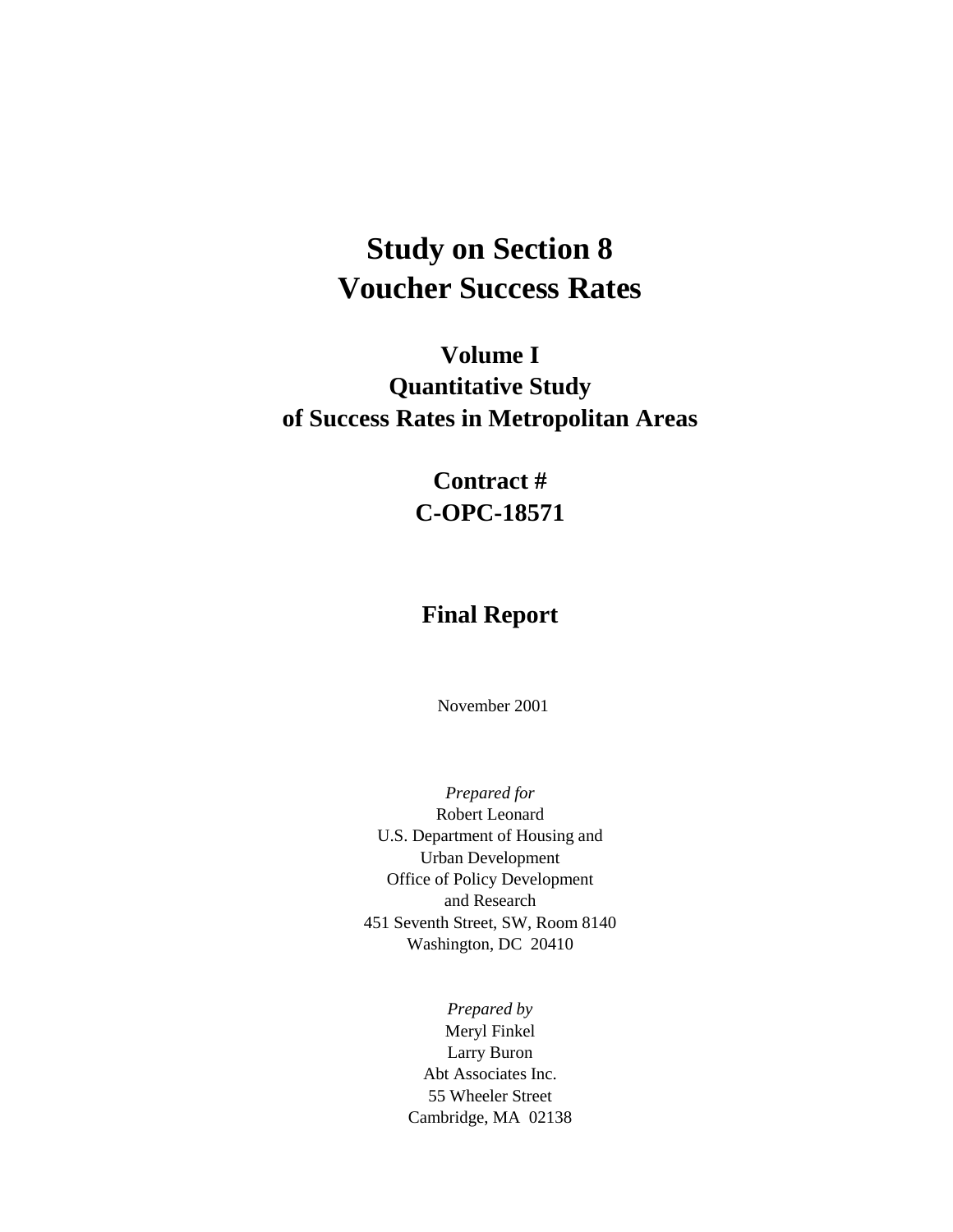# Study on Section 8 Voucher Success Rates

## Volume I
## Quantitative Study of Success Rates in Metropolitan Areas

## Contract # C-OPC-18571

## Final Report

November 2001

*Prepared for*
Robert Leonard
U.S. Department of Housing and Urban Development
Office of Policy Development and Research
451 Seventh Street, SW, Room 8140
Washington, DC 20410

*Prepared by*
Meryl Finkel
Larry Buron
Abt Associates Inc.
55 Wheeler Street
Cambridge, MA 02138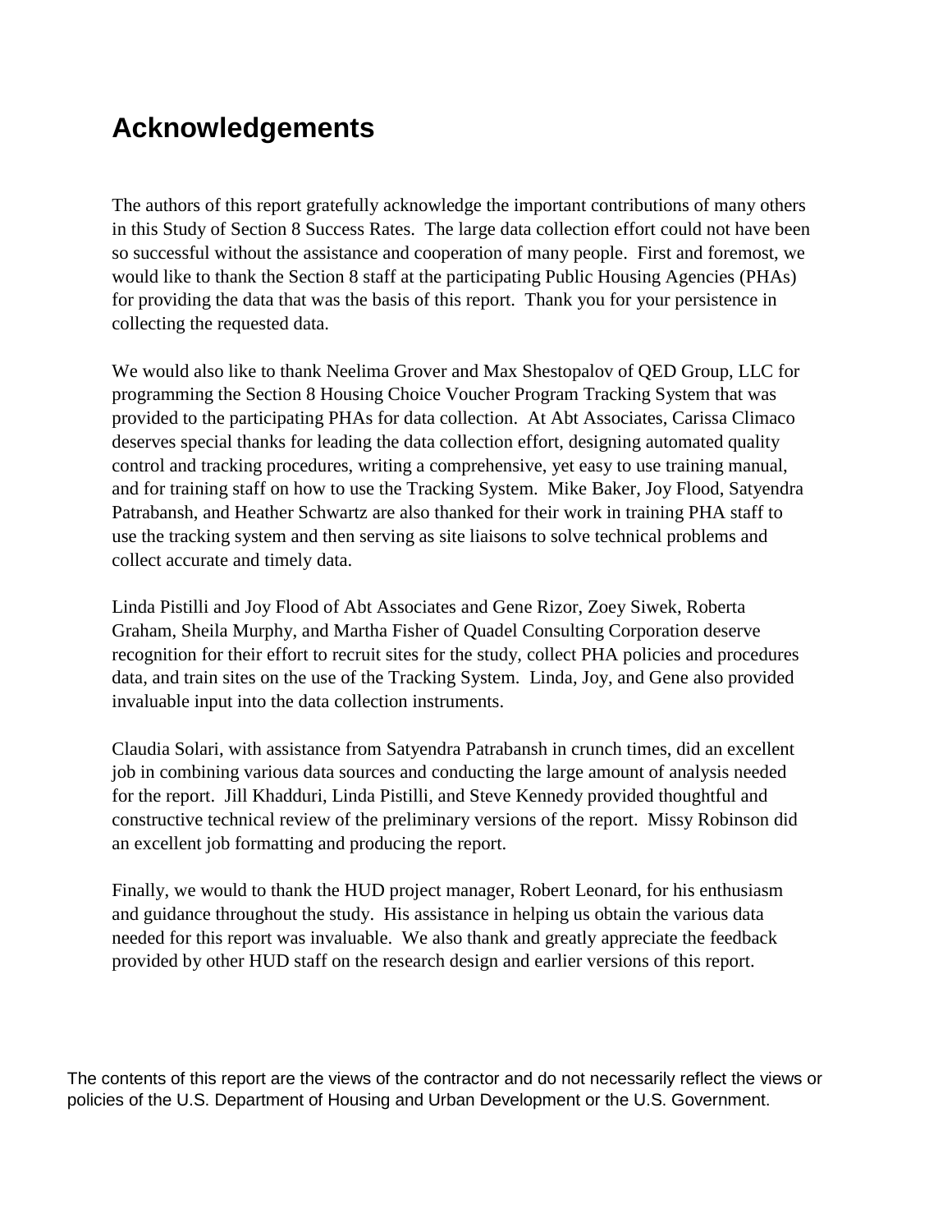# Acknowledgements

The authors of this report gratefully acknowledge the important contributions of many others in this Study of Section 8 Success Rates. The large data collection effort could not have been so successful without the assistance and cooperation of many people. First and foremost, we would like to thank the Section 8 staff at the participating Public Housing Agencies (PHAs) for providing the data that was the basis of this report. Thank you for your persistence in collecting the requested data.

We would also like to thank Neelima Grover and Max Shestopalov of QED Group, LLC for programming the Section 8 Housing Choice Voucher Program Tracking System that was provided to the participating PHAs for data collection. At Abt Associates, Carissa Climaco deserves special thanks for leading the data collection effort, designing automated quality control and tracking procedures, writing a comprehensive, yet easy to use training manual, and for training staff on how to use the Tracking System. Mike Baker, Joy Flood, Satyendra Patrabansh, and Heather Schwartz are also thanked for their work in training PHA staff to use the tracking system and then serving as site liaisons to solve technical problems and collect accurate and timely data.

Linda Pistilli and Joy Flood of Abt Associates and Gene Rizor, Zoey Siwek, Roberta Graham, Sheila Murphy, and Martha Fisher of Quadel Consulting Corporation deserve recognition for their effort to recruit sites for the study, collect PHA policies and procedures data, and train sites on the use of the Tracking System. Linda, Joy, and Gene also provided invaluable input into the data collection instruments.

Claudia Solari, with assistance from Satyendra Patrabansh in crunch times, did an excellent job in combining various data sources and conducting the large amount of analysis needed for the report. Jill Khadduri, Linda Pistilli, and Steve Kennedy provided thoughtful and constructive technical review of the preliminary versions of the report. Missy Robinson did an excellent job formatting and producing the report.

Finally, we would to thank the HUD project manager, Robert Leonard, for his enthusiasm and guidance throughout the study. His assistance in helping us obtain the various data needed for this report was invaluable. We also thank and greatly appreciate the feedback provided by other HUD staff on the research design and earlier versions of this report.

The contents of this report are the views of the contractor and do not necessarily reflect the views or policies of the U.S. Department of Housing and Urban Development or the U.S. Government.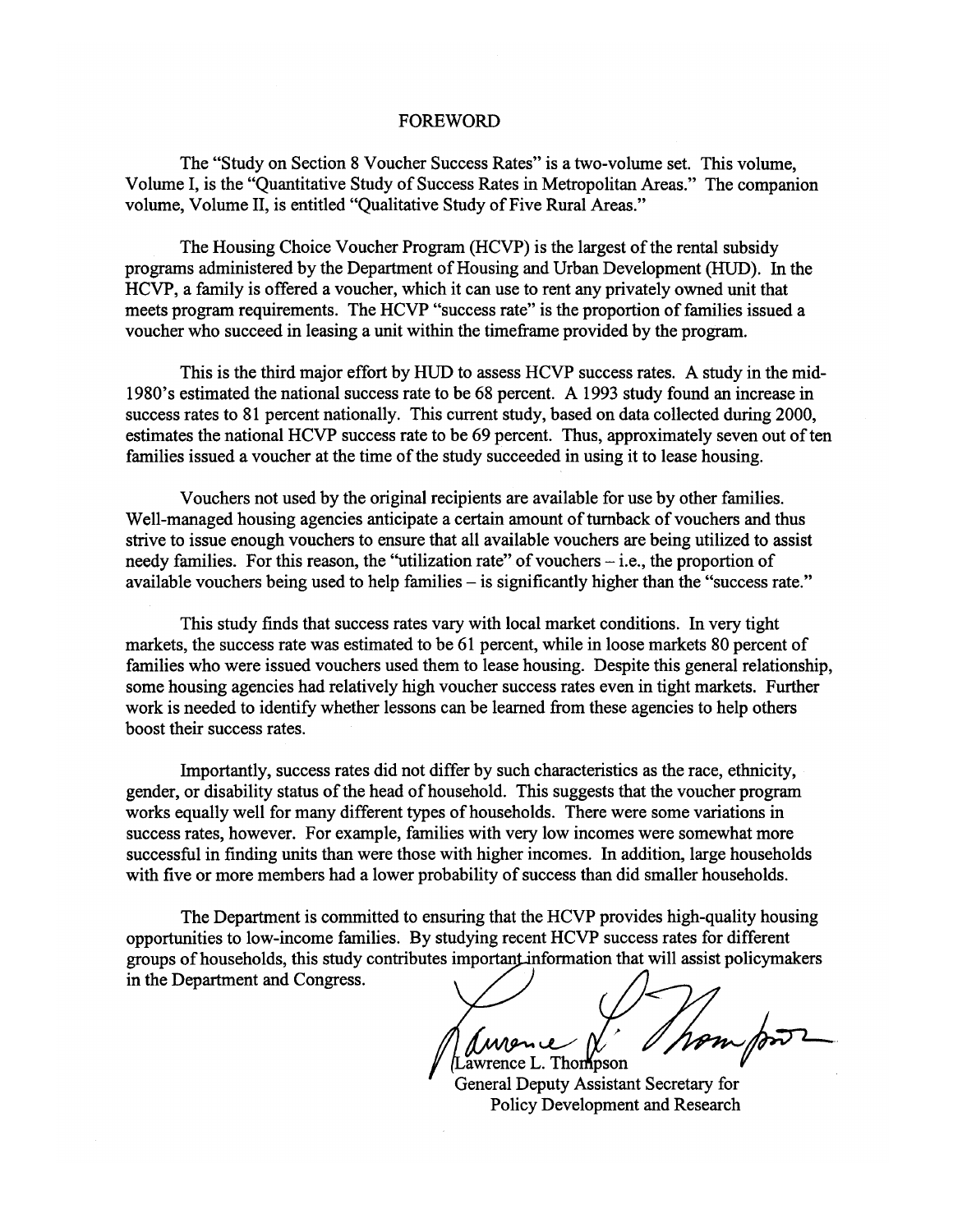# FOREWORD

The "Study on Section 8 Voucher Success Rates" is a two-volume set. This volume, Volume I, is the "Quantitative Study of Success Rates in Metropolitan Areas." The companion volume, Volume II, is entitled "Qualitative Study of Five Rural Areas."

The Housing Choice Voucher Program (HCVP) is the largest of the rental subsidy programs administered by the Department of Housing and Urban Development (HUD). In the HCVP, a family is offered a voucher, which it can use to rent any privately owned unit that meets program requirements. The HCVP "success rate" is the proportion of families issued a voucher who succeed in leasing a unit within the timeframe provided by the program.

This is the third major effort by HUD to assess HCVP success rates. A study in the mid-1980's estimated the national success rate to be 68 percent. A 1993 study found an increase in success rates to 81 percent nationally. This current study, based on data collected during 2000, estimates the national HCVP success rate to be 69 percent. Thus, approximately seven out of ten families issued a voucher at the time of the study succeeded in using it to lease housing.

Vouchers not used by the original recipients are available for use by other families. Well-managed housing agencies anticipate a certain amount of turnback of vouchers and thus strive to issue enough vouchers to ensure that all available vouchers are being utilized to assist needy families. For this reason, the "utilization rate" of vouchers – i.e., the proportion of available vouchers being used to help families – is significantly higher than the "success rate."

This study finds that success rates vary with local market conditions. In very tight markets, the success rate was estimated to be 61 percent, while in loose markets 80 percent of families who were issued vouchers used them to lease housing. Despite this general relationship, some housing agencies had relatively high voucher success rates even in tight markets. Further work is needed to identify whether lessons can be learned from these agencies to help others boost their success rates.

Importantly, success rates did not differ by such characteristics as the race, ethnicity, gender, or disability status of the head of household. This suggests that the voucher program works equally well for many different types of households. There were some variations in success rates, however. For example, families with very low incomes were somewhat more successful in finding units than were those with higher incomes. In addition, large households with five or more members had a lower probability of success than did smaller households.

The Department is committed to ensuring that the HCVP provides high-quality housing opportunities to low-income families. By studying recent HCVP success rates for different groups of households, this study contributes important information that will assist policymakers in the Department and Congress.

Lawrence L. Thompson
General Deputy Assistant Secretary for
Policy Development and Research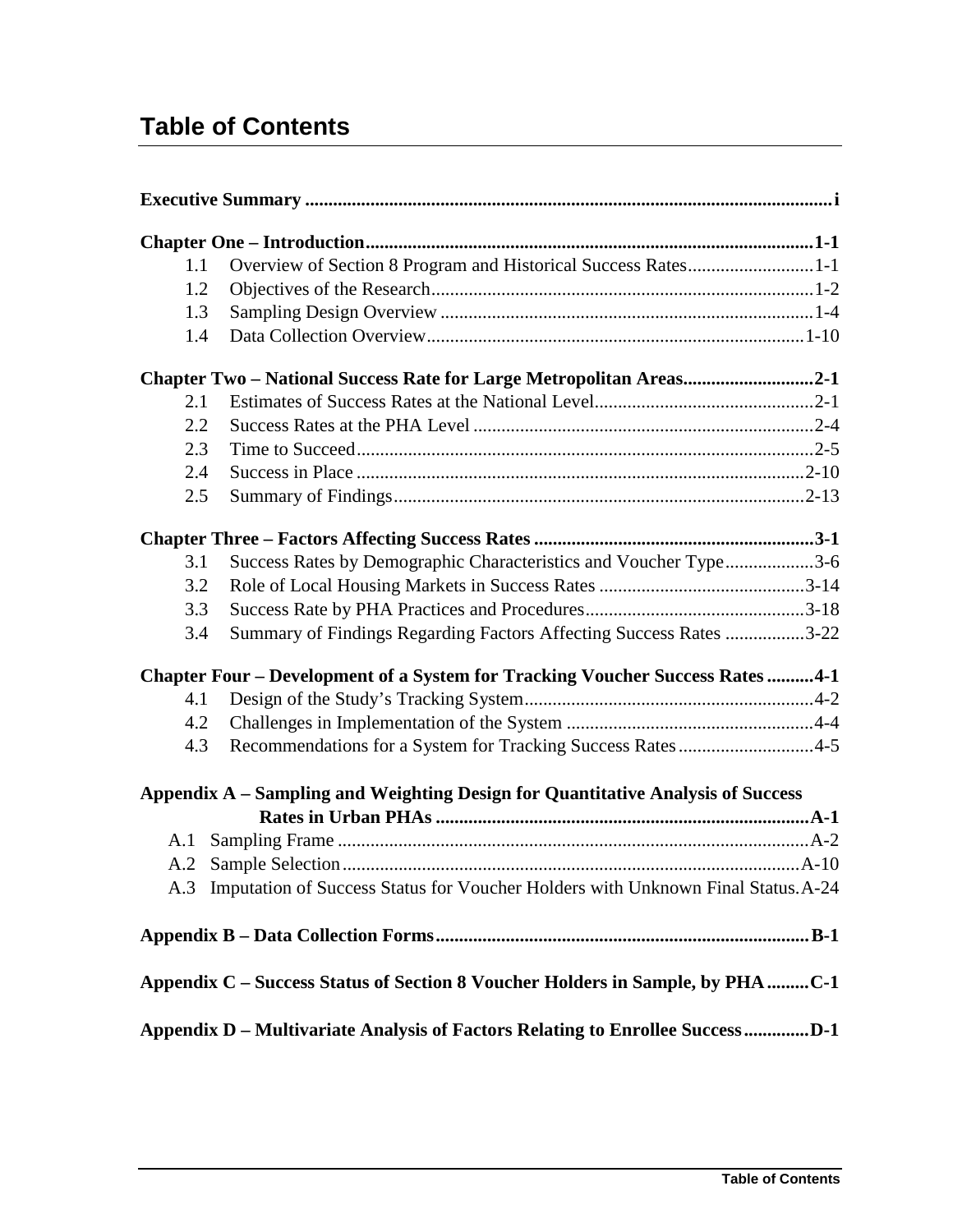# Table of Contents

**Executive Summary** ................................................................................................................ **i**

**Chapter One – Introduction**............................................................................................. **1-1**

- 1.1 Overview of Section 8 Program and Historical Success Rates........................... 1-1
- 1.2 Objectives of the Research.................................................................................. 1-2
- 1.3 Sampling Design Overview ................................................................................ 1-4
- 1.4 Data Collection Overview.................................................................................. 1-10

**Chapter Two – National Success Rate for Large Metropolitan Areas**........................... **2-1**

- 2.1 Estimates of Success Rates at the National Level............................................... 2-1
- 2.2 Success Rates at the PHA Level ......................................................................... 2-4
- 2.3 Time to Succeed.................................................................................................. 2-5
- 2.4 Success in Place ................................................................................................ 2-10
- 2.5 Summary of Findings........................................................................................ 2-13

**Chapter Three – Factors Affecting Success Rates** ........................................................... **3-1**

- 3.1 Success Rates by Demographic Characteristics and Voucher Type................... 3-6
- 3.2 Role of Local Housing Markets in Success Rates ............................................ 3-14
- 3.3 Success Rate by PHA Practices and Procedures............................................... 3-18
- 3.4 Summary of Findings Regarding Factors Affecting Success Rates ................. 3-22

**Chapter Four – Development of a System for Tracking Voucher Success Rates** .......... **4-1**

- 4.1 Design of the Study's Tracking System............................................................. 4-2
- 4.2 Challenges in Implementation of the System .................................................... 4-4
- 4.3 Recommendations for a System for Tracking Success Rates ............................ 4-5

**Appendix A – Sampling and Weighting Design for Quantitative Analysis of Success Rates in Urban PHAs** .............................................................................. **A-1**

- A.1 Sampling Frame ................................................................................................. A-2
- A.2 Sample Selection ............................................................................................... A-10
- A.3 Imputation of Success Status for Voucher Holders with Unknown Final Status. A-24

**Appendix B – Data Collection Forms**.............................................................................. **B-1**

**Appendix C – Success Status of Section 8 Voucher Holders in Sample, by PHA** ......... **C-1**

**Appendix D – Multivariate Analysis of Factors Relating to Enrollee Success** ............. **D-1**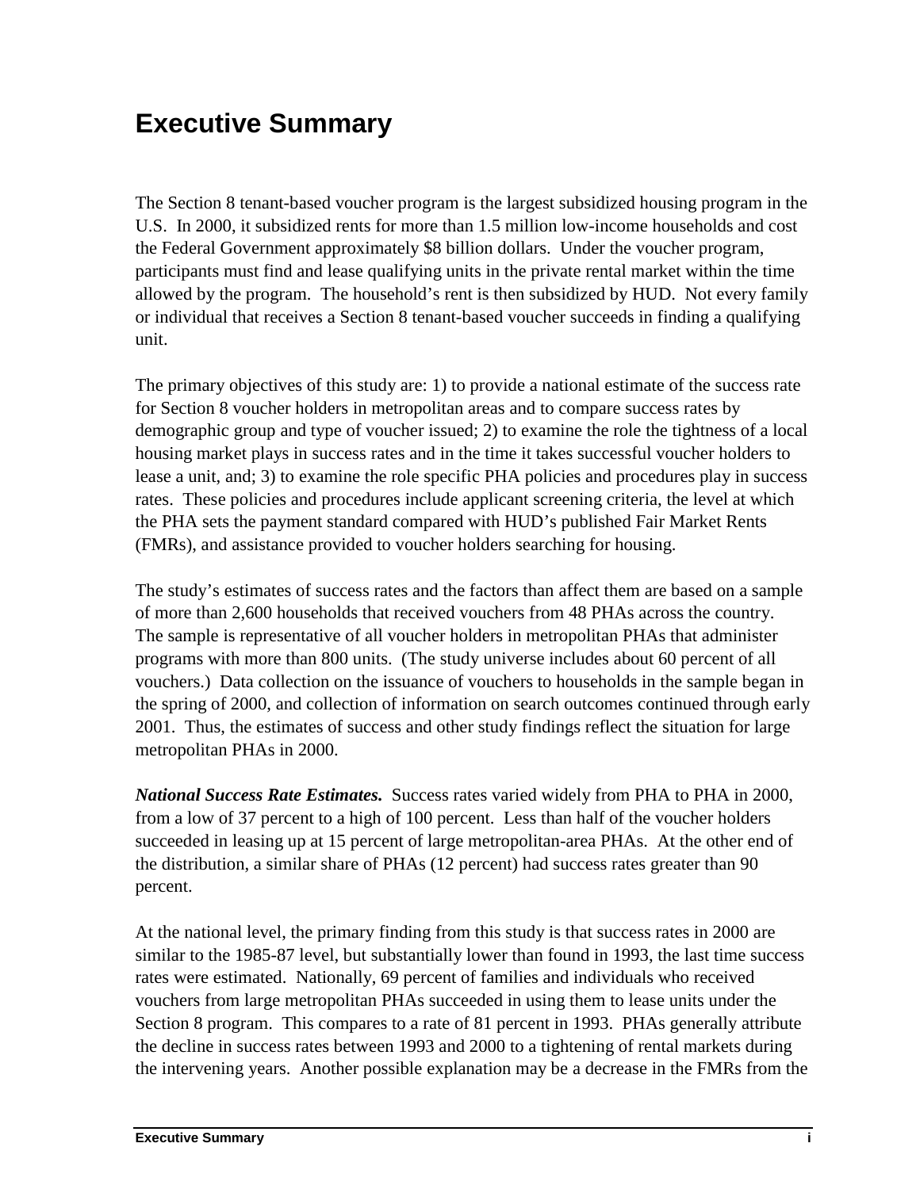# Executive Summary

The Section 8 tenant-based voucher program is the largest subsidized housing program in the U.S. In 2000, it subsidized rents for more than 1.5 million low-income households and cost the Federal Government approximately $8 billion dollars. Under the voucher program, participants must find and lease qualifying units in the private rental market within the time allowed by the program. The household's rent is then subsidized by HUD. Not every family or individual that receives a Section 8 tenant-based voucher succeeds in finding a qualifying unit.

The primary objectives of this study are: 1) to provide a national estimate of the success rate for Section 8 voucher holders in metropolitan areas and to compare success rates by demographic group and type of voucher issued; 2) to examine the role the tightness of a local housing market plays in success rates and in the time it takes successful voucher holders to lease a unit, and; 3) to examine the role specific PHA policies and procedures play in success rates. These policies and procedures include applicant screening criteria, the level at which the PHA sets the payment standard compared with HUD's published Fair Market Rents (FMRs), and assistance provided to voucher holders searching for housing.

The study's estimates of success rates and the factors than affect them are based on a sample of more than 2,600 households that received vouchers from 48 PHAs across the country. The sample is representative of all voucher holders in metropolitan PHAs that administer programs with more than 800 units. (The study universe includes about 60 percent of all vouchers.) Data collection on the issuance of vouchers to households in the sample began in the spring of 2000, and collection of information on search outcomes continued through early 2001. Thus, the estimates of success and other study findings reflect the situation for large metropolitan PHAs in 2000.

***National Success Rate Estimates.*** Success rates varied widely from PHA to PHA in 2000, from a low of 37 percent to a high of 100 percent. Less than half of the voucher holders succeeded in leasing up at 15 percent of large metropolitan-area PHAs. At the other end of the distribution, a similar share of PHAs (12 percent) had success rates greater than 90 percent.

At the national level, the primary finding from this study is that success rates in 2000 are similar to the 1985-87 level, but substantially lower than found in 1993, the last time success rates were estimated. Nationally, 69 percent of families and individuals who received vouchers from large metropolitan PHAs succeeded in using them to lease units under the Section 8 program. This compares to a rate of 81 percent in 1993. PHAs generally attribute the decline in success rates between 1993 and 2000 to a tightening of rental markets during the intervening years. Another possible explanation may be a decrease in the FMRs from the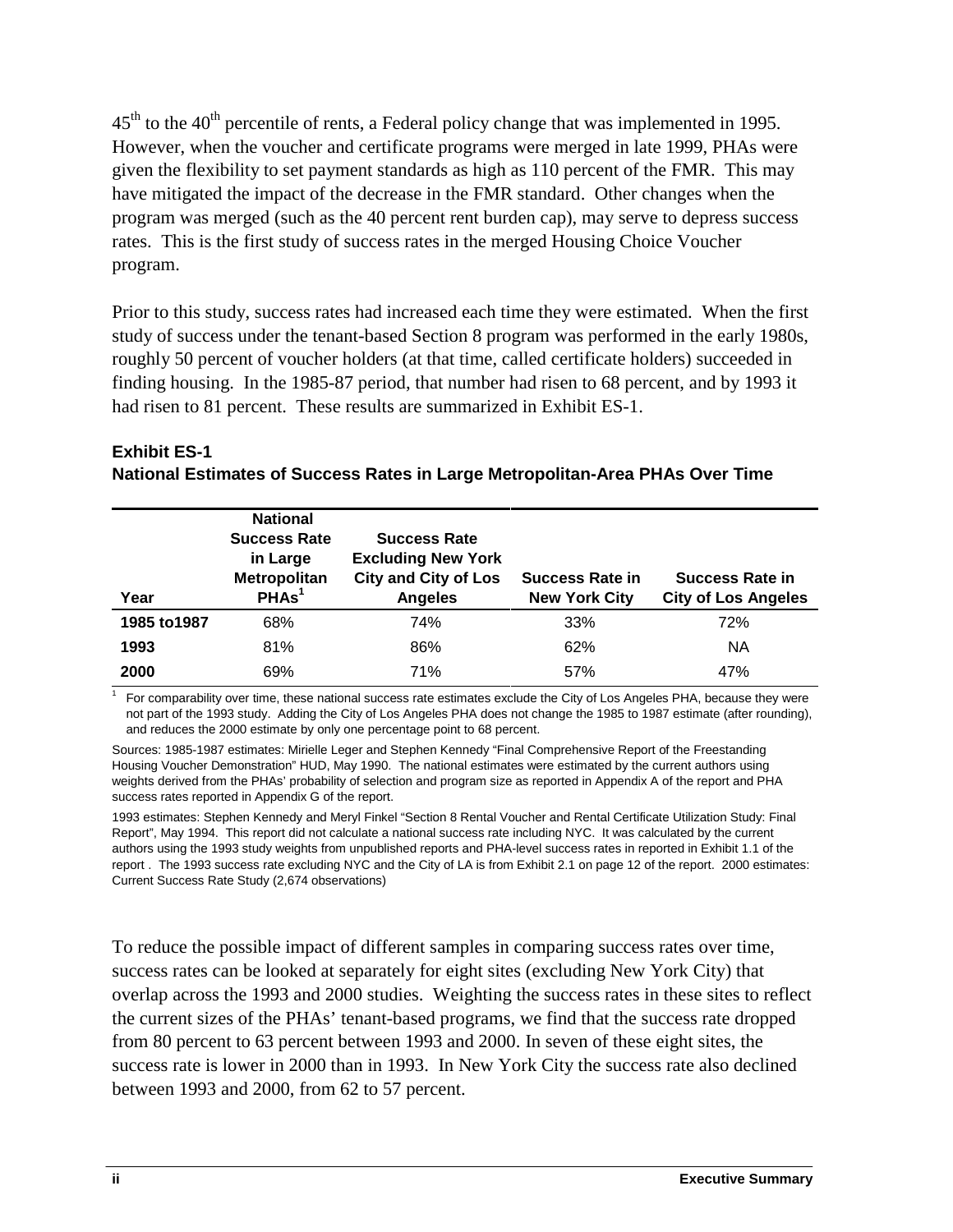$45^{th}$ to the $40^{th}$ percentile of rents, a Federal policy change that was implemented in 1995. However, when the voucher and certificate programs were merged in late 1999, PHAs were given the flexibility to set payment standards as high as 110 percent of the FMR. This may have mitigated the impact of the decrease in the FMR standard. Other changes when the program was merged (such as the 40 percent rent burden cap), may serve to depress success rates. This is the first study of success rates in the merged Housing Choice Voucher program.

Prior to this study, success rates had increased each time they were estimated. When the first study of success under the tenant-based Section 8 program was performed in the early 1980s, roughly 50 percent of voucher holders (at that time, called certificate holders) succeeded in finding housing. In the 1985-87 period, that number had risen to 68 percent, and by 1993 it had risen to 81 percent. These results are summarized in Exhibit ES-1.

**Exhibit ES-1**
**National Estimates of Success Rates in Large Metropolitan-Area PHAs Over Time**

| Year | National Success Rate in Large Metropolitan PHAs[1] | Success Rate Excluding New York City and City of Los Angeles | Success Rate in New York City | Success Rate in City of Los Angeles |
|---|---|---|---|---|
| **1985 to1987** | 68% | 74% | 33% | 72% |
| **1993** | 81% | 86% | 62% | NA |
| **2000** | 69% | 71% | 57% | 47% |

[1] For comparability over time, these national success rate estimates exclude the City of Los Angeles PHA, because they were not part of the 1993 study. Adding the City of Los Angeles PHA does not change the 1985 to 1987 estimate (after rounding), and reduces the 2000 estimate by only one percentage point to 68 percent.

Sources: 1985-1987 estimates: Mirielle Leger and Stephen Kennedy "Final Comprehensive Report of the Freestanding Housing Voucher Demonstration" HUD, May 1990. The national estimates were estimated by the current authors using weights derived from the PHAs' probability of selection and program size as reported in Appendix A of the report and PHA success rates reported in Appendix G of the report.

1993 estimates: Stephen Kennedy and Meryl Finkel "Section 8 Rental Voucher and Rental Certificate Utilization Study: Final Report", May 1994. This report did not calculate a national success rate including NYC. It was calculated by the current authors using the 1993 study weights from unpublished reports and PHA-level success rates in reported in Exhibit 1.1 of the report . The 1993 success rate excluding NYC and the City of LA is from Exhibit 2.1 on page 12 of the report. 2000 estimates: Current Success Rate Study (2,674 observations)

To reduce the possible impact of different samples in comparing success rates over time, success rates can be looked at separately for eight sites (excluding New York City) that overlap across the 1993 and 2000 studies. Weighting the success rates in these sites to reflect the current sizes of the PHAs' tenant-based programs, we find that the success rate dropped from 80 percent to 63 percent between 1993 and 2000. In seven of these eight sites, the success rate is lower in 2000 than in 1993. In New York City the success rate also declined between 1993 and 2000, from 62 to 57 percent.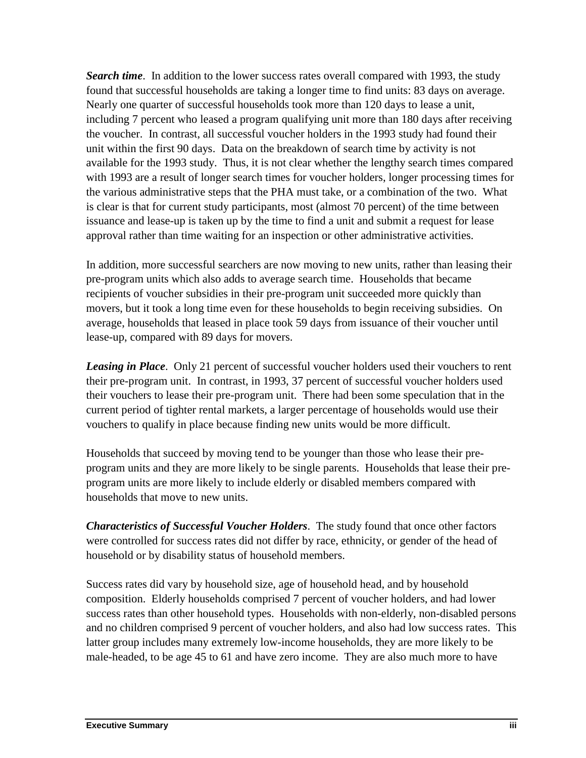***Search time***. In addition to the lower success rates overall compared with 1993, the study found that successful households are taking a longer time to find units: 83 days on average. Nearly one quarter of successful households took more than 120 days to lease a unit, including 7 percent who leased a program qualifying unit more than 180 days after receiving the voucher. In contrast, all successful voucher holders in the 1993 study had found their unit within the first 90 days. Data on the breakdown of search time by activity is not available for the 1993 study. Thus, it is not clear whether the lengthy search times compared with 1993 are a result of longer search times for voucher holders, longer processing times for the various administrative steps that the PHA must take, or a combination of the two. What is clear is that for current study participants, most (almost 70 percent) of the time between issuance and lease-up is taken up by the time to find a unit and submit a request for lease approval rather than time waiting for an inspection or other administrative activities.

In addition, more successful searchers are now moving to new units, rather than leasing their pre-program units which also adds to average search time. Households that became recipients of voucher subsidies in their pre-program unit succeeded more quickly than movers, but it took a long time even for these households to begin receiving subsidies. On average, households that leased in place took 59 days from issuance of their voucher until lease-up, compared with 89 days for movers.

***Leasing in Place***. Only 21 percent of successful voucher holders used their vouchers to rent their pre-program unit. In contrast, in 1993, 37 percent of successful voucher holders used their vouchers to lease their pre-program unit. There had been some speculation that in the current period of tighter rental markets, a larger percentage of households would use their vouchers to qualify in place because finding new units would be more difficult.

Households that succeed by moving tend to be younger than those who lease their pre-program units and they are more likely to be single parents. Households that lease their pre-program units are more likely to include elderly or disabled members compared with households that move to new units.

***Characteristics of Successful Voucher Holders***. The study found that once other factors were controlled for success rates did not differ by race, ethnicity, or gender of the head of household or by disability status of household members.

Success rates did vary by household size, age of household head, and by household composition. Elderly households comprised 7 percent of voucher holders, and had lower success rates than other household types. Households with non-elderly, non-disabled persons and no children comprised 9 percent of voucher holders, and also had low success rates. This latter group includes many extremely low-income households, they are more likely to be male-headed, to be age 45 to 61 and have zero income. They are also much more to have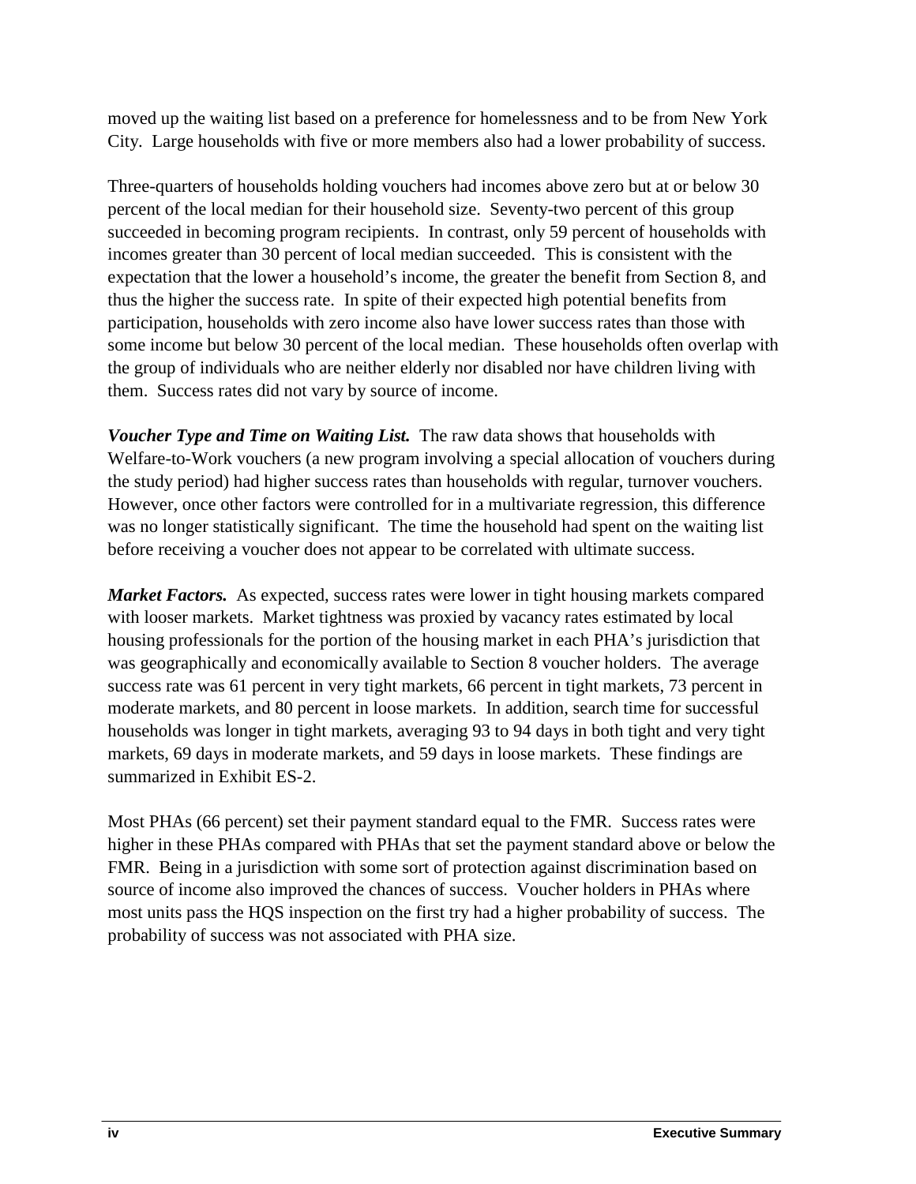moved up the waiting list based on a preference for homelessness and to be from New York City. Large households with five or more members also had a lower probability of success.

Three-quarters of households holding vouchers had incomes above zero but at or below 30 percent of the local median for their household size. Seventy-two percent of this group succeeded in becoming program recipients. In contrast, only 59 percent of households with incomes greater than 30 percent of local median succeeded. This is consistent with the expectation that the lower a household's income, the greater the benefit from Section 8, and thus the higher the success rate. In spite of their expected high potential benefits from participation, households with zero income also have lower success rates than those with some income but below 30 percent of the local median. These households often overlap with the group of individuals who are neither elderly nor disabled nor have children living with them. Success rates did not vary by source of income.

***Voucher Type and Time on Waiting List.*** The raw data shows that households with Welfare-to-Work vouchers (a new program involving a special allocation of vouchers during the study period) had higher success rates than households with regular, turnover vouchers. However, once other factors were controlled for in a multivariate regression, this difference was no longer statistically significant. The time the household had spent on the waiting list before receiving a voucher does not appear to be correlated with ultimate success.

***Market Factors.*** As expected, success rates were lower in tight housing markets compared with looser markets. Market tightness was proxied by vacancy rates estimated by local housing professionals for the portion of the housing market in each PHA's jurisdiction that was geographically and economically available to Section 8 voucher holders. The average success rate was 61 percent in very tight markets, 66 percent in tight markets, 73 percent in moderate markets, and 80 percent in loose markets. In addition, search time for successful households was longer in tight markets, averaging 93 to 94 days in both tight and very tight markets, 69 days in moderate markets, and 59 days in loose markets. These findings are summarized in Exhibit ES-2.

Most PHAs (66 percent) set their payment standard equal to the FMR. Success rates were higher in these PHAs compared with PHAs that set the payment standard above or below the FMR. Being in a jurisdiction with some sort of protection against discrimination based on source of income also improved the chances of success. Voucher holders in PHAs where most units pass the HQS inspection on the first try had a higher probability of success. The probability of success was not associated with PHA size.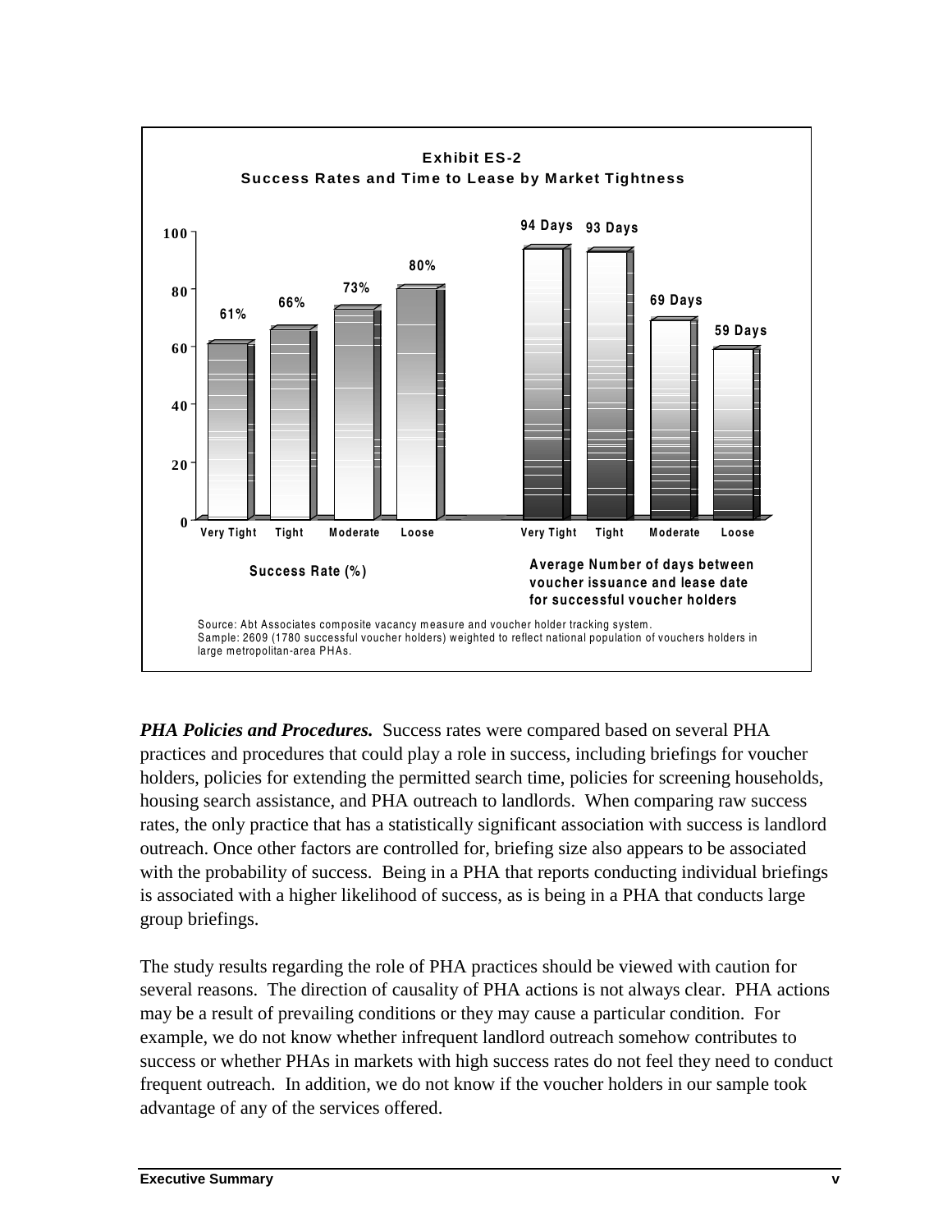**Exhibit ES-2**
**Success Rates and Time to Lease by Market Tightness**

| Market Tightness | Success Rate (%) | Average Number of days between voucher issuance and lease date for successful voucher holders |
|---|---|---|
| Very Tight | 61% | 94 Days |
| Tight | 66% | 93 Days |
| Moderate | 73% | 69 Days |
| Loose | 80% | 59 Days |

Source: Abt Associates composite vacancy measure and voucher holder tracking system.
Sample: 2609 (1780 successful voucher holders) weighted to reflect national population of vouchers holders in large metropolitan-area PHAs.

***PHA Policies and Procedures.*** Success rates were compared based on several PHA practices and procedures that could play a role in success, including briefings for voucher holders, policies for extending the permitted search time, policies for screening households, housing search assistance, and PHA outreach to landlords. When comparing raw success rates, the only practice that has a statistically significant association with success is landlord outreach. Once other factors are controlled for, briefing size also appears to be associated with the probability of success. Being in a PHA that reports conducting individual briefings is associated with a higher likelihood of success, as is being in a PHA that conducts large group briefings.

The study results regarding the role of PHA practices should be viewed with caution for several reasons. The direction of causality of PHA actions is not always clear. PHA actions may be a result of prevailing conditions or they may cause a particular condition. For example, we do not know whether infrequent landlord outreach somehow contributes to success or whether PHAs in markets with high success rates do not feel they need to conduct frequent outreach. In addition, we do not know if the voucher holders in our sample took advantage of any of the services offered.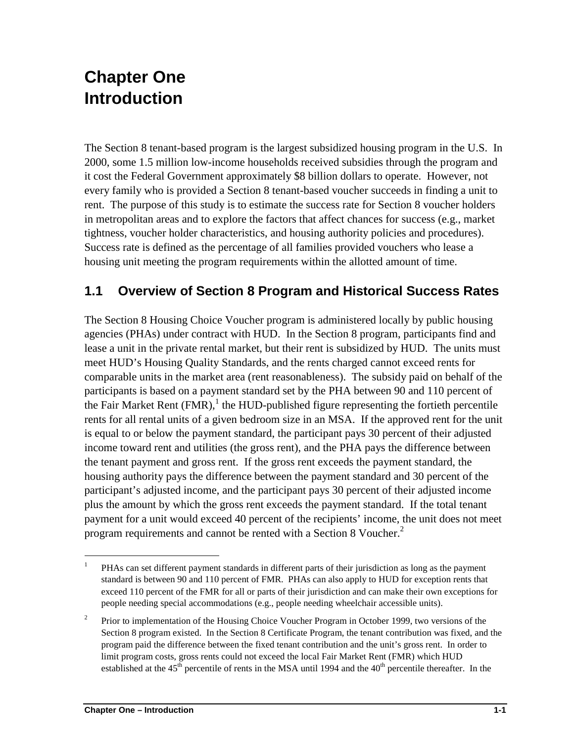# Chapter One Introduction

The Section 8 tenant-based program is the largest subsidized housing program in the U.S. In 2000, some 1.5 million low-income households received subsidies through the program and it cost the Federal Government approximately $8 billion dollars to operate. However, not every family who is provided a Section 8 tenant-based voucher succeeds in finding a unit to rent. The purpose of this study is to estimate the success rate for Section 8 voucher holders in metropolitan areas and to explore the factors that affect chances for success (e.g., market tightness, voucher holder characteristics, and housing authority policies and procedures). Success rate is defined as the percentage of all families provided vouchers who lease a housing unit meeting the program requirements within the allotted amount of time.

## 1.1 Overview of Section 8 Program and Historical Success Rates

The Section 8 Housing Choice Voucher program is administered locally by public housing agencies (PHAs) under contract with HUD. In the Section 8 program, participants find and lease a unit in the private rental market, but their rent is subsidized by HUD. The units must meet HUD's Housing Quality Standards, and the rents charged cannot exceed rents for comparable units in the market area (rent reasonableness). The subsidy paid on behalf of the participants is based on a payment standard set by the PHA between 90 and 110 percent of the Fair Market Rent (FMR),[1] the HUD-published figure representing the fortieth percentile rents for all rental units of a given bedroom size in an MSA. If the approved rent for the unit is equal to or below the payment standard, the participant pays 30 percent of their adjusted income toward rent and utilities (the gross rent), and the PHA pays the difference between the tenant payment and gross rent. If the gross rent exceeds the payment standard, the housing authority pays the difference between the payment standard and 30 percent of the participant's adjusted income, and the participant pays 30 percent of their adjusted income plus the amount by which the gross rent exceeds the payment standard. If the total tenant payment for a unit would exceed 40 percent of the recipients' income, the unit does not meet program requirements and cannot be rented with a Section 8 Voucher.[2]

---

[1] PHAs can set different payment standards in different parts of their jurisdiction as long as the payment standard is between 90 and 110 percent of FMR. PHAs can also apply to HUD for exception rents that exceed 110 percent of the FMR for all or parts of their jurisdiction and can make their own exceptions for people needing special accommodations (e.g., people needing wheelchair accessible units).

[2] Prior to implementation of the Housing Choice Voucher Program in October 1999, two versions of the Section 8 program existed. In the Section 8 Certificate Program, the tenant contribution was fixed, and the program paid the difference between the fixed tenant contribution and the unit's gross rent. In order to limit program costs, gross rents could not exceed the local Fair Market Rent (FMR) which HUD established at the 45th percentile of rents in the MSA until 1994 and the 40th percentile thereafter. In the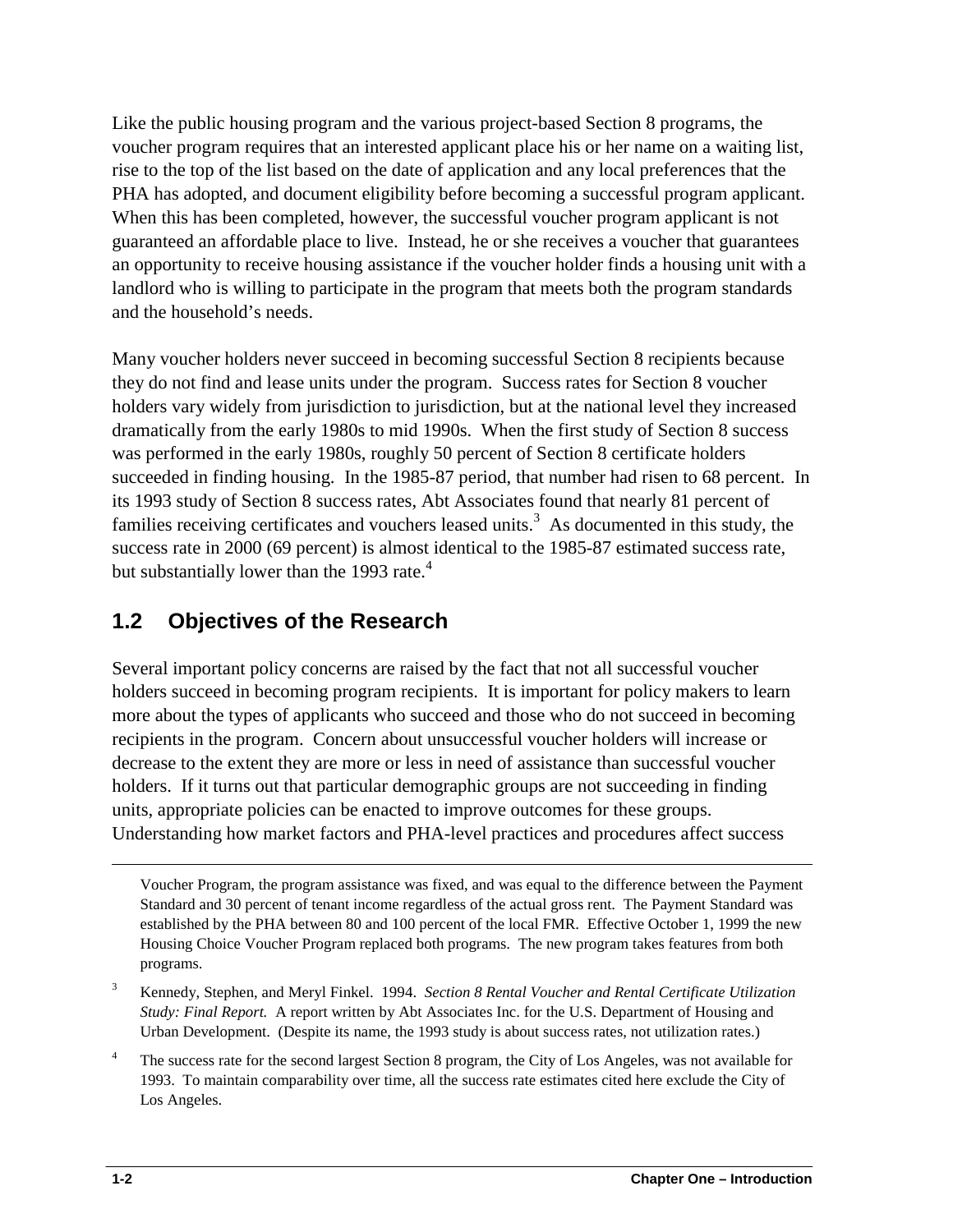Like the public housing program and the various project-based Section 8 programs, the voucher program requires that an interested applicant place his or her name on a waiting list, rise to the top of the list based on the date of application and any local preferences that the PHA has adopted, and document eligibility before becoming a successful program applicant. When this has been completed, however, the successful voucher program applicant is not guaranteed an affordable place to live. Instead, he or she receives a voucher that guarantees an opportunity to receive housing assistance if the voucher holder finds a housing unit with a landlord who is willing to participate in the program that meets both the program standards and the household's needs.

Many voucher holders never succeed in becoming successful Section 8 recipients because they do not find and lease units under the program. Success rates for Section 8 voucher holders vary widely from jurisdiction to jurisdiction, but at the national level they increased dramatically from the early 1980s to mid 1990s. When the first study of Section 8 success was performed in the early 1980s, roughly 50 percent of Section 8 certificate holders succeeded in finding housing. In the 1985-87 period, that number had risen to 68 percent. In its 1993 study of Section 8 success rates, Abt Associates found that nearly 81 percent of families receiving certificates and vouchers leased units.[3] As documented in this study, the success rate in 2000 (69 percent) is almost identical to the 1985-87 estimated success rate, but substantially lower than the 1993 rate.[4]

## 1.2 Objectives of the Research

Several important policy concerns are raised by the fact that not all successful voucher holders succeed in becoming program recipients. It is important for policy makers to learn more about the types of applicants who succeed and those who do not succeed in becoming recipients in the program. Concern about unsuccessful voucher holders will increase or decrease to the extent they are more or less in need of assistance than successful voucher holders. If it turns out that particular demographic groups are not succeeding in finding units, appropriate policies can be enacted to improve outcomes for these groups. Understanding how market factors and PHA-level practices and procedures affect success

---

Voucher Program, the program assistance was fixed, and was equal to the difference between the Payment Standard and 30 percent of tenant income regardless of the actual gross rent. The Payment Standard was established by the PHA between 80 and 100 percent of the local FMR. Effective October 1, 1999 the new Housing Choice Voucher Program replaced both programs. The new program takes features from both programs.

[3] Kennedy, Stephen, and Meryl Finkel. 1994. *Section 8 Rental Voucher and Rental Certificate Utilization Study: Final Report.* A report written by Abt Associates Inc. for the U.S. Department of Housing and Urban Development. (Despite its name, the 1993 study is about success rates, not utilization rates.)

[4] The success rate for the second largest Section 8 program, the City of Los Angeles, was not available for 1993. To maintain comparability over time, all the success rate estimates cited here exclude the City of Los Angeles.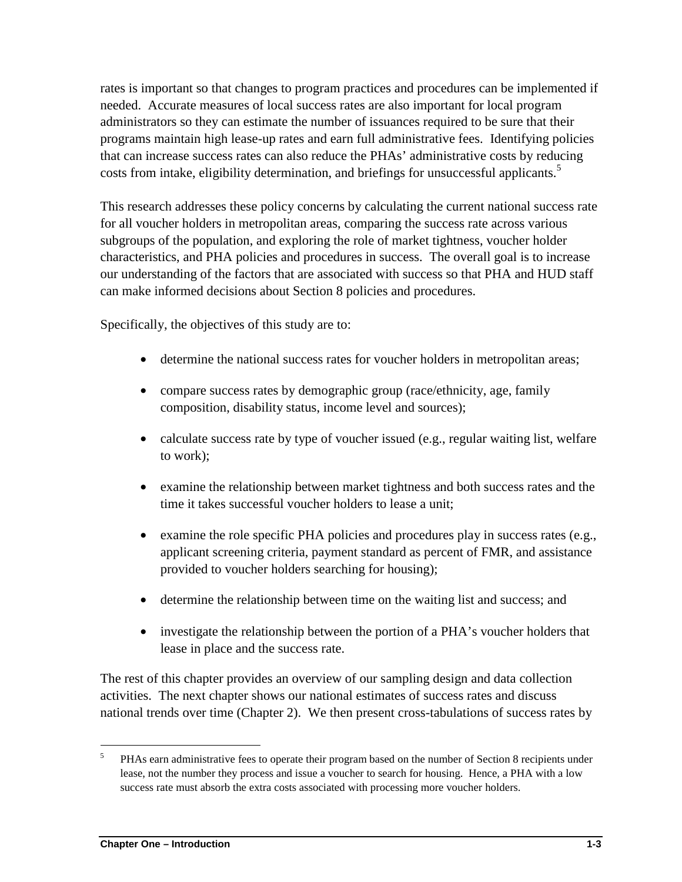rates is important so that changes to program practices and procedures can be implemented if needed. Accurate measures of local success rates are also important for local program administrators so they can estimate the number of issuances required to be sure that their programs maintain high lease-up rates and earn full administrative fees. Identifying policies that can increase success rates can also reduce the PHAs' administrative costs by reducing costs from intake, eligibility determination, and briefings for unsuccessful applicants.[5]

This research addresses these policy concerns by calculating the current national success rate for all voucher holders in metropolitan areas, comparing the success rate across various subgroups of the population, and exploring the role of market tightness, voucher holder characteristics, and PHA policies and procedures in success. The overall goal is to increase our understanding of the factors that are associated with success so that PHA and HUD staff can make informed decisions about Section 8 policies and procedures.

Specifically, the objectives of this study are to:

- determine the national success rates for voucher holders in metropolitan areas;
- compare success rates by demographic group (race/ethnicity, age, family composition, disability status, income level and sources);
- calculate success rate by type of voucher issued (e.g., regular waiting list, welfare to work);
- examine the relationship between market tightness and both success rates and the time it takes successful voucher holders to lease a unit;
- examine the role specific PHA policies and procedures play in success rates (e.g., applicant screening criteria, payment standard as percent of FMR, and assistance provided to voucher holders searching for housing);
- determine the relationship between time on the waiting list and success; and
- investigate the relationship between the portion of a PHA's voucher holders that lease in place and the success rate.

The rest of this chapter provides an overview of our sampling design and data collection activities. The next chapter shows our national estimates of success rates and discuss national trends over time (Chapter 2). We then present cross-tabulations of success rates by

[5] PHAs earn administrative fees to operate their program based on the number of Section 8 recipients under lease, not the number they process and issue a voucher to search for housing. Hence, a PHA with a low success rate must absorb the extra costs associated with processing more voucher holders.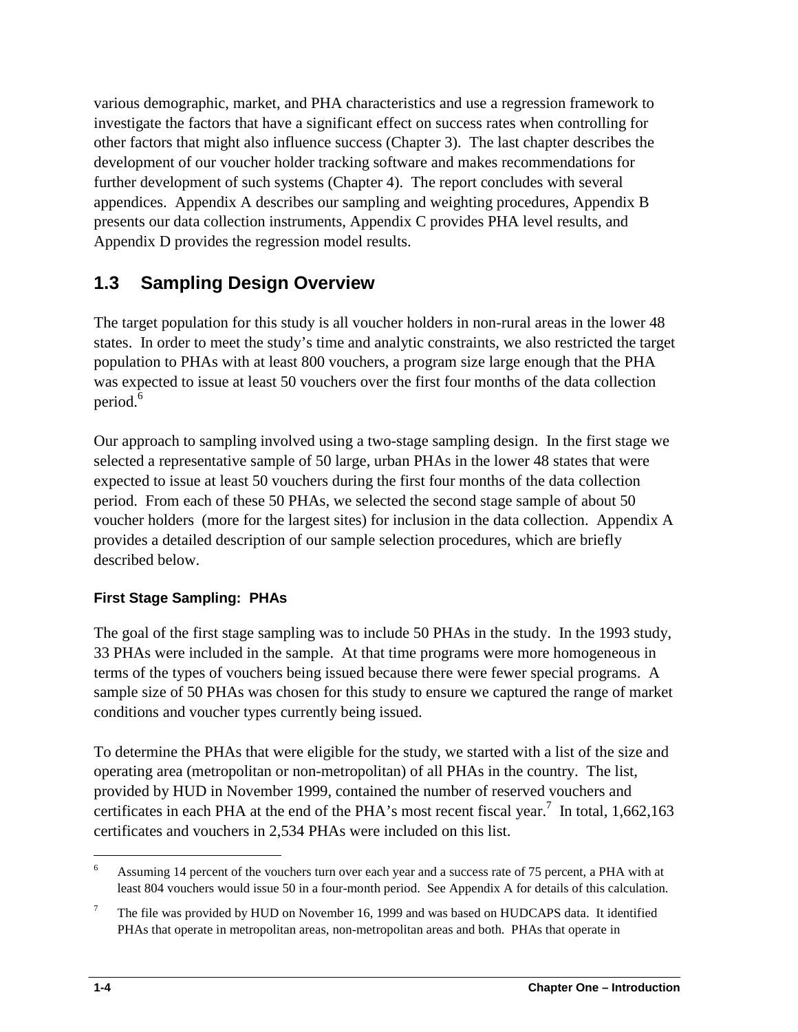various demographic, market, and PHA characteristics and use a regression framework to investigate the factors that have a significant effect on success rates when controlling for other factors that might also influence success (Chapter 3). The last chapter describes the development of our voucher holder tracking software and makes recommendations for further development of such systems (Chapter 4). The report concludes with several appendices. Appendix A describes our sampling and weighting procedures, Appendix B presents our data collection instruments, Appendix C provides PHA level results, and Appendix D provides the regression model results.

## 1.3 Sampling Design Overview

The target population for this study is all voucher holders in non-rural areas in the lower 48 states. In order to meet the study's time and analytic constraints, we also restricted the target population to PHAs with at least 800 vouchers, a program size large enough that the PHA was expected to issue at least 50 vouchers over the first four months of the data collection period.[6]

Our approach to sampling involved using a two-stage sampling design. In the first stage we selected a representative sample of 50 large, urban PHAs in the lower 48 states that were expected to issue at least 50 vouchers during the first four months of the data collection period. From each of these 50 PHAs, we selected the second stage sample of about 50 voucher holders (more for the largest sites) for inclusion in the data collection. Appendix A provides a detailed description of our sample selection procedures, which are briefly described below.

### First Stage Sampling: PHAs

The goal of the first stage sampling was to include 50 PHAs in the study. In the 1993 study, 33 PHAs were included in the sample. At that time programs were more homogeneous in terms of the types of vouchers being issued because there were fewer special programs. A sample size of 50 PHAs was chosen for this study to ensure we captured the range of market conditions and voucher types currently being issued.

To determine the PHAs that were eligible for the study, we started with a list of the size and operating area (metropolitan or non-metropolitan) of all PHAs in the country. The list, provided by HUD in November 1999, contained the number of reserved vouchers and certificates in each PHA at the end of the PHA's most recent fiscal year.[7] In total, 1,662,163 certificates and vouchers in 2,534 PHAs were included on this list.

---

[6] Assuming 14 percent of the vouchers turn over each year and a success rate of 75 percent, a PHA with at least 804 vouchers would issue 50 in a four-month period. See Appendix A for details of this calculation.

[7] The file was provided by HUD on November 16, 1999 and was based on HUDCAPS data. It identified PHAs that operate in metropolitan areas, non-metropolitan areas and both. PHAs that operate in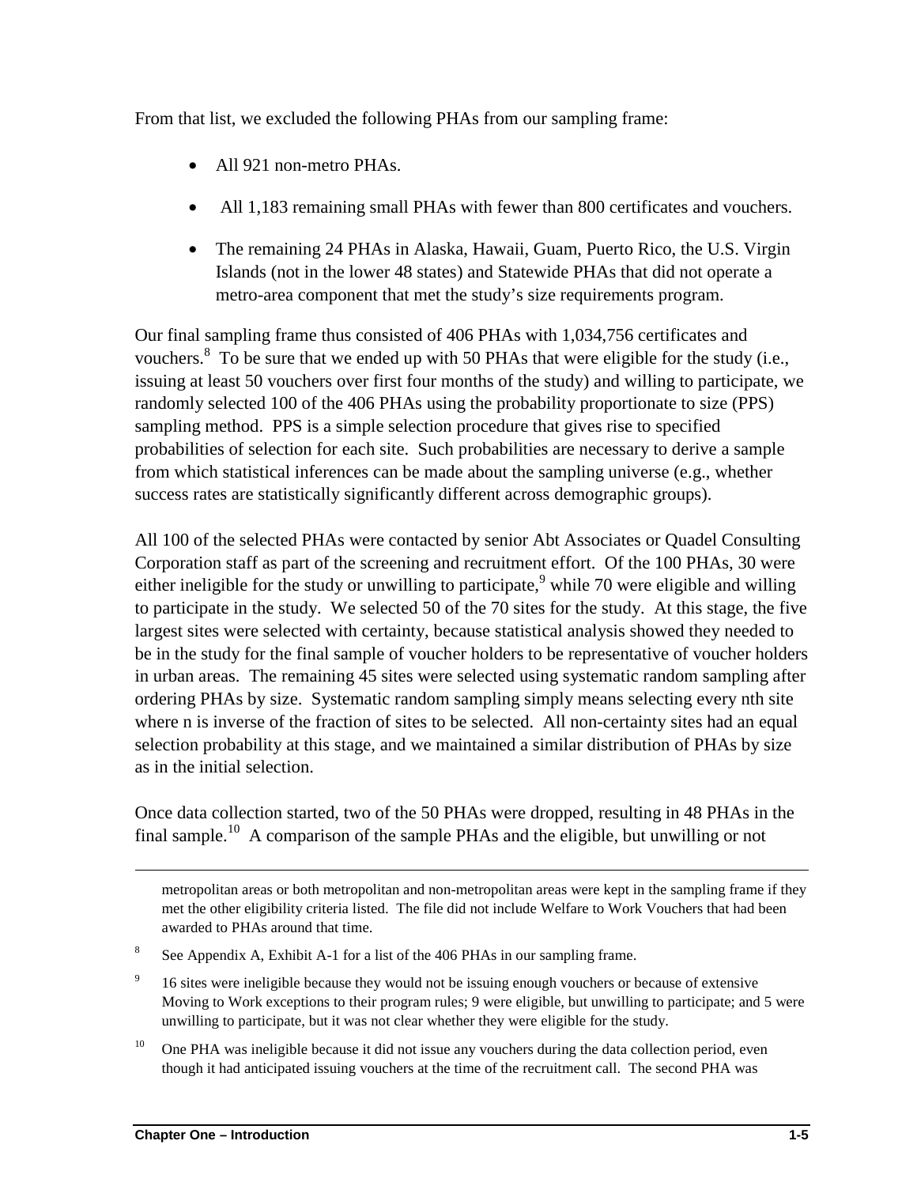From that list, we excluded the following PHAs from our sampling frame:

- All 921 non-metro PHAs.
- All 1,183 remaining small PHAs with fewer than 800 certificates and vouchers.
- The remaining 24 PHAs in Alaska, Hawaii, Guam, Puerto Rico, the U.S. Virgin Islands (not in the lower 48 states) and Statewide PHAs that did not operate a metro-area component that met the study's size requirements program.

Our final sampling frame thus consisted of 406 PHAs with 1,034,756 certificates and vouchers.[8] To be sure that we ended up with 50 PHAs that were eligible for the study (i.e., issuing at least 50 vouchers over first four months of the study) and willing to participate, we randomly selected 100 of the 406 PHAs using the probability proportionate to size (PPS) sampling method. PPS is a simple selection procedure that gives rise to specified probabilities of selection for each site. Such probabilities are necessary to derive a sample from which statistical inferences can be made about the sampling universe (e.g., whether success rates are statistically significantly different across demographic groups).

All 100 of the selected PHAs were contacted by senior Abt Associates or Quadel Consulting Corporation staff as part of the screening and recruitment effort. Of the 100 PHAs, 30 were either ineligible for the study or unwilling to participate,[9] while 70 were eligible and willing to participate in the study. We selected 50 of the 70 sites for the study. At this stage, the five largest sites were selected with certainty, because statistical analysis showed they needed to be in the study for the final sample of voucher holders to be representative of voucher holders in urban areas. The remaining 45 sites were selected using systematic random sampling after ordering PHAs by size. Systematic random sampling simply means selecting every nth site where n is inverse of the fraction of sites to be selected. All non-certainty sites had an equal selection probability at this stage, and we maintained a similar distribution of PHAs by size as in the initial selection.

Once data collection started, two of the 50 PHAs were dropped, resulting in 48 PHAs in the final sample.[10] A comparison of the sample PHAs and the eligible, but unwilling or not

---

metropolitan areas or both metropolitan and non-metropolitan areas were kept in the sampling frame if they met the other eligibility criteria listed. The file did not include Welfare to Work Vouchers that had been awarded to PHAs around that time.

[8] See Appendix A, Exhibit A-1 for a list of the 406 PHAs in our sampling frame.

[9] 16 sites were ineligible because they would not be issuing enough vouchers or because of extensive Moving to Work exceptions to their program rules; 9 were eligible, but unwilling to participate; and 5 were unwilling to participate, but it was not clear whether they were eligible for the study.

[10] One PHA was ineligible because it did not issue any vouchers during the data collection period, even though it had anticipated issuing vouchers at the time of the recruitment call. The second PHA was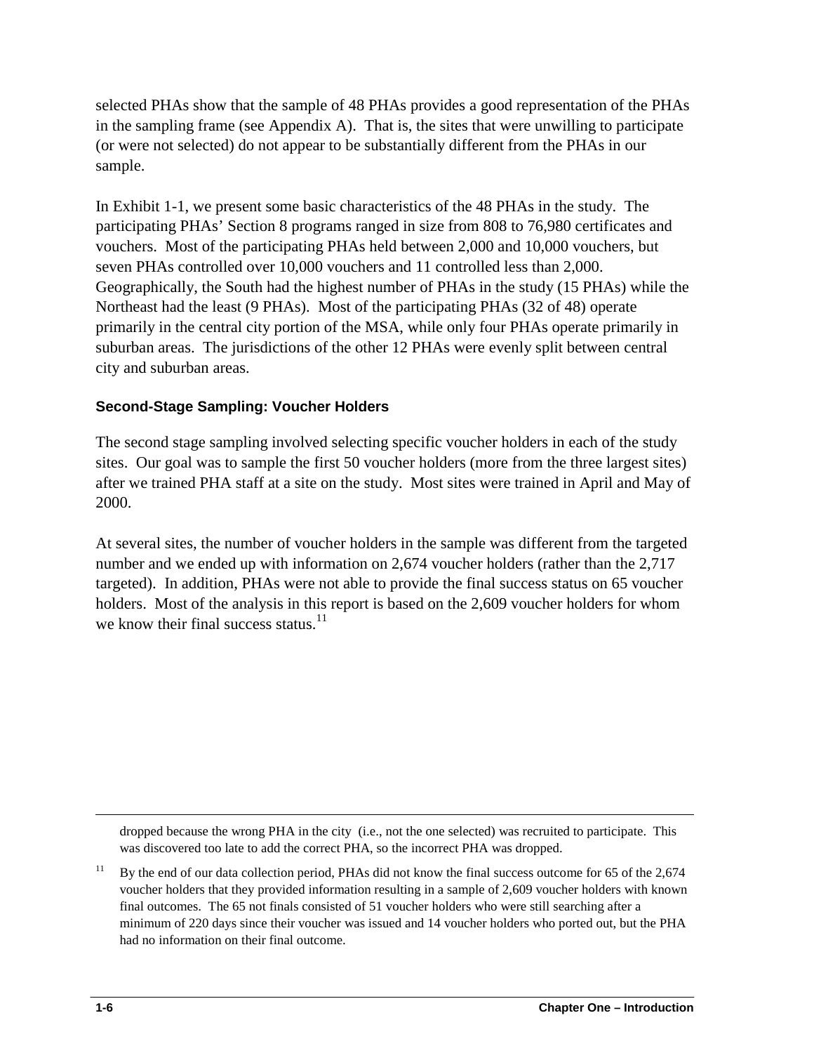selected PHAs show that the sample of 48 PHAs provides a good representation of the PHAs in the sampling frame (see Appendix A). That is, the sites that were unwilling to participate (or were not selected) do not appear to be substantially different from the PHAs in our sample.

In Exhibit 1-1, we present some basic characteristics of the 48 PHAs in the study. The participating PHAs' Section 8 programs ranged in size from 808 to 76,980 certificates and vouchers. Most of the participating PHAs held between 2,000 and 10,000 vouchers, but seven PHAs controlled over 10,000 vouchers and 11 controlled less than 2,000. Geographically, the South had the highest number of PHAs in the study (15 PHAs) while the Northeast had the least (9 PHAs). Most of the participating PHAs (32 of 48) operate primarily in the central city portion of the MSA, while only four PHAs operate primarily in suburban areas. The jurisdictions of the other 12 PHAs were evenly split between central city and suburban areas.

### Second-Stage Sampling: Voucher Holders

The second stage sampling involved selecting specific voucher holders in each of the study sites. Our goal was to sample the first 50 voucher holders (more from the three largest sites) after we trained PHA staff at a site on the study. Most sites were trained in April and May of 2000.

At several sites, the number of voucher holders in the sample was different from the targeted number and we ended up with information on 2,674 voucher holders (rather than the 2,717 targeted). In addition, PHAs were not able to provide the final success status on 65 voucher holders. Most of the analysis in this report is based on the 2,609 voucher holders for whom we know their final success status.[11]

---

dropped because the wrong PHA in the city (i.e., not the one selected) was recruited to participate. This was discovered too late to add the correct PHA, so the incorrect PHA was dropped.

[11] By the end of our data collection period, PHAs did not know the final success outcome for 65 of the 2,674 voucher holders that they provided information resulting in a sample of 2,609 voucher holders with known final outcomes. The 65 not finals consisted of 51 voucher holders who were still searching after a minimum of 220 days since their voucher was issued and 14 voucher holders who ported out, but the PHA had no information on their final outcome.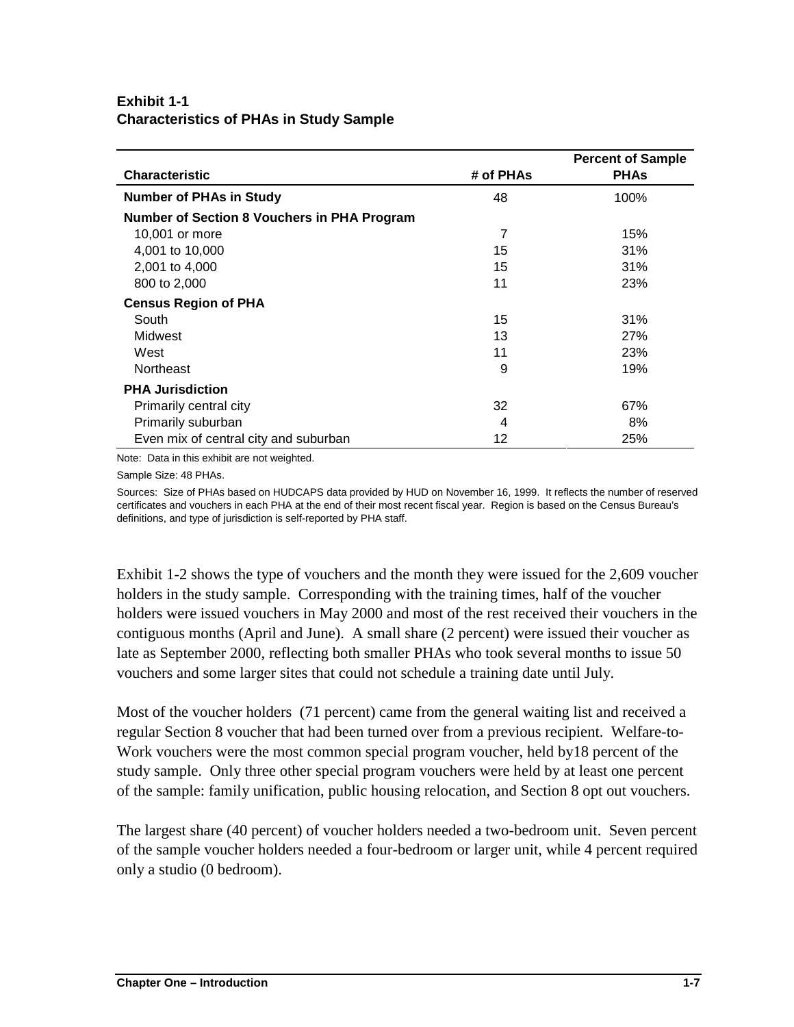**Exhibit 1-1**
**Characteristics of PHAs in Study Sample**

| Characteristic | # of PHAs | Percent of Sample PHAs |
|---|---|---|
| **Number of PHAs in Study** | 48 | 100% |
| **Number of Section 8 Vouchers in PHA Program** | | |
| 10,001 or more | 7 | 15% |
| 4,001 to 10,000 | 15 | 31% |
| 2,001 to 4,000 | 15 | 31% |
| 800 to 2,000 | 11 | 23% |
| **Census Region of PHA** | | |
| South | 15 | 31% |
| Midwest | 13 | 27% |
| West | 11 | 23% |
| Northeast | 9 | 19% |
| **PHA Jurisdiction** | | |
| Primarily central city | 32 | 67% |
| Primarily suburban | 4 | 8% |
| Even mix of central city and suburban | 12 | 25% |

Note: Data in this exhibit are not weighted.

Sample Size: 48 PHAs.

Sources: Size of PHAs based on HUDCAPS data provided by HUD on November 16, 1999. It reflects the number of reserved certificates and vouchers in each PHA at the end of their most recent fiscal year. Region is based on the Census Bureau's definitions, and type of jurisdiction is self-reported by PHA staff.

Exhibit 1-2 shows the type of vouchers and the month they were issued for the 2,609 voucher holders in the study sample. Corresponding with the training times, half of the voucher holders were issued vouchers in May 2000 and most of the rest received their vouchers in the contiguous months (April and June). A small share (2 percent) were issued their voucher as late as September 2000, reflecting both smaller PHAs who took several months to issue 50 vouchers and some larger sites that could not schedule a training date until July.

Most of the voucher holders (71 percent) came from the general waiting list and received a regular Section 8 voucher that had been turned over from a previous recipient. Welfare-to-Work vouchers were the most common special program voucher, held by18 percent of the study sample. Only three other special program vouchers were held by at least one percent of the sample: family unification, public housing relocation, and Section 8 opt out vouchers.

The largest share (40 percent) of voucher holders needed a two-bedroom unit. Seven percent of the sample voucher holders needed a four-bedroom or larger unit, while 4 percent required only a studio (0 bedroom).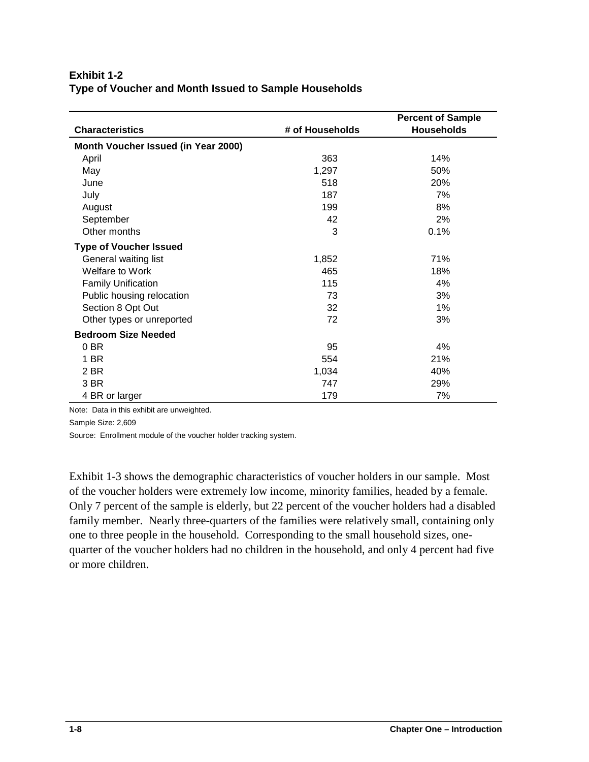**Exhibit 1-2**
**Type of Voucher and Month Issued to Sample Households**

| Characteristics | # of Households | Percent of Sample Households |
|---|---|---|
| **Month Voucher Issued (in Year 2000)** | | |
| April | 363 | 14% |
| May | 1,297 | 50% |
| June | 518 | 20% |
| July | 187 | 7% |
| August | 199 | 8% |
| September | 42 | 2% |
| Other months | 3 | 0.1% |
| **Type of Voucher Issued** | | |
| General waiting list | 1,852 | 71% |
| Welfare to Work | 465 | 18% |
| Family Unification | 115 | 4% |
| Public housing relocation | 73 | 3% |
| Section 8 Opt Out | 32 | 1% |
| Other types or unreported | 72 | 3% |
| **Bedroom Size Needed** | | |
| 0 BR | 95 | 4% |
| 1 BR | 554 | 21% |
| 2 BR | 1,034 | 40% |
| 3 BR | 747 | 29% |
| 4 BR or larger | 179 | 7% |

Note: Data in this exhibit are unweighted.

Sample Size: 2,609

Source: Enrollment module of the voucher holder tracking system.

Exhibit 1-3 shows the demographic characteristics of voucher holders in our sample. Most of the voucher holders were extremely low income, minority families, headed by a female. Only 7 percent of the sample is elderly, but 22 percent of the voucher holders had a disabled family member. Nearly three-quarters of the families were relatively small, containing only one to three people in the household. Corresponding to the small household sizes, one-quarter of the voucher holders had no children in the household, and only 4 percent had five or more children.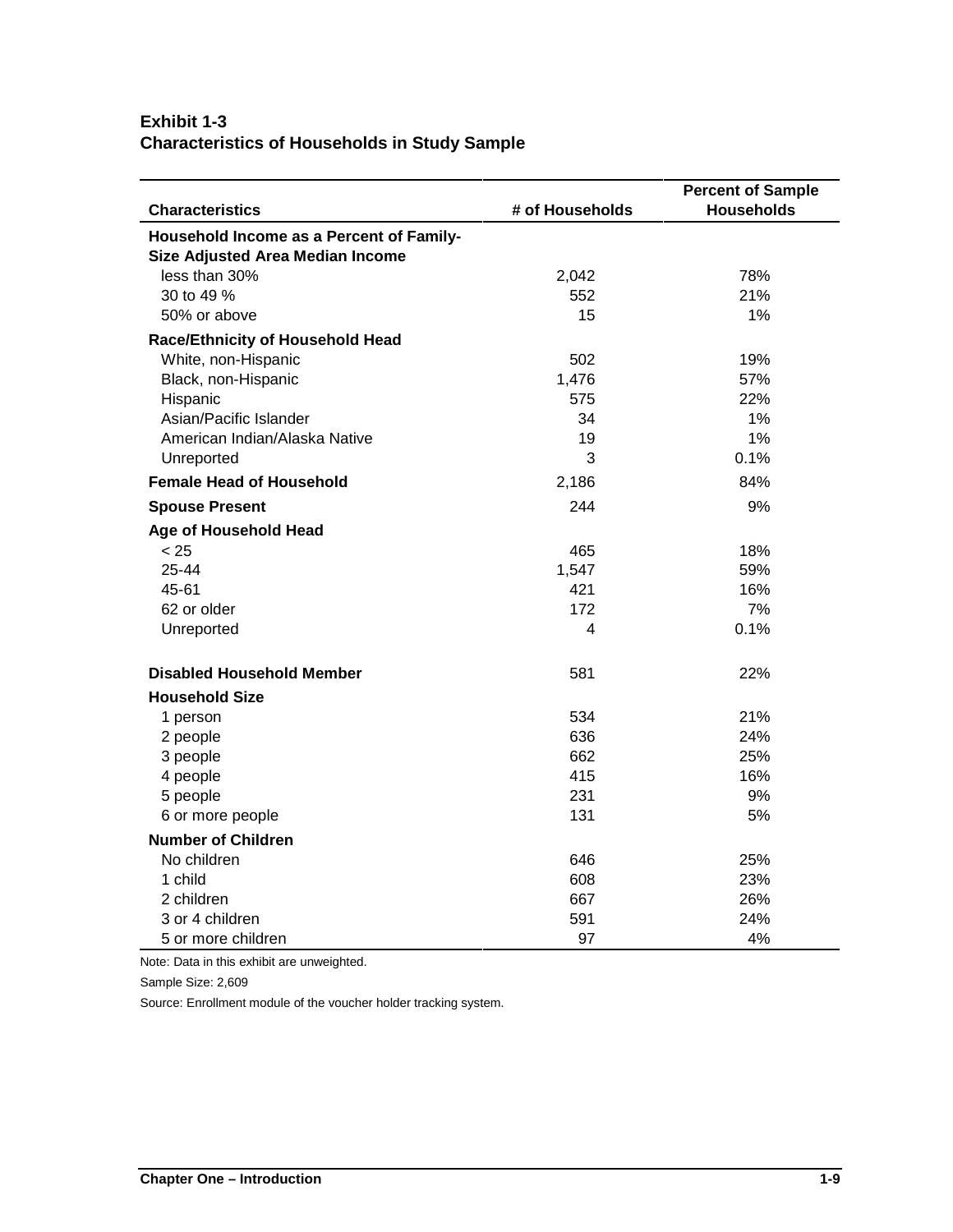**Exhibit 1-3**
**Characteristics of Households in Study Sample**

| Characteristics | # of Households | Percent of Sample Households |
|---|---|---|
| **Household Income as a Percent of Family-Size Adjusted Area Median Income** | | |
| less than 30% | 2,042 | 78% |
| 30 to 49 % | 552 | 21% |
| 50% or above | 15 | 1% |
| **Race/Ethnicity of Household Head** | | |
| White, non-Hispanic | 502 | 19% |
| Black, non-Hispanic | 1,476 | 57% |
| Hispanic | 575 | 22% |
| Asian/Pacific Islander | 34 | 1% |
| American Indian/Alaska Native | 19 | 1% |
| Unreported | 3 | 0.1% |
| **Female Head of Household** | 2,186 | 84% |
| **Spouse Present** | 244 | 9% |
| **Age of Household Head** | | |
| < 25 | 465 | 18% |
| 25-44 | 1,547 | 59% |
| 45-61 | 421 | 16% |
| 62 or older | 172 | 7% |
| Unreported | 4 | 0.1% |
| **Disabled Household Member** | 581 | 22% |
| **Household Size** | | |
| 1 person | 534 | 21% |
| 2 people | 636 | 24% |
| 3 people | 662 | 25% |
| 4 people | 415 | 16% |
| 5 people | 231 | 9% |
| 6 or more people | 131 | 5% |
| **Number of Children** | | |
| No children | 646 | 25% |
| 1 child | 608 | 23% |
| 2 children | 667 | 26% |
| 3 or 4 children | 591 | 24% |
| 5 or more children | 97 | 4% |

Note: Data in this exhibit are unweighted.

Sample Size: 2,609

Source: Enrollment module of the voucher holder tracking system.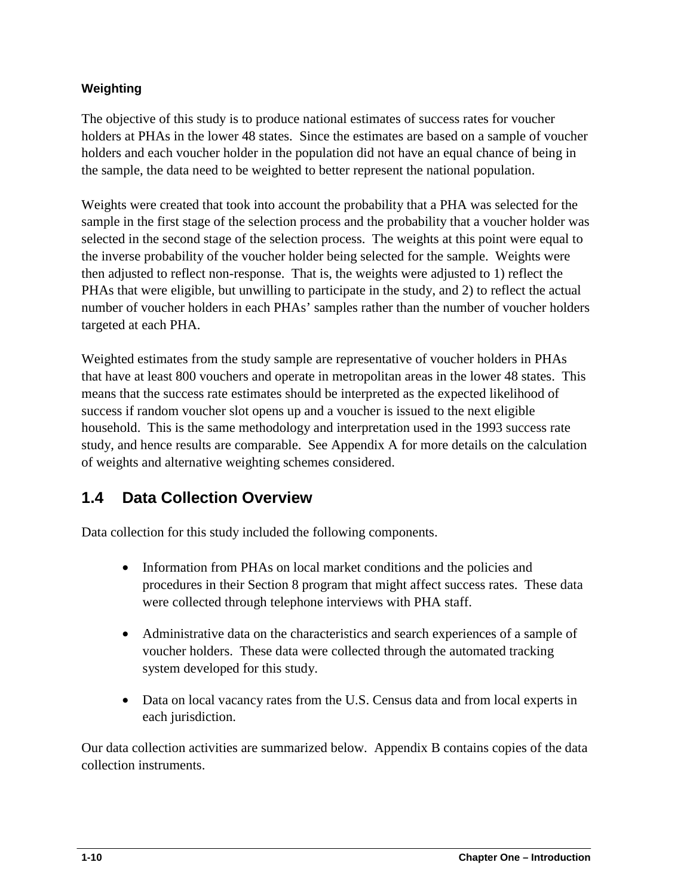#### Weighting

The objective of this study is to produce national estimates of success rates for voucher holders at PHAs in the lower 48 states. Since the estimates are based on a sample of voucher holders and each voucher holder in the population did not have an equal chance of being in the sample, the data need to be weighted to better represent the national population.

Weights were created that took into account the probability that a PHA was selected for the sample in the first stage of the selection process and the probability that a voucher holder was selected in the second stage of the selection process. The weights at this point were equal to the inverse probability of the voucher holder being selected for the sample. Weights were then adjusted to reflect non-response. That is, the weights were adjusted to 1) reflect the PHAs that were eligible, but unwilling to participate in the study, and 2) to reflect the actual number of voucher holders in each PHAs' samples rather than the number of voucher holders targeted at each PHA.

Weighted estimates from the study sample are representative of voucher holders in PHAs that have at least 800 vouchers and operate in metropolitan areas in the lower 48 states. This means that the success rate estimates should be interpreted as the expected likelihood of success if random voucher slot opens up and a voucher is issued to the next eligible household. This is the same methodology and interpretation used in the 1993 success rate study, and hence results are comparable. See Appendix A for more details on the calculation of weights and alternative weighting schemes considered.

## 1.4 Data Collection Overview

Data collection for this study included the following components.

- Information from PHAs on local market conditions and the policies and procedures in their Section 8 program that might affect success rates. These data were collected through telephone interviews with PHA staff.

- Administrative data on the characteristics and search experiences of a sample of voucher holders. These data were collected through the automated tracking system developed for this study.

- Data on local vacancy rates from the U.S. Census data and from local experts in each jurisdiction.

Our data collection activities are summarized below. Appendix B contains copies of the data collection instruments.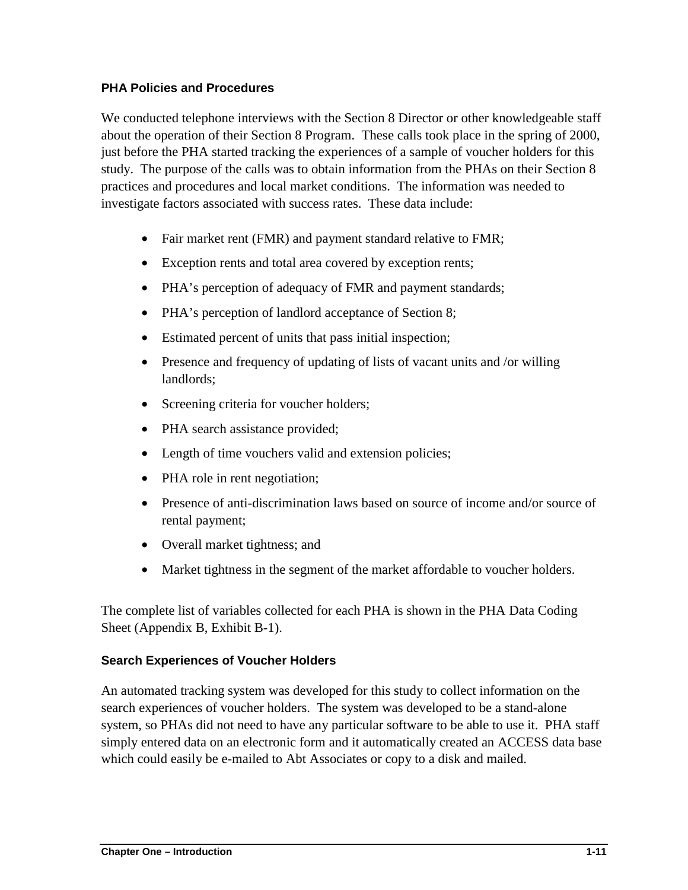### PHA Policies and Procedures

We conducted telephone interviews with the Section 8 Director or other knowledgeable staff about the operation of their Section 8 Program. These calls took place in the spring of 2000, just before the PHA started tracking the experiences of a sample of voucher holders for this study. The purpose of the calls was to obtain information from the PHAs on their Section 8 practices and procedures and local market conditions. The information was needed to investigate factors associated with success rates. These data include:

- Fair market rent (FMR) and payment standard relative to FMR;
- Exception rents and total area covered by exception rents;
- PHA's perception of adequacy of FMR and payment standards;
- PHA's perception of landlord acceptance of Section 8;
- Estimated percent of units that pass initial inspection;
- Presence and frequency of updating of lists of vacant units and /or willing landlords;
- Screening criteria for voucher holders;
- PHA search assistance provided;
- Length of time vouchers valid and extension policies;
- PHA role in rent negotiation;
- Presence of anti-discrimination laws based on source of income and/or source of rental payment;
- Overall market tightness; and
- Market tightness in the segment of the market affordable to voucher holders.

The complete list of variables collected for each PHA is shown in the PHA Data Coding Sheet (Appendix B, Exhibit B-1).

### Search Experiences of Voucher Holders

An automated tracking system was developed for this study to collect information on the search experiences of voucher holders. The system was developed to be a stand-alone system, so PHAs did not need to have any particular software to be able to use it. PHA staff simply entered data on an electronic form and it automatically created an ACCESS data base which could easily be e-mailed to Abt Associates or copy to a disk and mailed.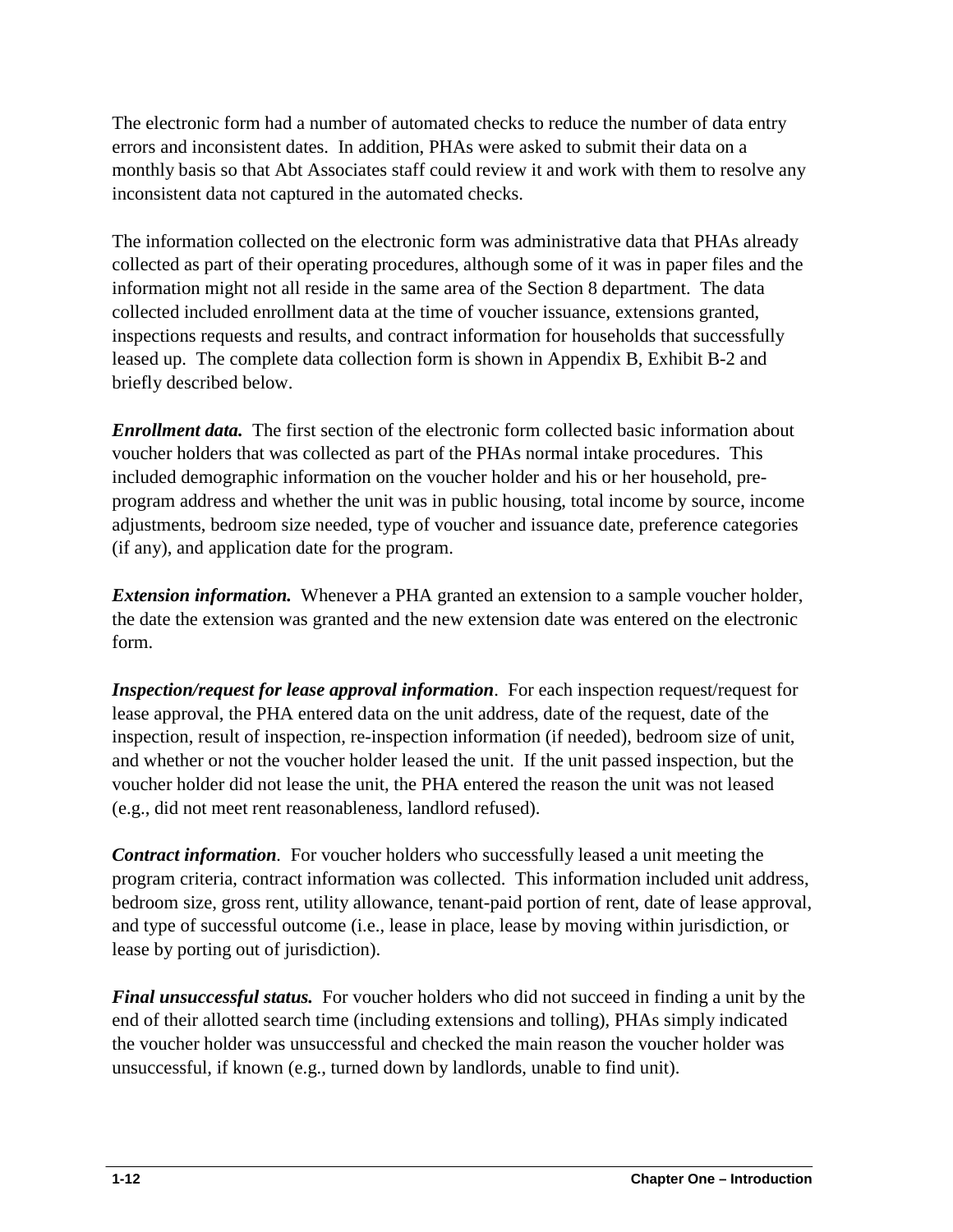The electronic form had a number of automated checks to reduce the number of data entry errors and inconsistent dates. In addition, PHAs were asked to submit their data on a monthly basis so that Abt Associates staff could review it and work with them to resolve any inconsistent data not captured in the automated checks.

The information collected on the electronic form was administrative data that PHAs already collected as part of their operating procedures, although some of it was in paper files and the information might not all reside in the same area of the Section 8 department. The data collected included enrollment data at the time of voucher issuance, extensions granted, inspections requests and results, and contract information for households that successfully leased up. The complete data collection form is shown in Appendix B, Exhibit B-2 and briefly described below.

***Enrollment data.*** The first section of the electronic form collected basic information about voucher holders that was collected as part of the PHAs normal intake procedures. This included demographic information on the voucher holder and his or her household, pre-program address and whether the unit was in public housing, total income by source, income adjustments, bedroom size needed, type of voucher and issuance date, preference categories (if any), and application date for the program.

***Extension information.*** Whenever a PHA granted an extension to a sample voucher holder, the date the extension was granted and the new extension date was entered on the electronic form.

***Inspection/request for lease approval information***. For each inspection request/request for lease approval, the PHA entered data on the unit address, date of the request, date of the inspection, result of inspection, re-inspection information (if needed), bedroom size of unit, and whether or not the voucher holder leased the unit. If the unit passed inspection, but the voucher holder did not lease the unit, the PHA entered the reason the unit was not leased (e.g., did not meet rent reasonableness, landlord refused).

***Contract information***. For voucher holders who successfully leased a unit meeting the program criteria, contract information was collected. This information included unit address, bedroom size, gross rent, utility allowance, tenant-paid portion of rent, date of lease approval, and type of successful outcome (i.e., lease in place, lease by moving within jurisdiction, or lease by porting out of jurisdiction).

***Final unsuccessful status.*** For voucher holders who did not succeed in finding a unit by the end of their allotted search time (including extensions and tolling), PHAs simply indicated the voucher holder was unsuccessful and checked the main reason the voucher holder was unsuccessful, if known (e.g., turned down by landlords, unable to find unit).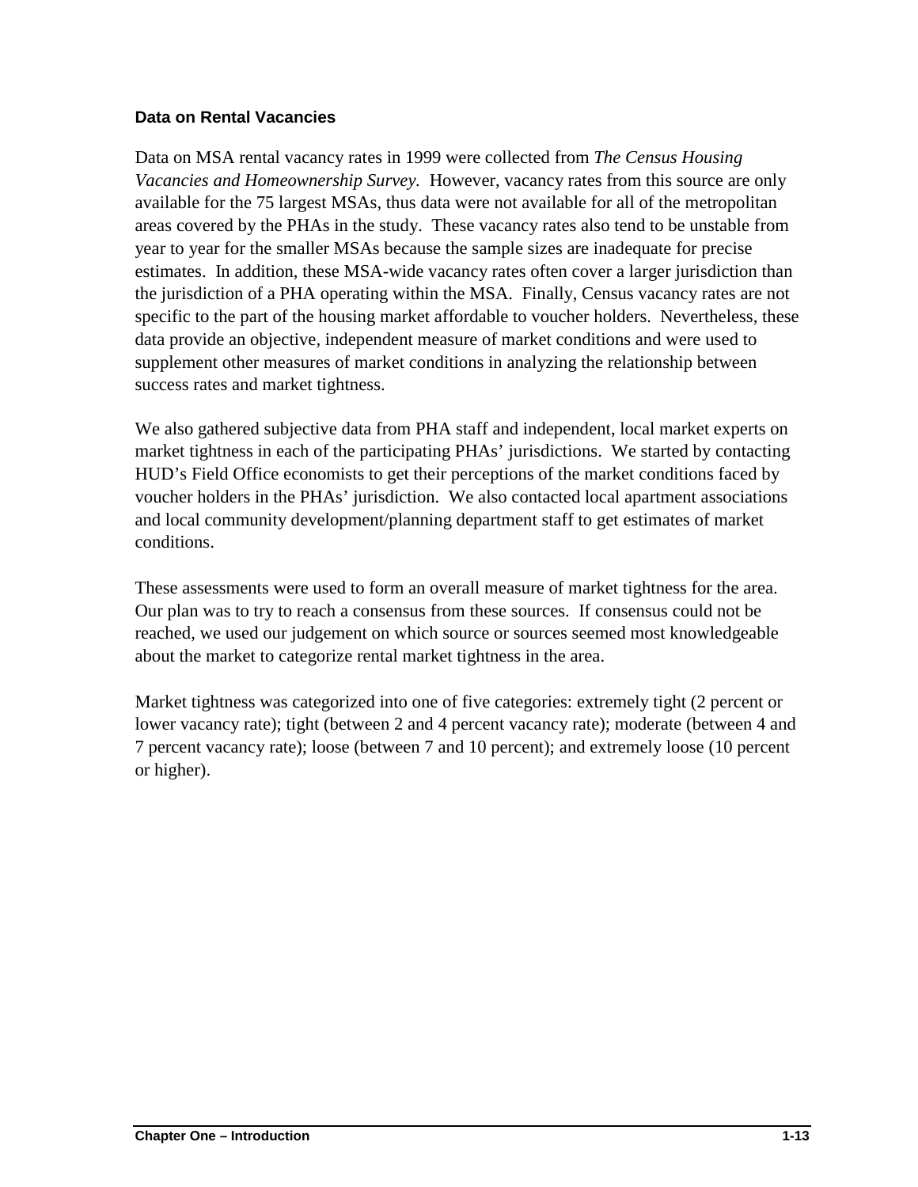### Data on Rental Vacancies

Data on MSA rental vacancy rates in 1999 were collected from *The Census Housing Vacancies and Homeownership Survey*. However, vacancy rates from this source are only available for the 75 largest MSAs, thus data were not available for all of the metropolitan areas covered by the PHAs in the study. These vacancy rates also tend to be unstable from year to year for the smaller MSAs because the sample sizes are inadequate for precise estimates. In addition, these MSA-wide vacancy rates often cover a larger jurisdiction than the jurisdiction of a PHA operating within the MSA. Finally, Census vacancy rates are not specific to the part of the housing market affordable to voucher holders. Nevertheless, these data provide an objective, independent measure of market conditions and were used to supplement other measures of market conditions in analyzing the relationship between success rates and market tightness.

We also gathered subjective data from PHA staff and independent, local market experts on market tightness in each of the participating PHAs' jurisdictions. We started by contacting HUD's Field Office economists to get their perceptions of the market conditions faced by voucher holders in the PHAs' jurisdiction. We also contacted local apartment associations and local community development/planning department staff to get estimates of market conditions.

These assessments were used to form an overall measure of market tightness for the area. Our plan was to try to reach a consensus from these sources. If consensus could not be reached, we used our judgement on which source or sources seemed most knowledgeable about the market to categorize rental market tightness in the area.

Market tightness was categorized into one of five categories: extremely tight (2 percent or lower vacancy rate); tight (between 2 and 4 percent vacancy rate); moderate (between 4 and 7 percent vacancy rate); loose (between 7 and 10 percent); and extremely loose (10 percent or higher).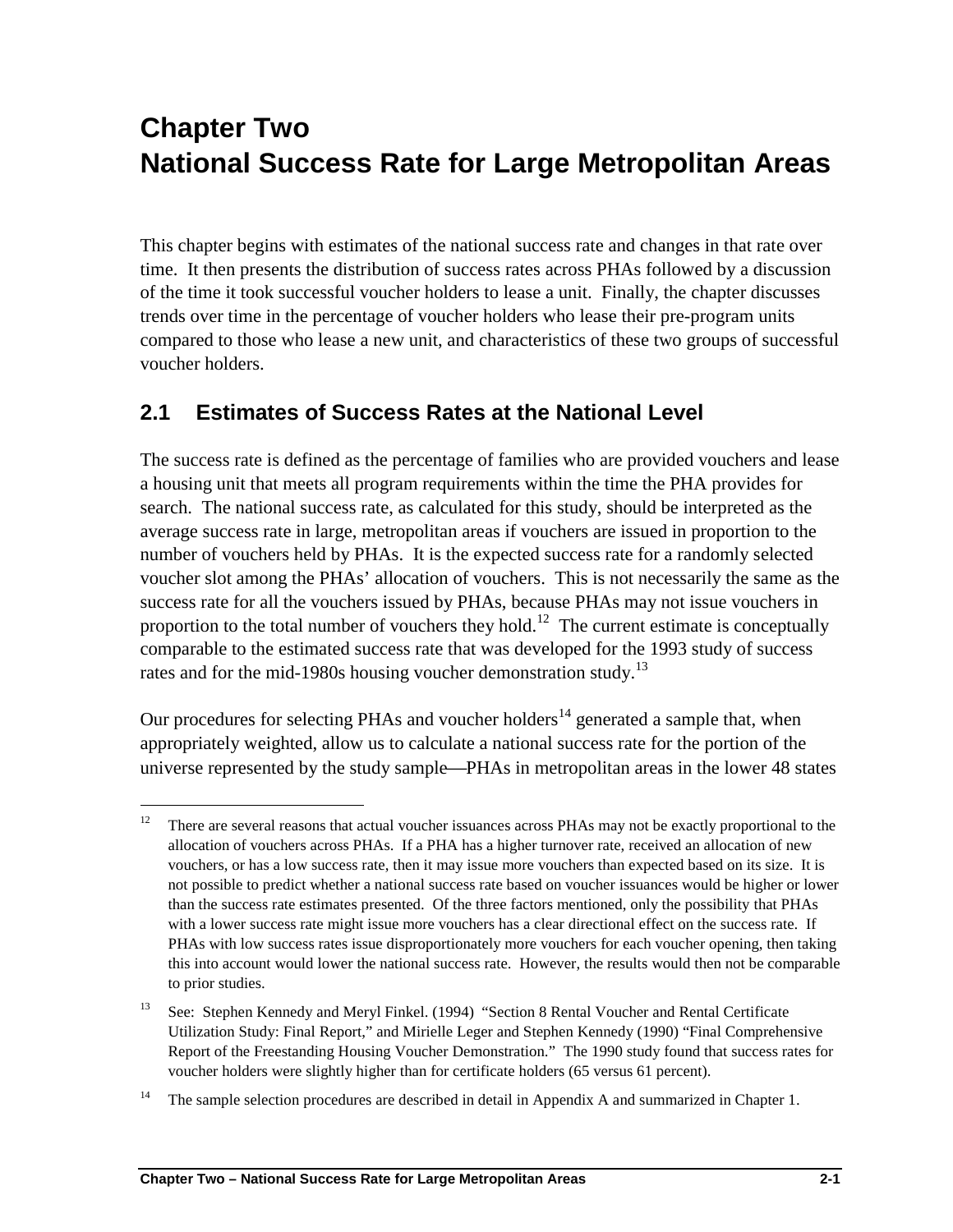# Chapter Two
# National Success Rate for Large Metropolitan Areas

This chapter begins with estimates of the national success rate and changes in that rate over time. It then presents the distribution of success rates across PHAs followed by a discussion of the time it took successful voucher holders to lease a unit. Finally, the chapter discusses trends over time in the percentage of voucher holders who lease their pre-program units compared to those who lease a new unit, and characteristics of these two groups of successful voucher holders.

## 2.1 Estimates of Success Rates at the National Level

The success rate is defined as the percentage of families who are provided vouchers and lease a housing unit that meets all program requirements within the time the PHA provides for search. The national success rate, as calculated for this study, should be interpreted as the average success rate in large, metropolitan areas if vouchers are issued in proportion to the number of vouchers held by PHAs. It is the expected success rate for a randomly selected voucher slot among the PHAs' allocation of vouchers. This is not necessarily the same as the success rate for all the vouchers issued by PHAs, because PHAs may not issue vouchers in proportion to the total number of vouchers they hold.[12] The current estimate is conceptually comparable to the estimated success rate that was developed for the 1993 study of success rates and for the mid-1980s housing voucher demonstration study.[13]

Our procedures for selecting PHAs and voucher holders[14] generated a sample that, when appropriately weighted, allow us to calculate a national success rate for the portion of the universe represented by the study sample—PHAs in metropolitan areas in the lower 48 states

---

[12] There are several reasons that actual voucher issuances across PHAs may not be exactly proportional to the allocation of vouchers across PHAs. If a PHA has a higher turnover rate, received an allocation of new vouchers, or has a low success rate, then it may issue more vouchers than expected based on its size. It is not possible to predict whether a national success rate based on voucher issuances would be higher or lower than the success rate estimates presented. Of the three factors mentioned, only the possibility that PHAs with a lower success rate might issue more vouchers has a clear directional effect on the success rate. If PHAs with low success rates issue disproportionately more vouchers for each voucher opening, then taking this into account would lower the national success rate. However, the results would then not be comparable to prior studies.

[13] See: Stephen Kennedy and Meryl Finkel. (1994) "Section 8 Rental Voucher and Rental Certificate Utilization Study: Final Report," and Mirielle Leger and Stephen Kennedy (1990) "Final Comprehensive Report of the Freestanding Housing Voucher Demonstration." The 1990 study found that success rates for voucher holders were slightly higher than for certificate holders (65 versus 61 percent).

[14] The sample selection procedures are described in detail in Appendix A and summarized in Chapter 1.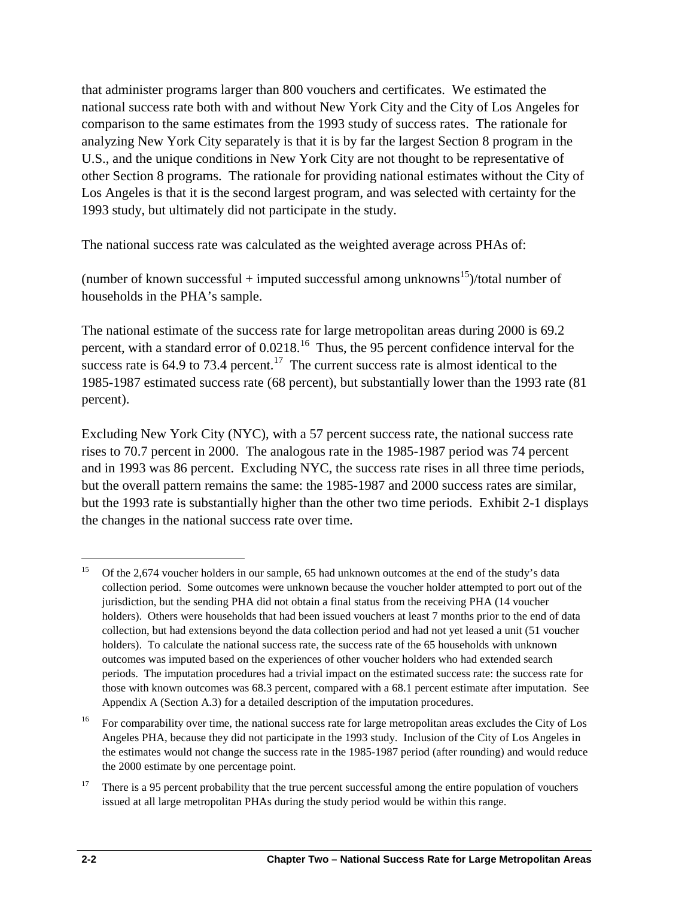that administer programs larger than 800 vouchers and certificates. We estimated the national success rate both with and without New York City and the City of Los Angeles for comparison to the same estimates from the 1993 study of success rates. The rationale for analyzing New York City separately is that it is by far the largest Section 8 program in the U.S., and the unique conditions in New York City are not thought to be representative of other Section 8 programs. The rationale for providing national estimates without the City of Los Angeles is that it is the second largest program, and was selected with certainty for the 1993 study, but ultimately did not participate in the study.

The national success rate was calculated as the weighted average across PHAs of:

(number of known successful + imputed successful among unknowns[15])/total number of households in the PHA's sample.

The national estimate of the success rate for large metropolitan areas during 2000 is 69.2 percent, with a standard error of 0.0218.[16] Thus, the 95 percent confidence interval for the success rate is 64.9 to 73.4 percent.[17] The current success rate is almost identical to the 1985-1987 estimated success rate (68 percent), but substantially lower than the 1993 rate (81 percent).

Excluding New York City (NYC), with a 57 percent success rate, the national success rate rises to 70.7 percent in 2000. The analogous rate in the 1985-1987 period was 74 percent and in 1993 was 86 percent. Excluding NYC, the success rate rises in all three time periods, but the overall pattern remains the same: the 1985-1987 and 2000 success rates are similar, but the 1993 rate is substantially higher than the other two time periods. Exhibit 2-1 displays the changes in the national success rate over time.

---

[15] Of the 2,674 voucher holders in our sample, 65 had unknown outcomes at the end of the study's data collection period. Some outcomes were unknown because the voucher holder attempted to port out of the jurisdiction, but the sending PHA did not obtain a final status from the receiving PHA (14 voucher holders). Others were households that had been issued vouchers at least 7 months prior to the end of data collection, but had extensions beyond the data collection period and had not yet leased a unit (51 voucher holders). To calculate the national success rate, the success rate of the 65 households with unknown outcomes was imputed based on the experiences of other voucher holders who had extended search periods. The imputation procedures had a trivial impact on the estimated success rate: the success rate for those with known outcomes was 68.3 percent, compared with a 68.1 percent estimate after imputation. See Appendix A (Section A.3) for a detailed description of the imputation procedures.

[16] For comparability over time, the national success rate for large metropolitan areas excludes the City of Los Angeles PHA, because they did not participate in the 1993 study. Inclusion of the City of Los Angeles in the estimates would not change the success rate in the 1985-1987 period (after rounding) and would reduce the 2000 estimate by one percentage point.

[17] There is a 95 percent probability that the true percent successful among the entire population of vouchers issued at all large metropolitan PHAs during the study period would be within this range.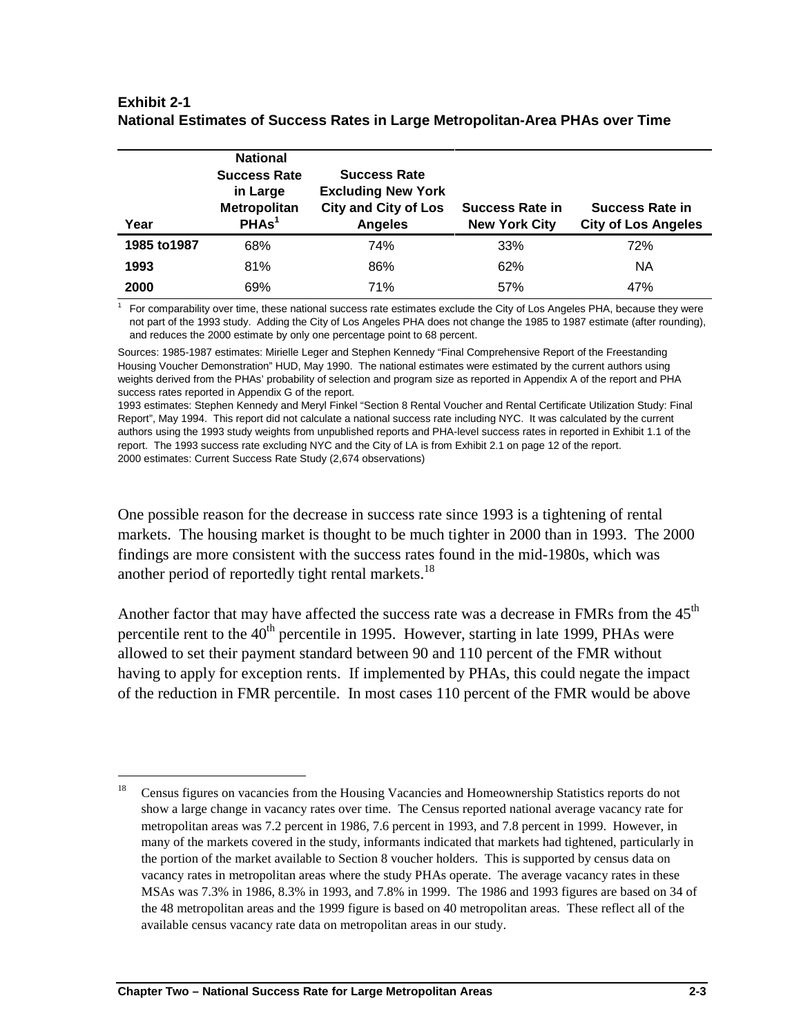**Exhibit 2-1**
**National Estimates of Success Rates in Large Metropolitan-Area PHAs over Time**

| Year | National Success Rate in Large Metropolitan PHAs[1] | Success Rate Excluding New York City and City of Los Angeles | Success Rate in New York City | Success Rate in City of Los Angeles |
|---|---|---|---|---|
| **1985 to1987** | 68% | 74% | 33% | 72% |
| **1993** | 81% | 86% | 62% | NA |
| **2000** | 69% | 71% | 57% | 47% |

[1] For comparability over time, these national success rate estimates exclude the City of Los Angeles PHA, because they were not part of the 1993 study. Adding the City of Los Angeles PHA does not change the 1985 to 1987 estimate (after rounding), and reduces the 2000 estimate by only one percentage point to 68 percent.

Sources: 1985-1987 estimates: Mirielle Leger and Stephen Kennedy "Final Comprehensive Report of the Freestanding Housing Voucher Demonstration" HUD, May 1990. The national estimates were estimated by the current authors using weights derived from the PHAs' probability of selection and program size as reported in Appendix A of the report and PHA success rates reported in Appendix G of the report.
1993 estimates: Stephen Kennedy and Meryl Finkel "Section 8 Rental Voucher and Rental Certificate Utilization Study: Final Report", May 1994. This report did not calculate a national success rate including NYC. It was calculated by the current authors using the 1993 study weights from unpublished reports and PHA-level success rates in reported in Exhibit 1.1 of the report. The 1993 success rate excluding NYC and the City of LA is from Exhibit 2.1 on page 12 of the report.
2000 estimates: Current Success Rate Study (2,674 observations)

One possible reason for the decrease in success rate since 1993 is a tightening of rental markets. The housing market is thought to be much tighter in 2000 than in 1993. The 2000 findings are more consistent with the success rates found in the mid-1980s, which was another period of reportedly tight rental markets.[18]

Another factor that may have affected the success rate was a decrease in FMRs from the 45th percentile rent to the 40th percentile in 1995. However, starting in late 1999, PHAs were allowed to set their payment standard between 90 and 110 percent of the FMR without having to apply for exception rents. If implemented by PHAs, this could negate the impact of the reduction in FMR percentile. In most cases 110 percent of the FMR would be above

[18] Census figures on vacancies from the Housing Vacancies and Homeownership Statistics reports do not show a large change in vacancy rates over time. The Census reported national average vacancy rate for metropolitan areas was 7.2 percent in 1986, 7.6 percent in 1993, and 7.8 percent in 1999. However, in many of the markets covered in the study, informants indicated that markets had tightened, particularly in the portion of the market available to Section 8 voucher holders. This is supported by census data on vacancy rates in metropolitan areas where the study PHAs operate. The average vacancy rates in these MSAs was 7.3% in 1986, 8.3% in 1993, and 7.8% in 1999. The 1986 and 1993 figures are based on 34 of the 48 metropolitan areas and the 1999 figure is based on 40 metropolitan areas. These reflect all of the available census vacancy rate data on metropolitan areas in our study.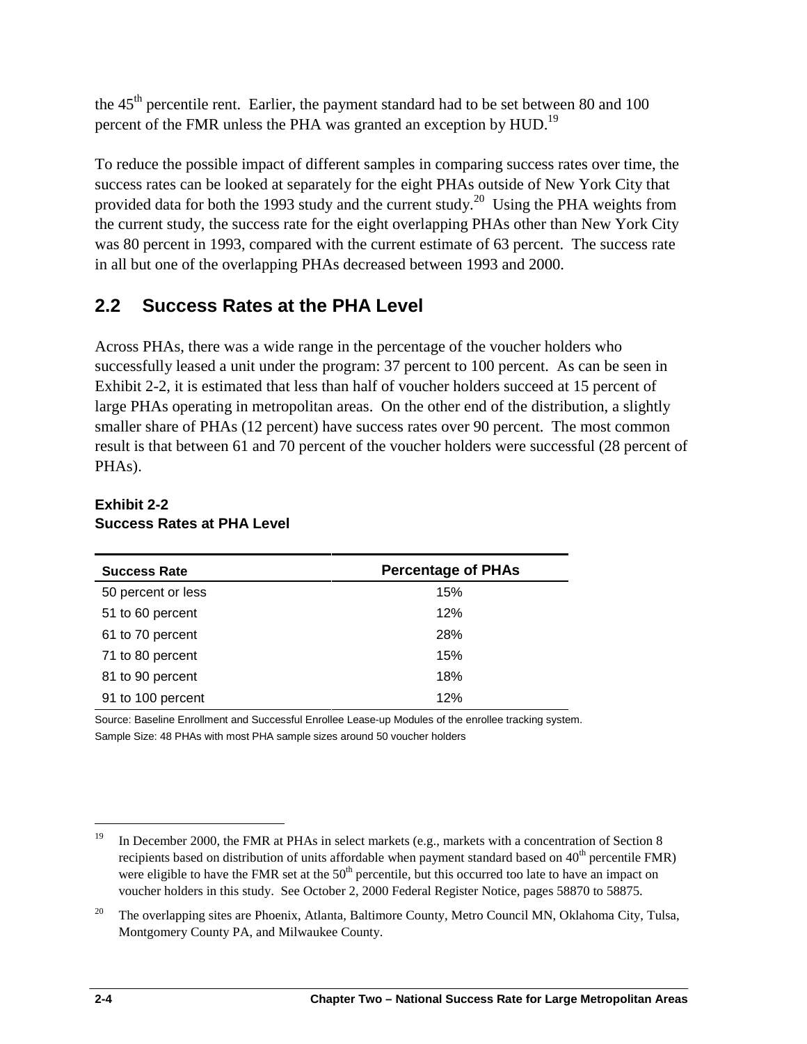the 45th percentile rent. Earlier, the payment standard had to be set between 80 and 100 percent of the FMR unless the PHA was granted an exception by HUD.[19]

To reduce the possible impact of different samples in comparing success rates over time, the success rates can be looked at separately for the eight PHAs outside of New York City that provided data for both the 1993 study and the current study.[20] Using the PHA weights from the current study, the success rate for the eight overlapping PHAs other than New York City was 80 percent in 1993, compared with the current estimate of 63 percent. The success rate in all but one of the overlapping PHAs decreased between 1993 and 2000.

## 2.2 Success Rates at the PHA Level

Across PHAs, there was a wide range in the percentage of the voucher holders who successfully leased a unit under the program: 37 percent to 100 percent. As can be seen in Exhibit 2-2, it is estimated that less than half of voucher holders succeed at 15 percent of large PHAs operating in metropolitan areas. On the other end of the distribution, a slightly smaller share of PHAs (12 percent) have success rates over 90 percent. The most common result is that between 61 and 70 percent of the voucher holders were successful (28 percent of PHAs).

**Exhibit 2-2**
**Success Rates at PHA Level**

| Success Rate | Percentage of PHAs |
|---|---|
| 50 percent or less | 15% |
| 51 to 60 percent | 12% |
| 61 to 70 percent | 28% |
| 71 to 80 percent | 15% |
| 81 to 90 percent | 18% |
| 91 to 100 percent | 12% |

Source: Baseline Enrollment and Successful Enrollee Lease-up Modules of the enrollee tracking system.
Sample Size: 48 PHAs with most PHA sample sizes around 50 voucher holders

[19] In December 2000, the FMR at PHAs in select markets (e.g., markets with a concentration of Section 8 recipients based on distribution of units affordable when payment standard based on 40th percentile FMR) were eligible to have the FMR set at the 50th percentile, but this occurred too late to have an impact on voucher holders in this study. See October 2, 2000 Federal Register Notice, pages 58870 to 58875.

[20] The overlapping sites are Phoenix, Atlanta, Baltimore County, Metro Council MN, Oklahoma City, Tulsa, Montgomery County PA, and Milwaukee County.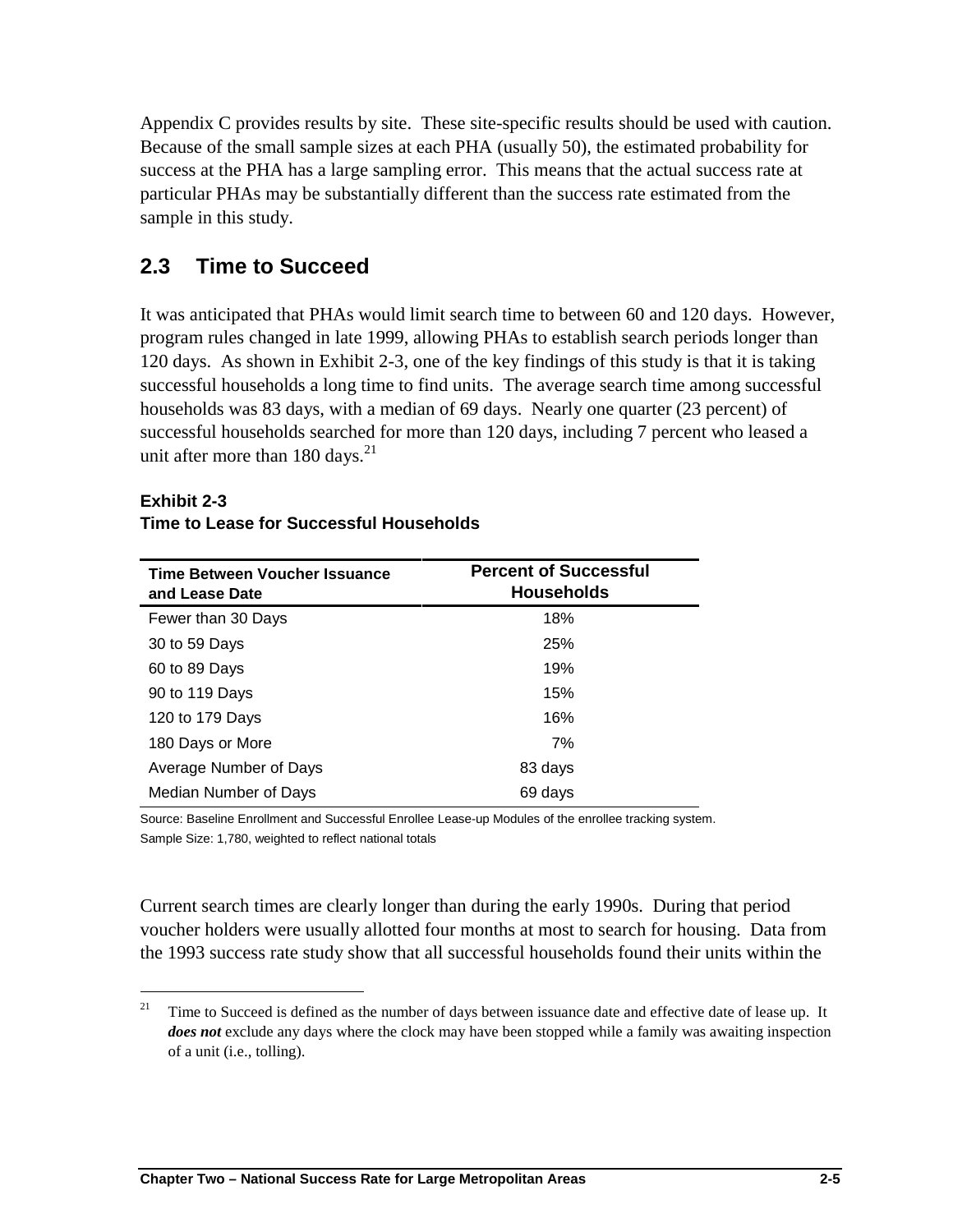Appendix C provides results by site. These site-specific results should be used with caution. Because of the small sample sizes at each PHA (usually 50), the estimated probability for success at the PHA has a large sampling error. This means that the actual success rate at particular PHAs may be substantially different than the success rate estimated from the sample in this study.

## 2.3 Time to Succeed

It was anticipated that PHAs would limit search time to between 60 and 120 days. However, program rules changed in late 1999, allowing PHAs to establish search periods longer than 120 days. As shown in Exhibit 2-3, one of the key findings of this study is that it is taking successful households a long time to find units. The average search time among successful households was 83 days, with a median of 69 days. Nearly one quarter (23 percent) of successful households searched for more than 120 days, including 7 percent who leased a unit after more than 180 days.[21]

**Exhibit 2-3**
**Time to Lease for Successful Households**

| Time Between Voucher Issuance and Lease Date | Percent of Successful Households |
|---|---|
| Fewer than 30 Days | 18% |
| 30 to 59 Days | 25% |
| 60 to 89 Days | 19% |
| 90 to 119 Days | 15% |
| 120 to 179 Days | 16% |
| 180 Days or More | 7% |
| Average Number of Days | 83 days |
| Median Number of Days | 69 days |

Source: Baseline Enrollment and Successful Enrollee Lease-up Modules of the enrollee tracking system.
Sample Size: 1,780, weighted to reflect national totals

Current search times are clearly longer than during the early 1990s. During that period voucher holders were usually allotted four months at most to search for housing. Data from the 1993 success rate study show that all successful households found their units within the

[21] Time to Succeed is defined as the number of days between issuance date and effective date of lease up. It ***does not*** exclude any days where the clock may have been stopped while a family was awaiting inspection of a unit (i.e., tolling).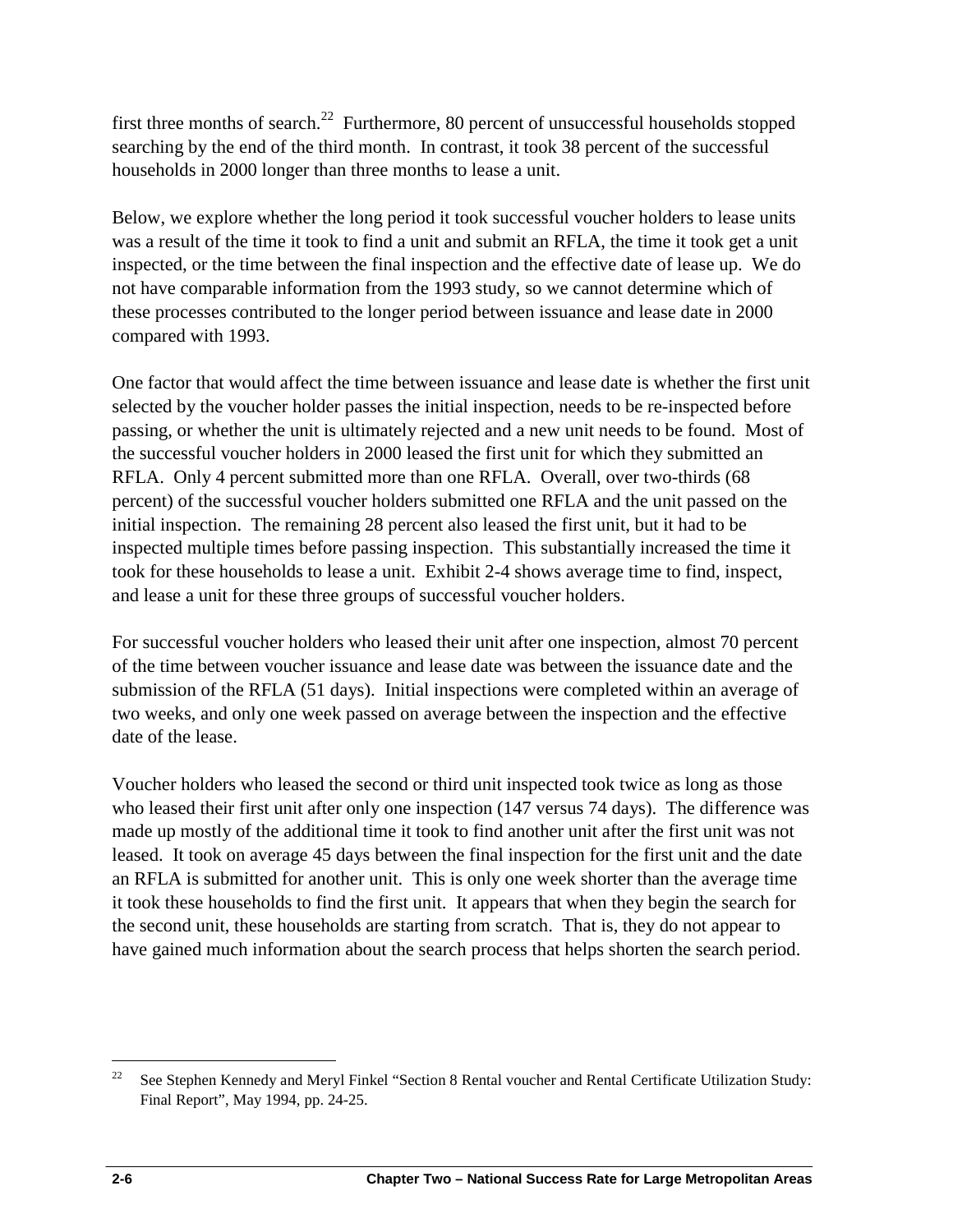first three months of search.[22] Furthermore, 80 percent of unsuccessful households stopped searching by the end of the third month. In contrast, it took 38 percent of the successful households in 2000 longer than three months to lease a unit.

Below, we explore whether the long period it took successful voucher holders to lease units was a result of the time it took to find a unit and submit an RFLA, the time it took get a unit inspected, or the time between the final inspection and the effective date of lease up. We do not have comparable information from the 1993 study, so we cannot determine which of these processes contributed to the longer period between issuance and lease date in 2000 compared with 1993.

One factor that would affect the time between issuance and lease date is whether the first unit selected by the voucher holder passes the initial inspection, needs to be re-inspected before passing, or whether the unit is ultimately rejected and a new unit needs to be found. Most of the successful voucher holders in 2000 leased the first unit for which they submitted an RFLA. Only 4 percent submitted more than one RFLA. Overall, over two-thirds (68 percent) of the successful voucher holders submitted one RFLA and the unit passed on the initial inspection. The remaining 28 percent also leased the first unit, but it had to be inspected multiple times before passing inspection. This substantially increased the time it took for these households to lease a unit. Exhibit 2-4 shows average time to find, inspect, and lease a unit for these three groups of successful voucher holders.

For successful voucher holders who leased their unit after one inspection, almost 70 percent of the time between voucher issuance and lease date was between the issuance date and the submission of the RFLA (51 days). Initial inspections were completed within an average of two weeks, and only one week passed on average between the inspection and the effective date of the lease.

Voucher holders who leased the second or third unit inspected took twice as long as those who leased their first unit after only one inspection (147 versus 74 days). The difference was made up mostly of the additional time it took to find another unit after the first unit was not leased. It took on average 45 days between the final inspection for the first unit and the date an RFLA is submitted for another unit. This is only one week shorter than the average time it took these households to find the first unit. It appears that when they begin the search for the second unit, these households are starting from scratch. That is, they do not appear to have gained much information about the search process that helps shorten the search period.

---

[22] See Stephen Kennedy and Meryl Finkel "Section 8 Rental voucher and Rental Certificate Utilization Study: Final Report", May 1994, pp. 24-25.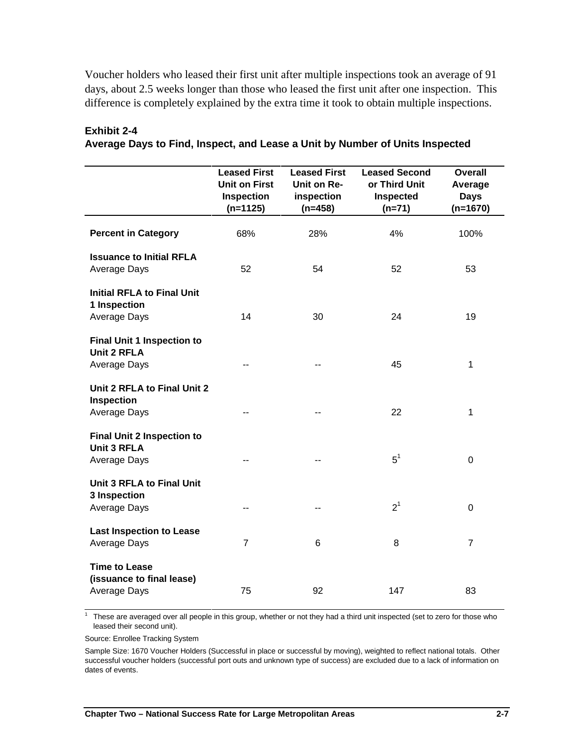Voucher holders who leased their first unit after multiple inspections took an average of 91 days, about 2.5 weeks longer than those who leased the first unit after one inspection. This difference is completely explained by the extra time it took to obtain multiple inspections.

**Exhibit 2-4**
**Average Days to Find, Inspect, and Lease a Unit by Number of Units Inspected**

| | Leased First Unit on First Inspection (n=1125) | Leased First Unit on Re-inspection (n=458) | Leased Second or Third Unit Inspected (n=71) | Overall Average Days (n=1670) |
|---|---|---|---|---|
| **Percent in Category** | 68% | 28% | 4% | 100% |
| **Issuance to Initial RFLA** Average Days | 52 | 54 | 52 | 53 |
| **Initial RFLA to Final Unit 1 Inspection** Average Days | 14 | 30 | 24 | 19 |
| **Final Unit 1 Inspection to Unit 2 RFLA** Average Days | -- | -- | 45 | 1 |
| **Unit 2 RFLA to Final Unit 2 Inspection** Average Days | -- | -- | 22 | 1 |
| **Final Unit 2 Inspection to Unit 3 RFLA** Average Days | -- | -- | 5[1] | 0 |
| **Unit 3 RFLA to Final Unit 3 Inspection** Average Days | -- | -- | 2[1] | 0 |
| **Last Inspection to Lease** Average Days | 7 | 6 | 8 | 7 |
| **Time to Lease (issuance to final lease)** Average Days | 75 | 92 | 147 | 83 |

[1] These are averaged over all people in this group, whether or not they had a third unit inspected (set to zero for those who leased their second unit).

Source: Enrollee Tracking System

Sample Size: 1670 Voucher Holders (Successful in place or successful by moving), weighted to reflect national totals. Other successful voucher holders (successful port outs and unknown type of success) are excluded due to a lack of information on dates of events.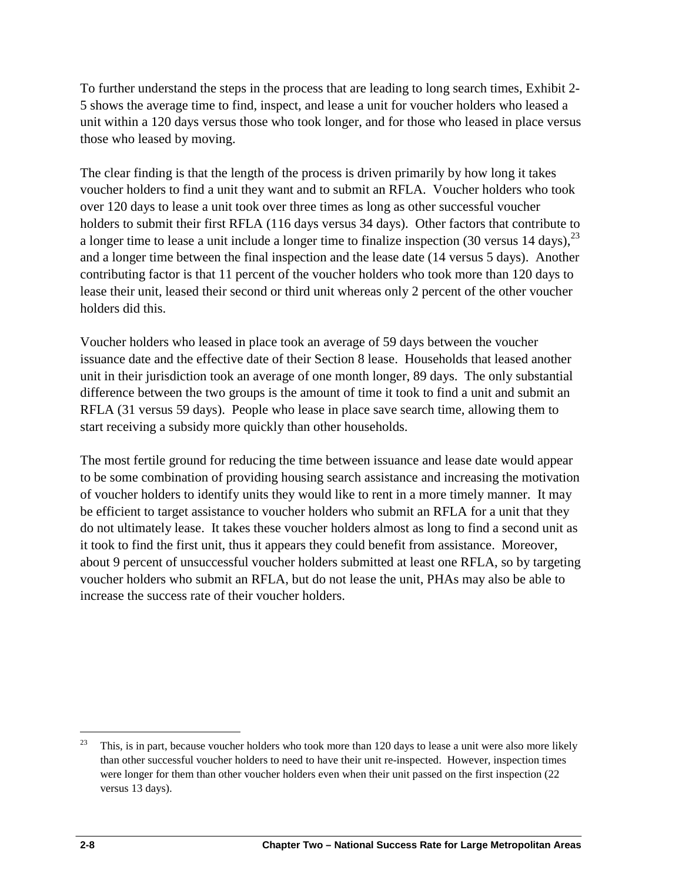To further understand the steps in the process that are leading to long search times, Exhibit 2-5 shows the average time to find, inspect, and lease a unit for voucher holders who leased a unit within a 120 days versus those who took longer, and for those who leased in place versus those who leased by moving.

The clear finding is that the length of the process is driven primarily by how long it takes voucher holders to find a unit they want and to submit an RFLA. Voucher holders who took over 120 days to lease a unit took over three times as long as other successful voucher holders to submit their first RFLA (116 days versus 34 days). Other factors that contribute to a longer time to lease a unit include a longer time to finalize inspection (30 versus 14 days),[23] and a longer time between the final inspection and the lease date (14 versus 5 days). Another contributing factor is that 11 percent of the voucher holders who took more than 120 days to lease their unit, leased their second or third unit whereas only 2 percent of the other voucher holders did this.

Voucher holders who leased in place took an average of 59 days between the voucher issuance date and the effective date of their Section 8 lease. Households that leased another unit in their jurisdiction took an average of one month longer, 89 days. The only substantial difference between the two groups is the amount of time it took to find a unit and submit an RFLA (31 versus 59 days). People who lease in place save search time, allowing them to start receiving a subsidy more quickly than other households.

The most fertile ground for reducing the time between issuance and lease date would appear to be some combination of providing housing search assistance and increasing the motivation of voucher holders to identify units they would like to rent in a more timely manner. It may be efficient to target assistance to voucher holders who submit an RFLA for a unit that they do not ultimately lease. It takes these voucher holders almost as long to find a second unit as it took to find the first unit, thus it appears they could benefit from assistance. Moreover, about 9 percent of unsuccessful voucher holders submitted at least one RFLA, so by targeting voucher holders who submit an RFLA, but do not lease the unit, PHAs may also be able to increase the success rate of their voucher holders.

---

[23] This, is in part, because voucher holders who took more than 120 days to lease a unit were also more likely than other successful voucher holders to need to have their unit re-inspected. However, inspection times were longer for them than other voucher holders even when their unit passed on the first inspection (22 versus 13 days).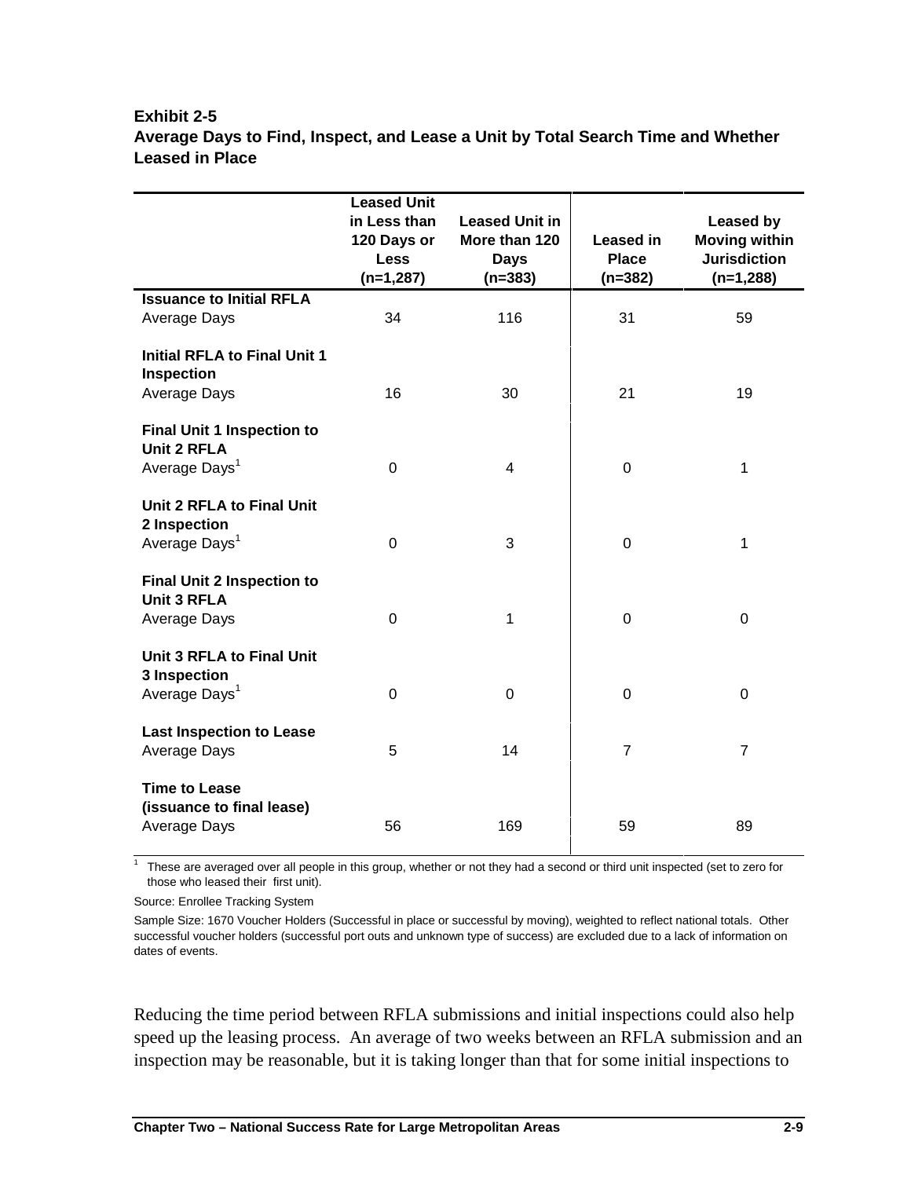**Exhibit 2-5**
**Average Days to Find, Inspect, and Lease a Unit by Total Search Time and Whether Leased in Place**

| | Leased Unit in Less than 120 Days or Less (n=1,287) | Leased Unit in More than 120 Days (n=383) | Leased in Place (n=382) | Leased by Moving within Jurisdiction (n=1,288) |
|---|---|---|---|---|
| **Issuance to Initial RFLA** | | | | |
| Average Days | 34 | 116 | 31 | 59 |
| **Initial RFLA to Final Unit 1 Inspection** | | | | |
| Average Days | 16 | 30 | 21 | 19 |
| **Final Unit 1 Inspection to Unit 2 RFLA** | | | | |
| Average Days[1] | 0 | 4 | 0 | 1 |
| **Unit 2 RFLA to Final Unit 2 Inspection** | | | | |
| Average Days[1] | 0 | 3 | 0 | 1 |
| **Final Unit 2 Inspection to Unit 3 RFLA** | | | | |
| Average Days | 0 | 1 | 0 | 0 |
| **Unit 3 RFLA to Final Unit 3 Inspection** | | | | |
| Average Days[1] | 0 | 0 | 0 | 0 |
| **Last Inspection to Lease** | | | | |
| Average Days | 5 | 14 | 7 | 7 |
| **Time to Lease (issuance to final lease)** | | | | |
| Average Days | 56 | 169 | 59 | 89 |

[1] These are averaged over all people in this group, whether or not they had a second or third unit inspected (set to zero for those who leased their first unit).

Source: Enrollee Tracking System

Sample Size: 1670 Voucher Holders (Successful in place or successful by moving), weighted to reflect national totals. Other successful voucher holders (successful port outs and unknown type of success) are excluded due to a lack of information on dates of events.

Reducing the time period between RFLA submissions and initial inspections could also help speed up the leasing process. An average of two weeks between an RFLA submission and an inspection may be reasonable, but it is taking longer than that for some initial inspections to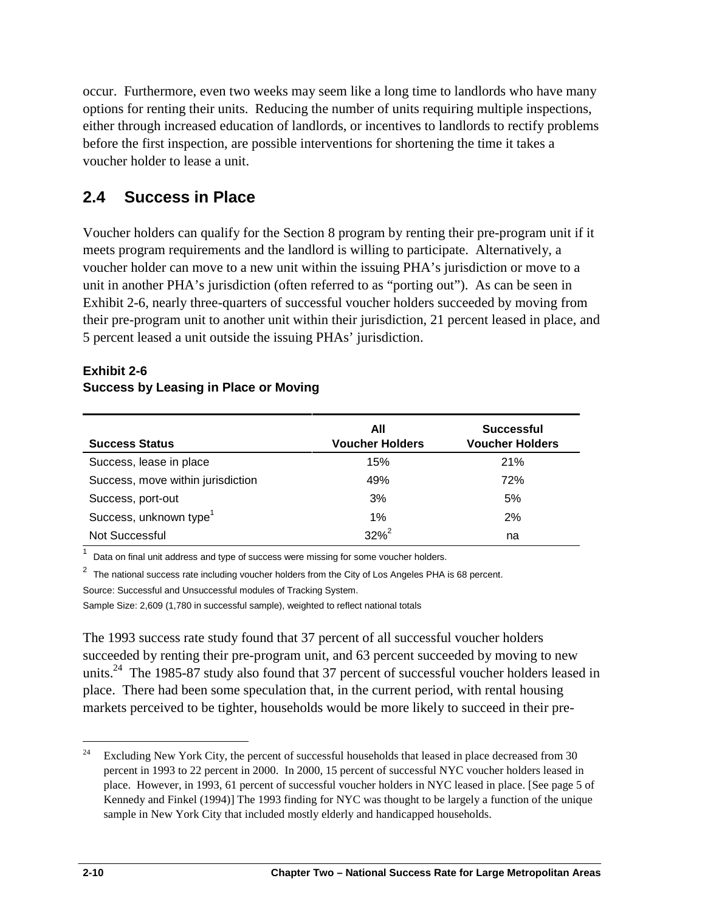occur. Furthermore, even two weeks may seem like a long time to landlords who have many options for renting their units. Reducing the number of units requiring multiple inspections, either through increased education of landlords, or incentives to landlords to rectify problems before the first inspection, are possible interventions for shortening the time it takes a voucher holder to lease a unit.

## 2.4 Success in Place

Voucher holders can qualify for the Section 8 program by renting their pre-program unit if it meets program requirements and the landlord is willing to participate. Alternatively, a voucher holder can move to a new unit within the issuing PHA's jurisdiction or move to a unit in another PHA's jurisdiction (often referred to as "porting out"). As can be seen in Exhibit 2-6, nearly three-quarters of successful voucher holders succeeded by moving from their pre-program unit to another unit within their jurisdiction, 21 percent leased in place, and 5 percent leased a unit outside the issuing PHAs' jurisdiction.

**Exhibit 2-6**
**Success by Leasing in Place or Moving**

| Success Status | All Voucher Holders | Successful Voucher Holders |
|---|---|---|
| Success, lease in place | 15% | 21% |
| Success, move within jurisdiction | 49% | 72% |
| Success, port-out | 3% | 5% |
| Success, unknown type[1] | 1% | 2% |
| Not Successful | 32%[2] | na |

[1] Data on final unit address and type of success were missing for some voucher holders.

[2] The national success rate including voucher holders from the City of Los Angeles PHA is 68 percent.

Source: Successful and Unsuccessful modules of Tracking System.

Sample Size: 2,609 (1,780 in successful sample), weighted to reflect national totals

The 1993 success rate study found that 37 percent of all successful voucher holders succeeded by renting their pre-program unit, and 63 percent succeeded by moving to new units.[24] The 1985-87 study also found that 37 percent of successful voucher holders leased in place. There had been some speculation that, in the current period, with rental housing markets perceived to be tighter, households would be more likely to succeed in their pre-

[24] Excluding New York City, the percent of successful households that leased in place decreased from 30 percent in 1993 to 22 percent in 2000. In 2000, 15 percent of successful NYC voucher holders leased in place. However, in 1993, 61 percent of successful voucher holders in NYC leased in place. [See page 5 of Kennedy and Finkel (1994)] The 1993 finding for NYC was thought to be largely a function of the unique sample in New York City that included mostly elderly and handicapped households.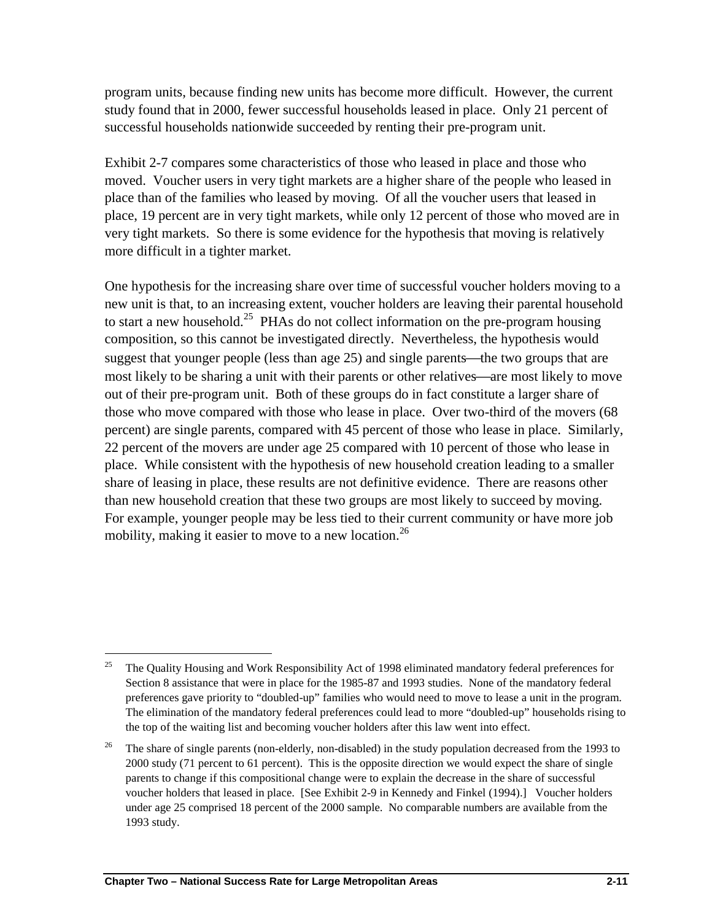program units, because finding new units has become more difficult. However, the current study found that in 2000, fewer successful households leased in place. Only 21 percent of successful households nationwide succeeded by renting their pre-program unit.

Exhibit 2-7 compares some characteristics of those who leased in place and those who moved. Voucher users in very tight markets are a higher share of the people who leased in place than of the families who leased by moving. Of all the voucher users that leased in place, 19 percent are in very tight markets, while only 12 percent of those who moved are in very tight markets. So there is some evidence for the hypothesis that moving is relatively more difficult in a tighter market.

One hypothesis for the increasing share over time of successful voucher holders moving to a new unit is that, to an increasing extent, voucher holders are leaving their parental household to start a new household.[25] PHAs do not collect information on the pre-program housing composition, so this cannot be investigated directly. Nevertheless, the hypothesis would suggest that younger people (less than age 25) and single parents—the two groups that are most likely to be sharing a unit with their parents or other relatives—are most likely to move out of their pre-program unit. Both of these groups do in fact constitute a larger share of those who move compared with those who lease in place. Over two-third of the movers (68 percent) are single parents, compared with 45 percent of those who lease in place. Similarly, 22 percent of the movers are under age 25 compared with 10 percent of those who lease in place. While consistent with the hypothesis of new household creation leading to a smaller share of leasing in place, these results are not definitive evidence. There are reasons other than new household creation that these two groups are most likely to succeed by moving. For example, younger people may be less tied to their current community or have more job mobility, making it easier to move to a new location.[26]

---

[25] The Quality Housing and Work Responsibility Act of 1998 eliminated mandatory federal preferences for Section 8 assistance that were in place for the 1985-87 and 1993 studies. None of the mandatory federal preferences gave priority to "doubled-up" families who would need to move to lease a unit in the program. The elimination of the mandatory federal preferences could lead to more "doubled-up" households rising to the top of the waiting list and becoming voucher holders after this law went into effect.

[26] The share of single parents (non-elderly, non-disabled) in the study population decreased from the 1993 to 2000 study (71 percent to 61 percent). This is the opposite direction we would expect the share of single parents to change if this compositional change were to explain the decrease in the share of successful voucher holders that leased in place. [See Exhibit 2-9 in Kennedy and Finkel (1994).] Voucher holders under age 25 comprised 18 percent of the 2000 sample. No comparable numbers are available from the 1993 study.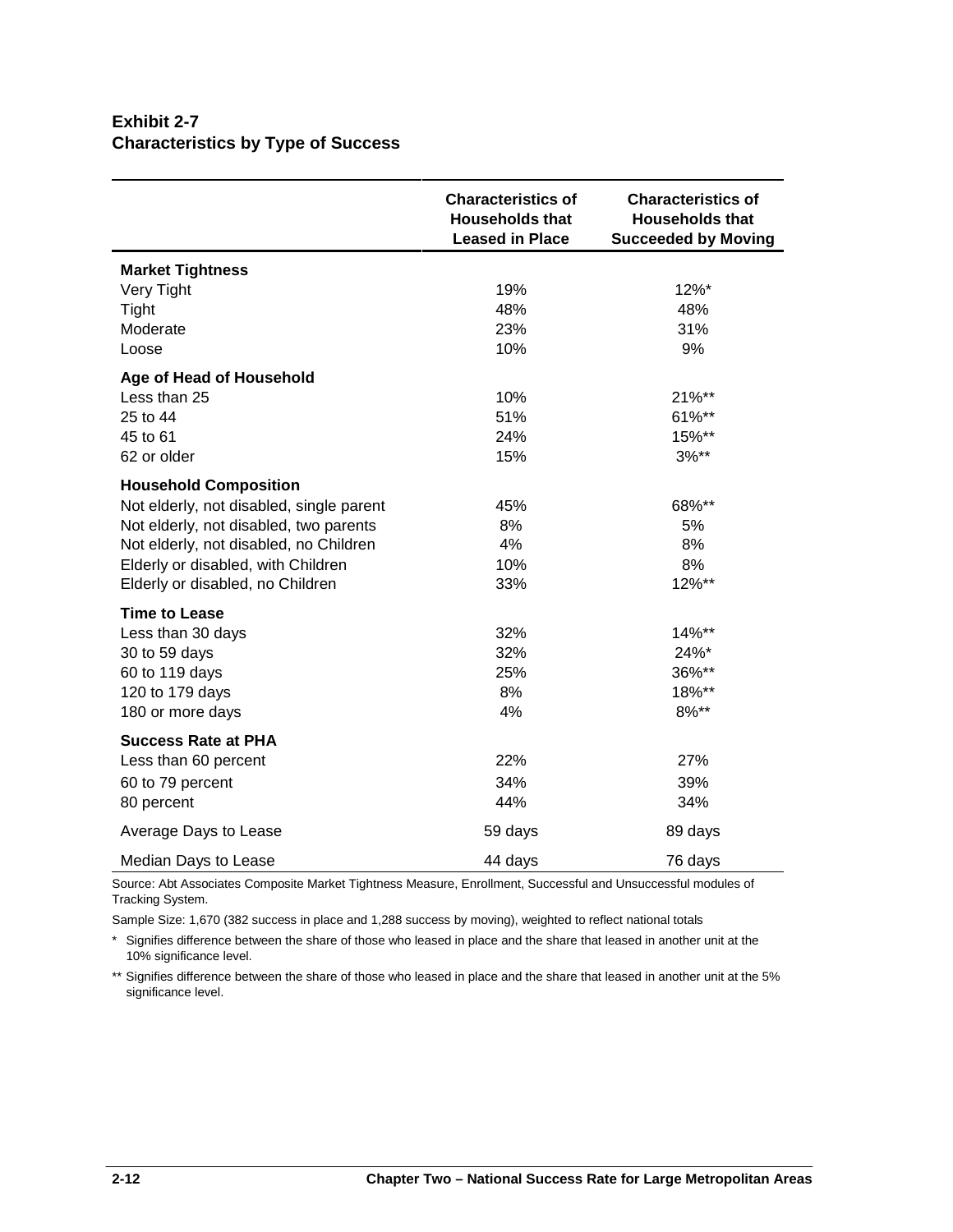**Exhibit 2-7**
**Characteristics by Type of Success**

| | Characteristics of Households that Leased in Place | Characteristics of Households that Succeeded by Moving |
|---|---|---|
| **Market Tightness** | | |
| Very Tight | 19% | 12%* |
| Tight | 48% | 48% |
| Moderate | 23% | 31% |
| Loose | 10% | 9% |
| **Age of Head of Household** | | |
| Less than 25 | 10% | 21%** |
| 25 to 44 | 51% | 61%** |
| 45 to 61 | 24% | 15%** |
| 62 or older | 15% | 3%** |
| **Household Composition** | | |
| Not elderly, not disabled, single parent | 45% | 68%** |
| Not elderly, not disabled, two parents | 8% | 5% |
| Not elderly, not disabled, no Children | 4% | 8% |
| Elderly or disabled, with Children | 10% | 8% |
| Elderly or disabled, no Children | 33% | 12%** |
| **Time to Lease** | | |
| Less than 30 days | 32% | 14%** |
| 30 to 59 days | 32% | 24%* |
| 60 to 119 days | 25% | 36%** |
| 120 to 179 days | 8% | 18%** |
| 180 or more days | 4% | 8%** |
| **Success Rate at PHA** | | |
| Less than 60 percent | 22% | 27% |
| 60 to 79 percent | 34% | 39% |
| 80 percent | 44% | 34% |
| Average Days to Lease | 59 days | 89 days |
| Median Days to Lease | 44 days | 76 days |

Source: Abt Associates Composite Market Tightness Measure, Enrollment, Successful and Unsuccessful modules of Tracking System.

Sample Size: 1,670 (382 success in place and 1,288 success by moving), weighted to reflect national totals

\* Signifies difference between the share of those who leased in place and the share that leased in another unit at the 10% significance level.

\*\* Signifies difference between the share of those who leased in place and the share that leased in another unit at the 5% significance level.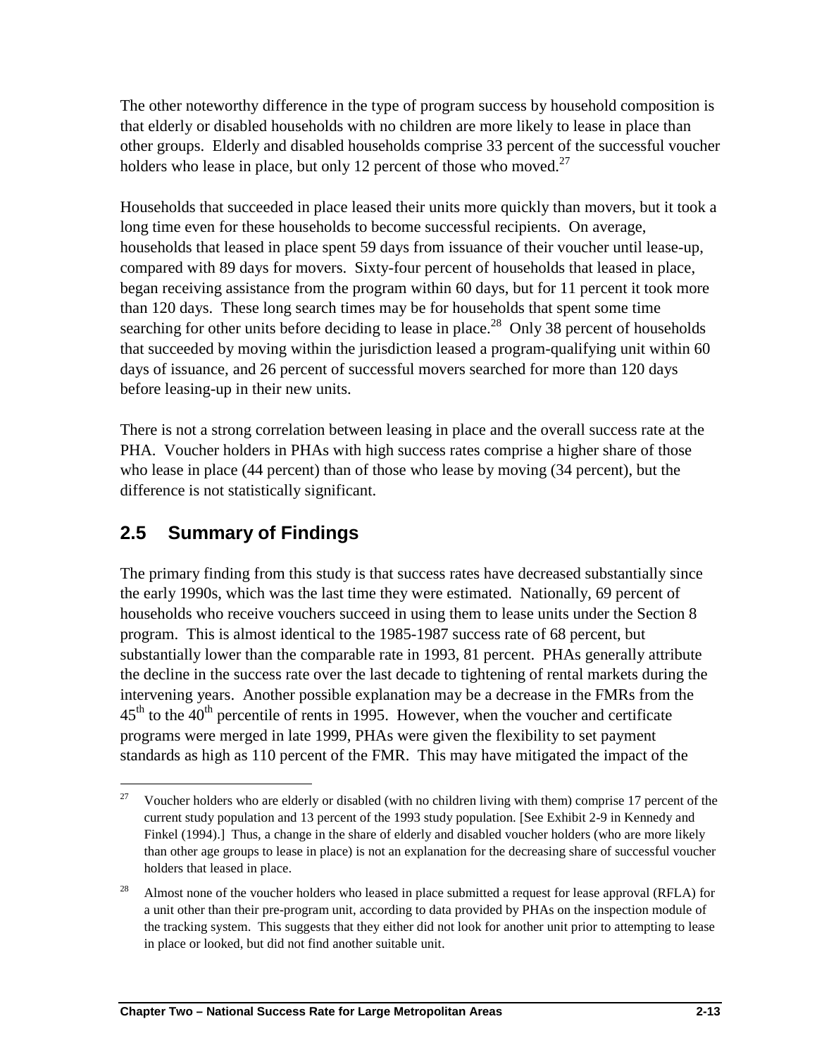The other noteworthy difference in the type of program success by household composition is that elderly or disabled households with no children are more likely to lease in place than other groups. Elderly and disabled households comprise 33 percent of the successful voucher holders who lease in place, but only 12 percent of those who moved.[27]

Households that succeeded in place leased their units more quickly than movers, but it took a long time even for these households to become successful recipients. On average, households that leased in place spent 59 days from issuance of their voucher until lease-up, compared with 89 days for movers. Sixty-four percent of households that leased in place, began receiving assistance from the program within 60 days, but for 11 percent it took more than 120 days. These long search times may be for households that spent some time searching for other units before deciding to lease in place.[28] Only 38 percent of households that succeeded by moving within the jurisdiction leased a program-qualifying unit within 60 days of issuance, and 26 percent of successful movers searched for more than 120 days before leasing-up in their new units.

There is not a strong correlation between leasing in place and the overall success rate at the PHA. Voucher holders in PHAs with high success rates comprise a higher share of those who lease in place (44 percent) than of those who lease by moving (34 percent), but the difference is not statistically significant.

## 2.5 Summary of Findings

The primary finding from this study is that success rates have decreased substantially since the early 1990s, which was the last time they were estimated. Nationally, 69 percent of households who receive vouchers succeed in using them to lease units under the Section 8 program. This is almost identical to the 1985-1987 success rate of 68 percent, but substantially lower than the comparable rate in 1993, 81 percent. PHAs generally attribute the decline in the success rate over the last decade to tightening of rental markets during the intervening years. Another possible explanation may be a decrease in the FMRs from the 45th to the 40th percentile of rents in 1995. However, when the voucher and certificate programs were merged in late 1999, PHAs were given the flexibility to set payment standards as high as 110 percent of the FMR. This may have mitigated the impact of the

---

[27] Voucher holders who are elderly or disabled (with no children living with them) comprise 17 percent of the current study population and 13 percent of the 1993 study population. [See Exhibit 2-9 in Kennedy and Finkel (1994).] Thus, a change in the share of elderly and disabled voucher holders (who are more likely than other age groups to lease in place) is not an explanation for the decreasing share of successful voucher holders that leased in place.

[28] Almost none of the voucher holders who leased in place submitted a request for lease approval (RFLA) for a unit other than their pre-program unit, according to data provided by PHAs on the inspection module of the tracking system. This suggests that they either did not look for another unit prior to attempting to lease in place or looked, but did not find another suitable unit.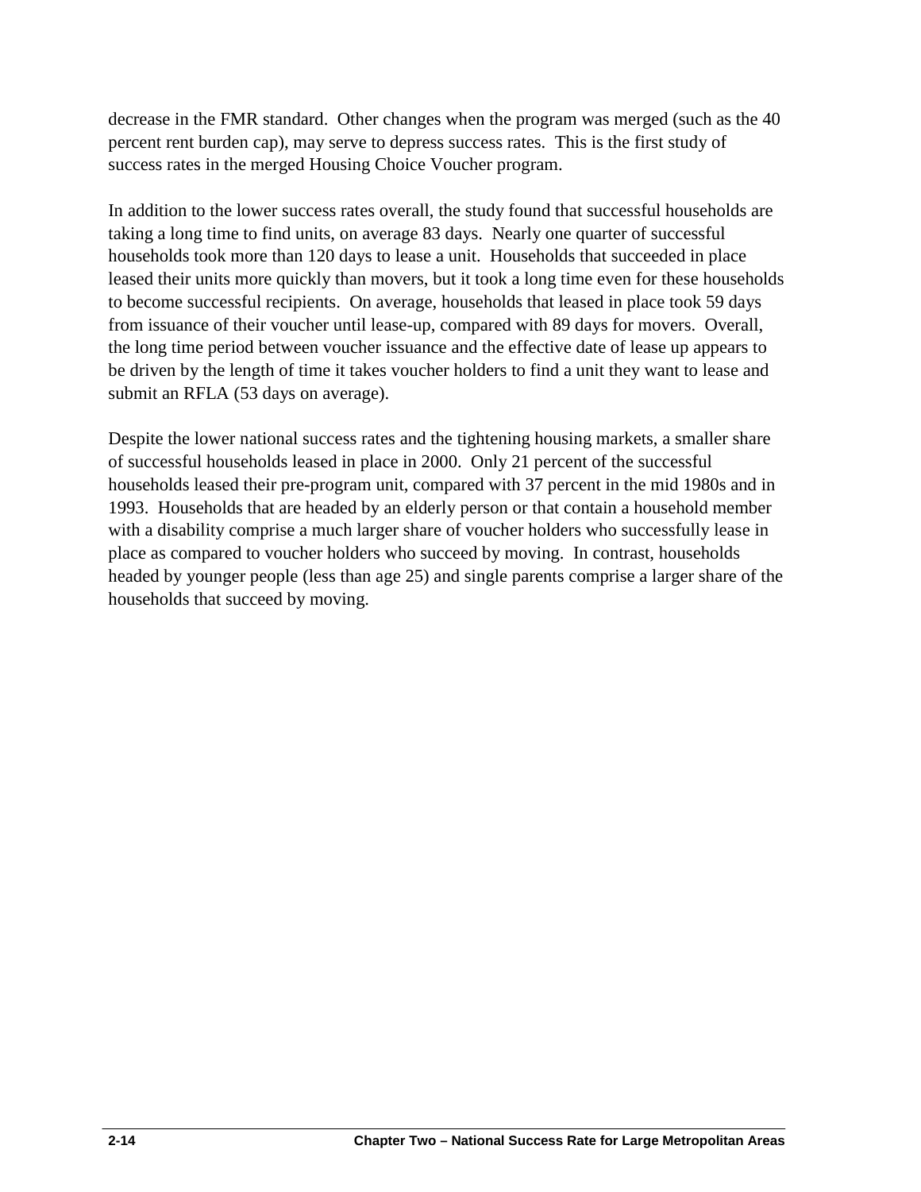decrease in the FMR standard. Other changes when the program was merged (such as the 40 percent rent burden cap), may serve to depress success rates. This is the first study of success rates in the merged Housing Choice Voucher program.

In addition to the lower success rates overall, the study found that successful households are taking a long time to find units, on average 83 days. Nearly one quarter of successful households took more than 120 days to lease a unit. Households that succeeded in place leased their units more quickly than movers, but it took a long time even for these households to become successful recipients. On average, households that leased in place took 59 days from issuance of their voucher until lease-up, compared with 89 days for movers. Overall, the long time period between voucher issuance and the effective date of lease up appears to be driven by the length of time it takes voucher holders to find a unit they want to lease and submit an RFLA (53 days on average).

Despite the lower national success rates and the tightening housing markets, a smaller share of successful households leased in place in 2000. Only 21 percent of the successful households leased their pre-program unit, compared with 37 percent in the mid 1980s and in 1993. Households that are headed by an elderly person or that contain a household member with a disability comprise a much larger share of voucher holders who successfully lease in place as compared to voucher holders who succeed by moving. In contrast, households headed by younger people (less than age 25) and single parents comprise a larger share of the households that succeed by moving.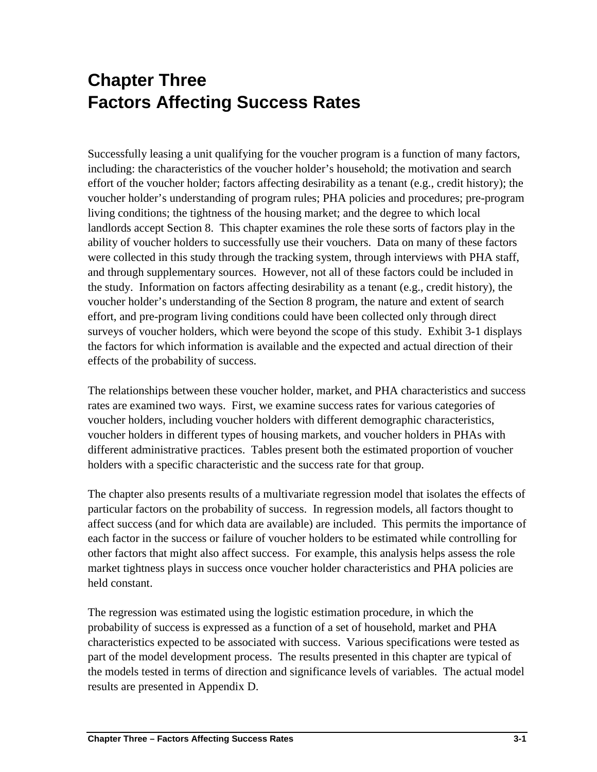# Chapter Three
# Factors Affecting Success Rates

Successfully leasing a unit qualifying for the voucher program is a function of many factors, including: the characteristics of the voucher holder's household; the motivation and search effort of the voucher holder; factors affecting desirability as a tenant (e.g., credit history); the voucher holder's understanding of program rules; PHA policies and procedures; pre-program living conditions; the tightness of the housing market; and the degree to which local landlords accept Section 8. This chapter examines the role these sorts of factors play in the ability of voucher holders to successfully use their vouchers. Data on many of these factors were collected in this study through the tracking system, through interviews with PHA staff, and through supplementary sources. However, not all of these factors could be included in the study. Information on factors affecting desirability as a tenant (e.g., credit history), the voucher holder's understanding of the Section 8 program, the nature and extent of search effort, and pre-program living conditions could have been collected only through direct surveys of voucher holders, which were beyond the scope of this study. Exhibit 3-1 displays the factors for which information is available and the expected and actual direction of their effects of the probability of success.

The relationships between these voucher holder, market, and PHA characteristics and success rates are examined two ways. First, we examine success rates for various categories of voucher holders, including voucher holders with different demographic characteristics, voucher holders in different types of housing markets, and voucher holders in PHAs with different administrative practices. Tables present both the estimated proportion of voucher holders with a specific characteristic and the success rate for that group.

The chapter also presents results of a multivariate regression model that isolates the effects of particular factors on the probability of success. In regression models, all factors thought to affect success (and for which data are available) are included. This permits the importance of each factor in the success or failure of voucher holders to be estimated while controlling for other factors that might also affect success. For example, this analysis helps assess the role market tightness plays in success once voucher holder characteristics and PHA policies are held constant.

The regression was estimated using the logistic estimation procedure, in which the probability of success is expressed as a function of a set of household, market and PHA characteristics expected to be associated with success. Various specifications were tested as part of the model development process. The results presented in this chapter are typical of the models tested in terms of direction and significance levels of variables. The actual model results are presented in Appendix D.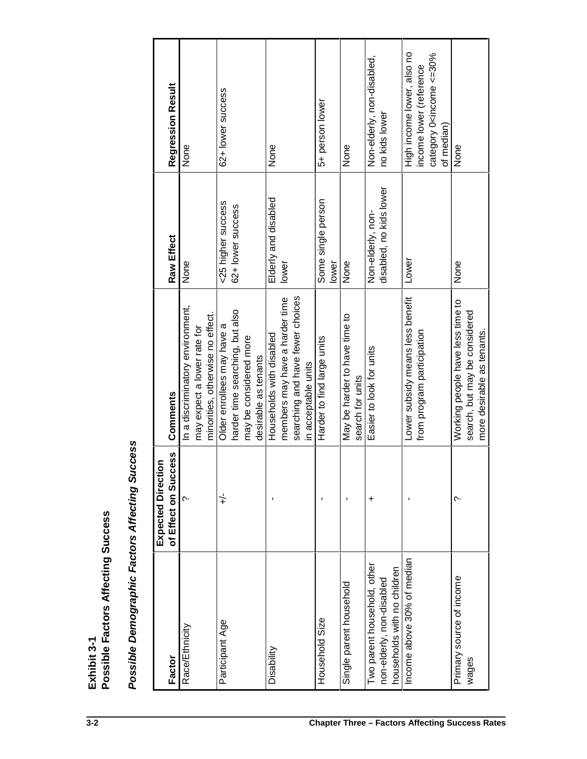**Exhibit 3-1**
**Possible Factors Affecting Success**

***Possible Demographic Factors Affecting Success***

| Factor | Expected Direction of Effect on Success | Comments | Raw Effect | Regression Result |
|---|---|---|---|---|
| Race/Ethnicity | ? | In a discriminatory environment, may expect a lower rate for minorities, otherwise no effect. | None | None |
| Participant Age | +/- | Older enrollees may have a harder time searching, but also may be considered more desirable as tenants | <25 higher success 62+ lower success | 62+ lower success |
| Disability | - | Households with disabled members may have a harder time searching and have fewer choices in acceptable units | Elderly and disabled lower | None |
| Household Size | - | Harder to find large units | Some single person lower | 5+ person lower |
| Single parent household | - | May be harder to have time to search for units | None | None |
| Two parent household, other non-elderly, non-disabled households with no children | + | Easier to look for units | Non-elderly, non-disabled, no kids lower | Non-elderly, non-disabled, no kids lower |
| Income above 30% of median | - | Lower subsidy means less benefit from program participation | Lower | High income lower, also no income lower (reference category 0<income <=30% of median) |
| Primary source of income wages | ? | Working people have less time to search, but may be considered more desirable as tenants. | None | None |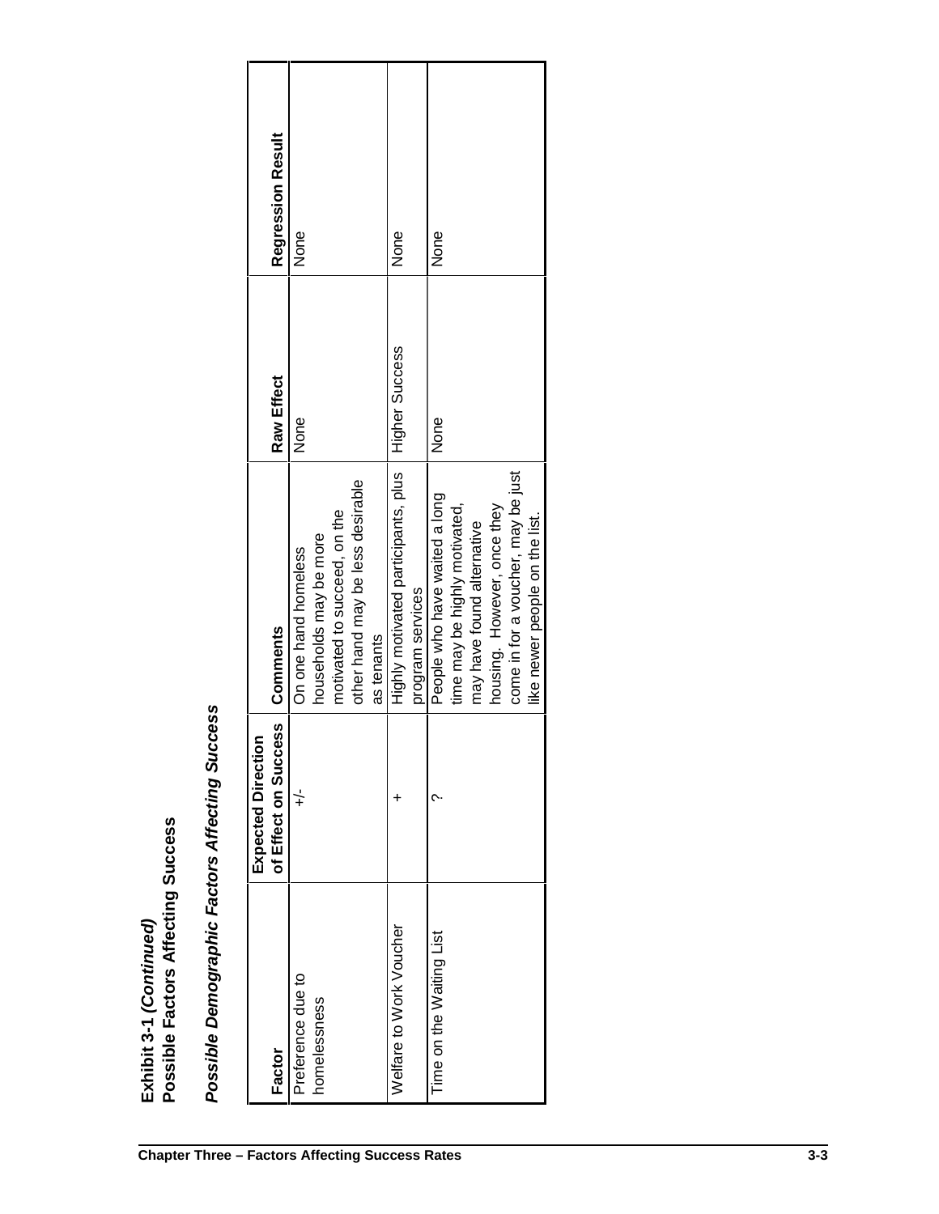**Exhibit 3-1 *(Continued)***
**Possible Factors Affecting Success**

***Possible Demographic Factors Affecting Success***

| Factor | Expected Direction of Effect on Success | Comments | Raw Effect | Regression Result |
|---|---|---|---|---|
| Preference due to homelessness | +/- | On one hand homeless households may be more motivated to succeed, on the other hand may be less desirable as tenants | None | None |
| Welfare to Work Voucher | + | Highly motivated participants, plus program services | Higher Success | None |
| Time on the Waiting List | ? | People who have waited a long time may be highly motivated, may have found alternative housing. However, once they come in for a voucher, may be just like newer people on the list. | None | None |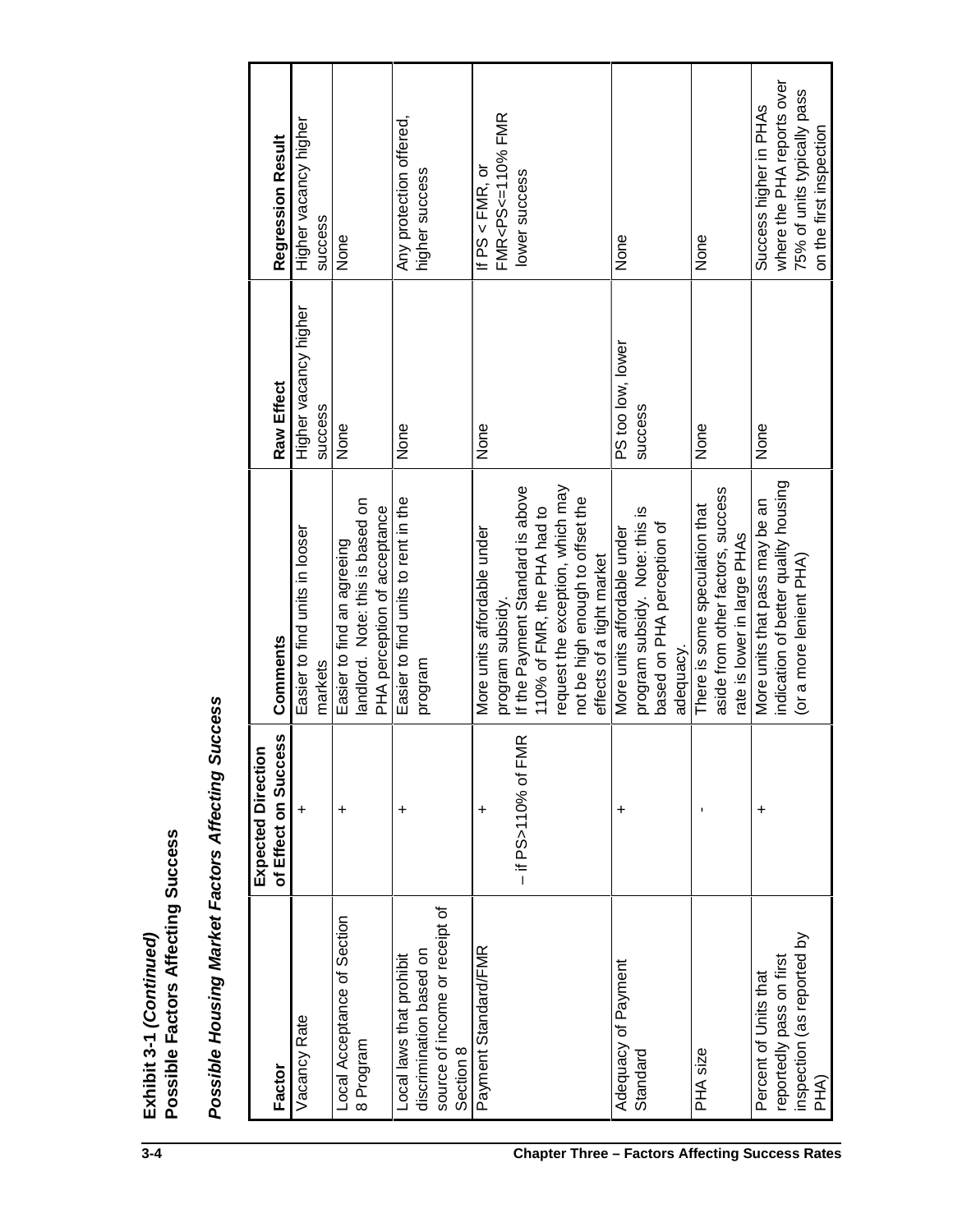**Exhibit 3-1 *(Continued)***
**Possible Factors Affecting Success**

***Possible Housing Market Factors Affecting Success***

| Factor | Expected Direction of Effect on Success | Comments | Raw Effect | Regression Result |
|---|---|---|---|---|
| Vacancy Rate | + | Easier to find units in looser markets | Higher vacancy higher success | Higher vacancy higher success |
| Local Acceptance of Section 8 Program | + | Easier to find an agreeing landlord. Note: this is based on PHA perception of acceptance | None | None |
| Local laws that prohibit discrimination based on source of income or receipt of Section 8 | + | Easier to find units to rent in the program | None | Any protection offered, higher success |
| Payment Standard/FMR | + <br> – if PS>110% of FMR | More units affordable under program subsidy. <br> If the Payment Standard is above 110% of FMR, the PHA had to request the exception, which may not be high enough to offset the effects of a tight market | None | If PS < FMR, or FMR<PS<=110% FMR lower success |
| Adequacy of Payment Standard | + | More units affordable under program subsidy. Note: this is based on PHA perception of adequacy. | PS too low, lower success | None |
| PHA size | - | There is some speculation that aside from other factors, success rate is lower in large PHAs | None | None |
| Percent of Units that reportedly pass on first inspection (as reported by PHA) | + | More units that pass may be an indication of better quality housing (or a more lenient PHA) | None | Success higher in PHAs where the PHA reports over 75% of units typically pass on the first inspection |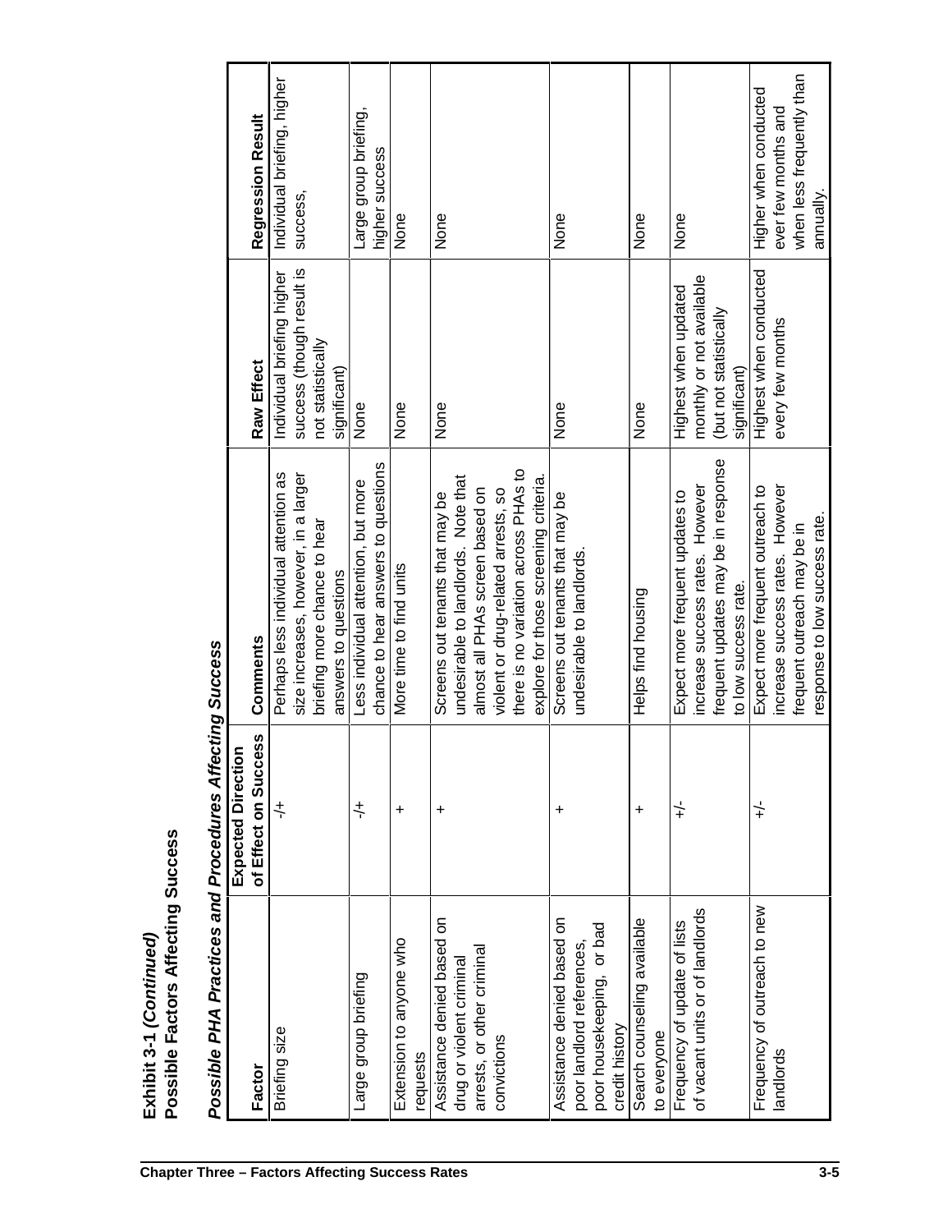**Exhibit 3-1 *(Continued)***
**Possible Factors Affecting Success**

***Possible PHA Practices and Procedures Affecting Success***

| Factor | Expected Direction of Effect on Success | Comments | Raw Effect | Regression Result |
|---|---|---|---|---|
| Briefing size | -/+ | Perhaps less individual attention as size increases, however, in a larger briefing more chance to hear answers to questions | Individual briefing higher success (though result is not statistically significant) | Individual briefing, higher success, |
| Large group briefing | -/+ | Less individual attention, but more chance to hear answers to questions | None | Large group briefing, higher success |
| Extension to anyone who requests | + | More time to find units | None | None |
| Assistance denied based on drug or violent criminal arrests, or other criminal convictions | + | Screens out tenants that may be undesirable to landlords. Note that almost all PHAs screen based on violent or drug-related arrests, so there is no variation across PHAs to explore for those screening criteria. | None | None |
| Assistance denied based on poor landlord references, poor housekeeping, or bad credit history | + | Screens out tenants that may be undesirable to landlords. | None | None |
| Search counseling available to everyone | + | Helps find housing | None | None |
| Frequency of update of lists of vacant units or of landlords | +/- | Expect more frequent updates to increase success rates. However frequent updates may be in response to low success rate. | Highest when updated monthly or not available (but not statistically significant) | None |
| Frequency of outreach to new landlords | +/- | Expect more frequent outreach to increase success rates. However frequent outreach may be in response to low success rate. | Highest when conducted every few months | Higher when conducted ever few months and when less frequently than annually. |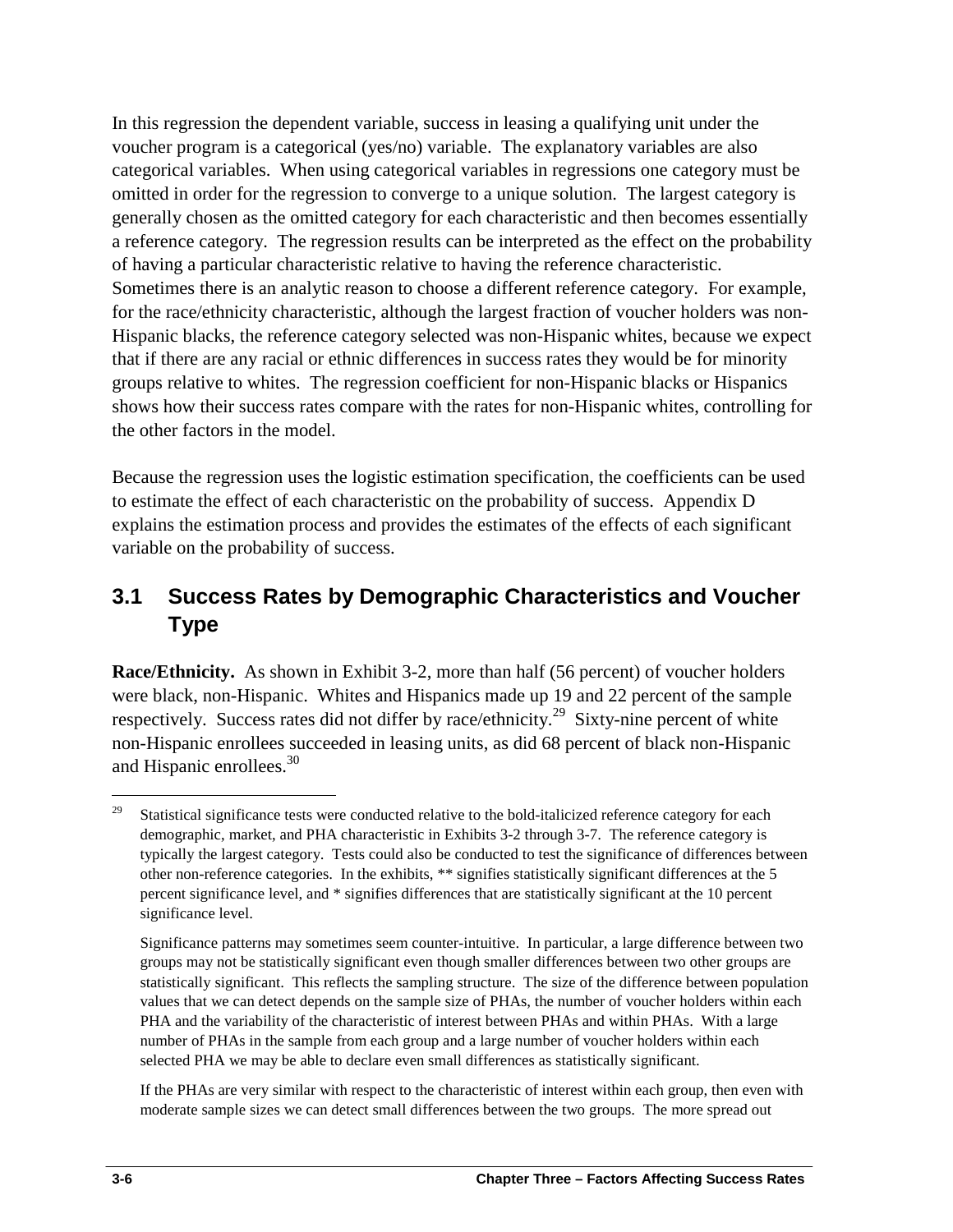In this regression the dependent variable, success in leasing a qualifying unit under the voucher program is a categorical (yes/no) variable. The explanatory variables are also categorical variables. When using categorical variables in regressions one category must be omitted in order for the regression to converge to a unique solution. The largest category is generally chosen as the omitted category for each characteristic and then becomes essentially a reference category. The regression results can be interpreted as the effect on the probability of having a particular characteristic relative to having the reference characteristic. Sometimes there is an analytic reason to choose a different reference category. For example, for the race/ethnicity characteristic, although the largest fraction of voucher holders was non-Hispanic blacks, the reference category selected was non-Hispanic whites, because we expect that if there are any racial or ethnic differences in success rates they would be for minority groups relative to whites. The regression coefficient for non-Hispanic blacks or Hispanics shows how their success rates compare with the rates for non-Hispanic whites, controlling for the other factors in the model.

Because the regression uses the logistic estimation specification, the coefficients can be used to estimate the effect of each characteristic on the probability of success. Appendix D explains the estimation process and provides the estimates of the effects of each significant variable on the probability of success.

## 3.1 Success Rates by Demographic Characteristics and Voucher Type

**Race/Ethnicity.** As shown in Exhibit 3-2, more than half (56 percent) of voucher holders were black, non-Hispanic. Whites and Hispanics made up 19 and 22 percent of the sample respectively. Success rates did not differ by race/ethnicity.[29] Sixty-nine percent of white non-Hispanic enrollees succeeded in leasing units, as did 68 percent of black non-Hispanic and Hispanic enrollees.[30]

---

[29] Statistical significance tests were conducted relative to the bold-italicized reference category for each demographic, market, and PHA characteristic in Exhibits 3-2 through 3-7. The reference category is typically the largest category. Tests could also be conducted to test the significance of differences between other non-reference categories. In the exhibits, ** signifies statistically significant differences at the 5 percent significance level, and * signifies differences that are statistically significant at the 10 percent significance level.

Significance patterns may sometimes seem counter-intuitive. In particular, a large difference between two groups may not be statistically significant even though smaller differences between two other groups are statistically significant. This reflects the sampling structure. The size of the difference between population values that we can detect depends on the sample size of PHAs, the number of voucher holders within each PHA and the variability of the characteristic of interest between PHAs and within PHAs. With a large number of PHAs in the sample from each group and a large number of voucher holders within each selected PHA we may be able to declare even small differences as statistically significant.

If the PHAs are very similar with respect to the characteristic of interest within each group, then even with moderate sample sizes we can detect small differences between the two groups. The more spread out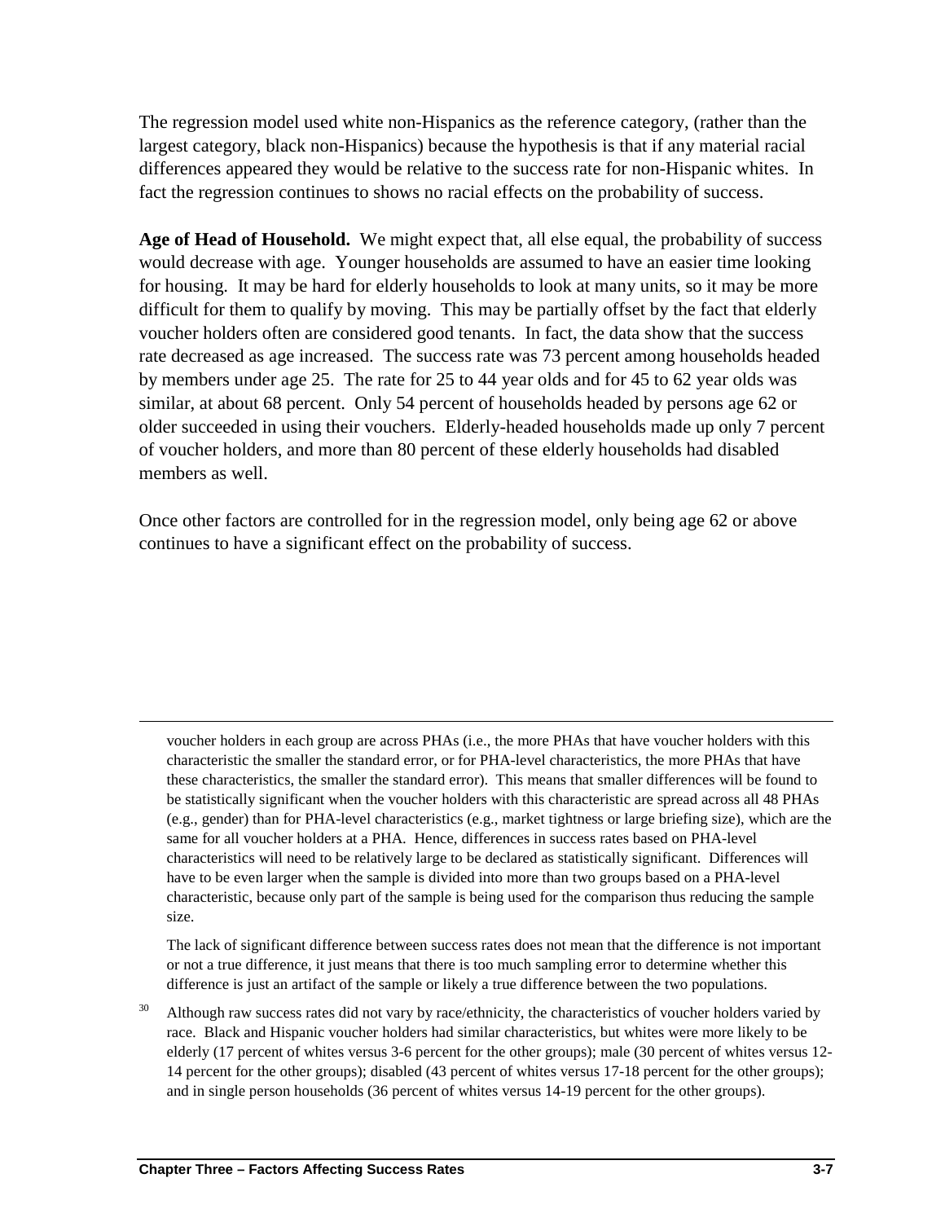The regression model used white non-Hispanics as the reference category, (rather than the largest category, black non-Hispanics) because the hypothesis is that if any material racial differences appeared they would be relative to the success rate for non-Hispanic whites. In fact the regression continues to shows no racial effects on the probability of success.

**Age of Head of Household.** We might expect that, all else equal, the probability of success would decrease with age. Younger households are assumed to have an easier time looking for housing. It may be hard for elderly households to look at many units, so it may be more difficult for them to qualify by moving. This may be partially offset by the fact that elderly voucher holders often are considered good tenants. In fact, the data show that the success rate decreased as age increased. The success rate was 73 percent among households headed by members under age 25. The rate for 25 to 44 year olds and for 45 to 62 year olds was similar, at about 68 percent. Only 54 percent of households headed by persons age 62 or older succeeded in using their vouchers. Elderly-headed households made up only 7 percent of voucher holders, and more than 80 percent of these elderly households had disabled members as well.

Once other factors are controlled for in the regression model, only being age 62 or above continues to have a significant effect on the probability of success.

---

voucher holders in each group are across PHAs (i.e., the more PHAs that have voucher holders with this characteristic the smaller the standard error, or for PHA-level characteristics, the more PHAs that have these characteristics, the smaller the standard error). This means that smaller differences will be found to be statistically significant when the voucher holders with this characteristic are spread across all 48 PHAs (e.g., gender) than for PHA-level characteristics (e.g., market tightness or large briefing size), which are the same for all voucher holders at a PHA. Hence, differences in success rates based on PHA-level characteristics will need to be relatively large to be declared as statistically significant. Differences will have to be even larger when the sample is divided into more than two groups based on a PHA-level characteristic, because only part of the sample is being used for the comparison thus reducing the sample size.

The lack of significant difference between success rates does not mean that the difference is not important or not a true difference, it just means that there is too much sampling error to determine whether this difference is just an artifact of the sample or likely a true difference between the two populations.

[30] Although raw success rates did not vary by race/ethnicity, the characteristics of voucher holders varied by race. Black and Hispanic voucher holders had similar characteristics, but whites were more likely to be elderly (17 percent of whites versus 3-6 percent for the other groups); male (30 percent of whites versus 12-14 percent for the other groups); disabled (43 percent of whites versus 17-18 percent for the other groups); and in single person households (36 percent of whites versus 14-19 percent for the other groups).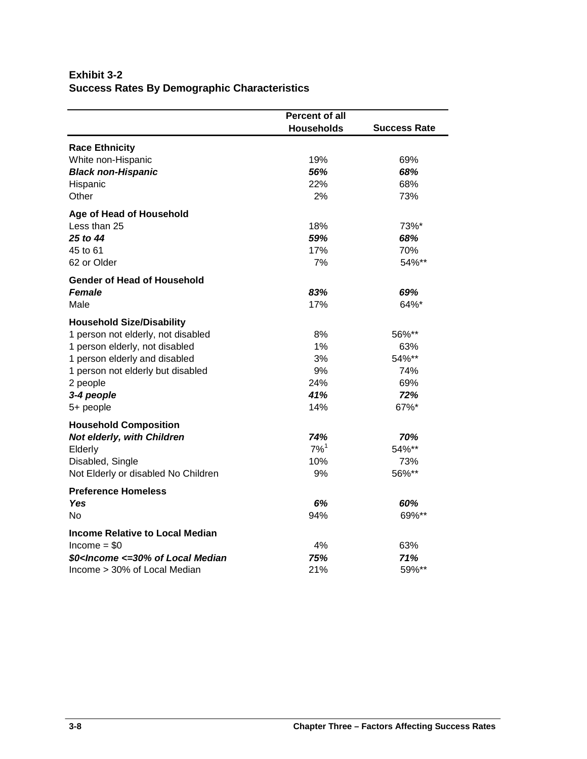**Exhibit 3-2**
**Success Rates By Demographic Characteristics**

| | Percent of all Households | Success Rate |
|---|---|---|
| **Race Ethnicity** | | |
| White non-Hispanic | 19% | 69% |
| ***Black non-Hispanic*** | ***56%*** | ***68%*** |
| Hispanic | 22% | 68% |
| Other | 2% | 73% |
| **Age of Head of Household** | | |
| Less than 25 | 18% | 73%* |
| ***25 to 44*** | ***59%*** | ***68%*** |
| 45 to 61 | 17% | 70% |
| 62 or Older | 7% | 54%** |
| **Gender of Head of Household** | | |
| ***Female*** | ***83%*** | ***69%*** |
| Male | 17% | 64%* |
| **Household Size/Disability** | | |
| 1 person not elderly, not disabled | 8% | 56%** |
| 1 person elderly, not disabled | 1% | 63% |
| 1 person elderly and disabled | 3% | 54%** |
| 1 person not elderly but disabled | 9% | 74% |
| 2 people | 24% | 69% |
| ***3-4 people*** | ***41%*** | ***72%*** |
| 5+ people | 14% | 67%* |
| **Household Composition** | | |
| ***Not elderly, with Children*** | ***74%*** | ***70%*** |
| Elderly | 7%[1] | 54%** |
| Disabled, Single | 10% | 73% |
| Not Elderly or disabled No Children | 9% | 56%** |
| **Preference Homeless** | | |
| ***Yes*** | ***6%*** | ***60%*** |
| No | 94% | 69%** |
| **Income Relative to Local Median** | | |
| Income = $0 | 4% | 63% |
| ***$0<Income <=30% of Local Median*** | ***75%*** | ***71%*** |
| Income > 30% of Local Median | 21% | 59%** |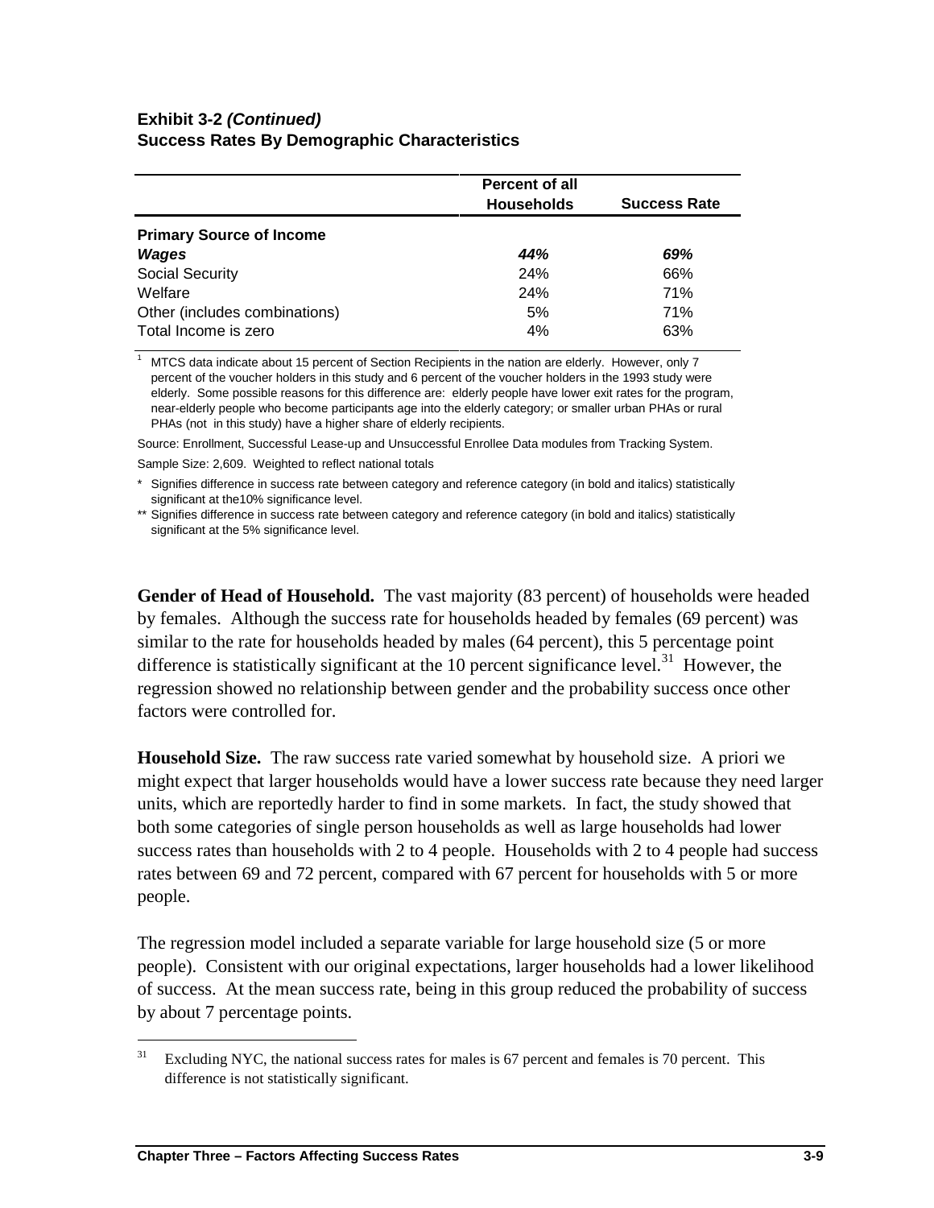**Exhibit 3-2 *(Continued)***
**Success Rates By Demographic Characteristics**

| | Percent of all Households | Success Rate |
|---|---|---|
| **Primary Source of Income** | | |
| ***Wages*** | ***44%*** | ***69%*** |
| Social Security | 24% | 66% |
| Welfare | 24% | 71% |
| Other (includes combinations) | 5% | 71% |
| Total Income is zero | 4% | 63% |

[1] MTCS data indicate about 15 percent of Section Recipients in the nation are elderly. However, only 7 percent of the voucher holders in this study and 6 percent of the voucher holders in the 1993 study were elderly. Some possible reasons for this difference are: elderly people have lower exit rates for the program, near-elderly people who become participants age into the elderly category; or smaller urban PHAs or rural PHAs (not in this study) have a higher share of elderly recipients.

Source: Enrollment, Successful Lease-up and Unsuccessful Enrollee Data modules from Tracking System.

Sample Size: 2,609. Weighted to reflect national totals

\* Signifies difference in success rate between category and reference category (in bold and italics) statistically significant at the10% significance level.

\*\* Signifies difference in success rate between category and reference category (in bold and italics) statistically significant at the 5% significance level.

**Gender of Head of Household.** The vast majority (83 percent) of households were headed by females. Although the success rate for households headed by females (69 percent) was similar to the rate for households headed by males (64 percent), this 5 percentage point difference is statistically significant at the 10 percent significance level.[31] However, the regression showed no relationship between gender and the probability success once other factors were controlled for.

**Household Size.** The raw success rate varied somewhat by household size. A priori we might expect that larger households would have a lower success rate because they need larger units, which are reportedly harder to find in some markets. In fact, the study showed that both some categories of single person households as well as large households had lower success rates than households with 2 to 4 people. Households with 2 to 4 people had success rates between 69 and 72 percent, compared with 67 percent for households with 5 or more people.

The regression model included a separate variable for large household size (5 or more people). Consistent with our original expectations, larger households had a lower likelihood of success. At the mean success rate, being in this group reduced the probability of success by about 7 percentage points.

[31] Excluding NYC, the national success rates for males is 67 percent and females is 70 percent. This difference is not statistically significant.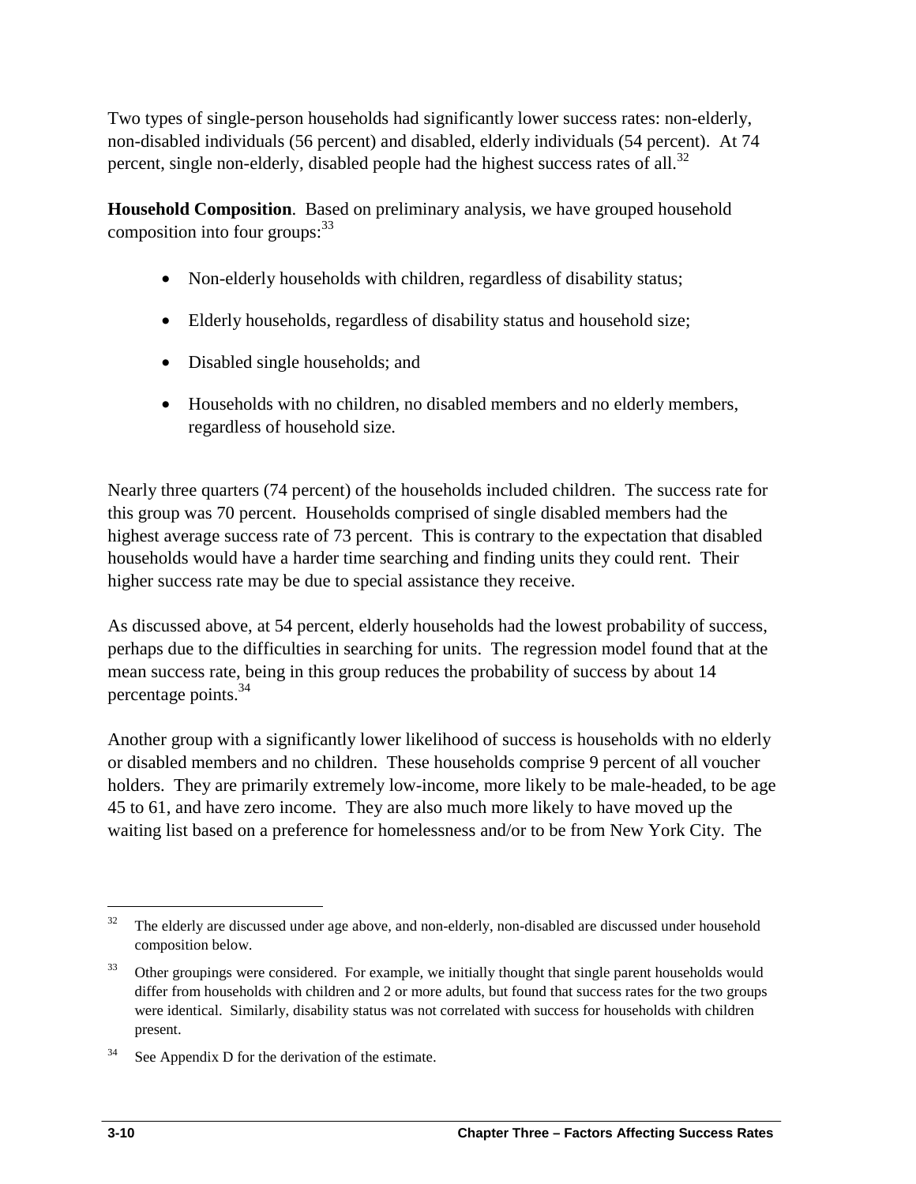Two types of single-person households had significantly lower success rates: non-elderly, non-disabled individuals (56 percent) and disabled, elderly individuals (54 percent). At 74 percent, single non-elderly, disabled people had the highest success rates of all.[32]

**Household Composition**. Based on preliminary analysis, we have grouped household composition into four groups:[33]

- Non-elderly households with children, regardless of disability status;
- Elderly households, regardless of disability status and household size;
- Disabled single households; and
- Households with no children, no disabled members and no elderly members, regardless of household size.

Nearly three quarters (74 percent) of the households included children. The success rate for this group was 70 percent. Households comprised of single disabled members had the highest average success rate of 73 percent. This is contrary to the expectation that disabled households would have a harder time searching and finding units they could rent. Their higher success rate may be due to special assistance they receive.

As discussed above, at 54 percent, elderly households had the lowest probability of success, perhaps due to the difficulties in searching for units. The regression model found that at the mean success rate, being in this group reduces the probability of success by about 14 percentage points.[34]

Another group with a significantly lower likelihood of success is households with no elderly or disabled members and no children. These households comprise 9 percent of all voucher holders. They are primarily extremely low-income, more likely to be male-headed, to be age 45 to 61, and have zero income. They are also much more likely to have moved up the waiting list based on a preference for homelessness and/or to be from New York City. The

---

[32] The elderly are discussed under age above, and non-elderly, non-disabled are discussed under household composition below.

[33] Other groupings were considered. For example, we initially thought that single parent households would differ from households with children and 2 or more adults, but found that success rates for the two groups were identical. Similarly, disability status was not correlated with success for households with children present.

[34] See Appendix D for the derivation of the estimate.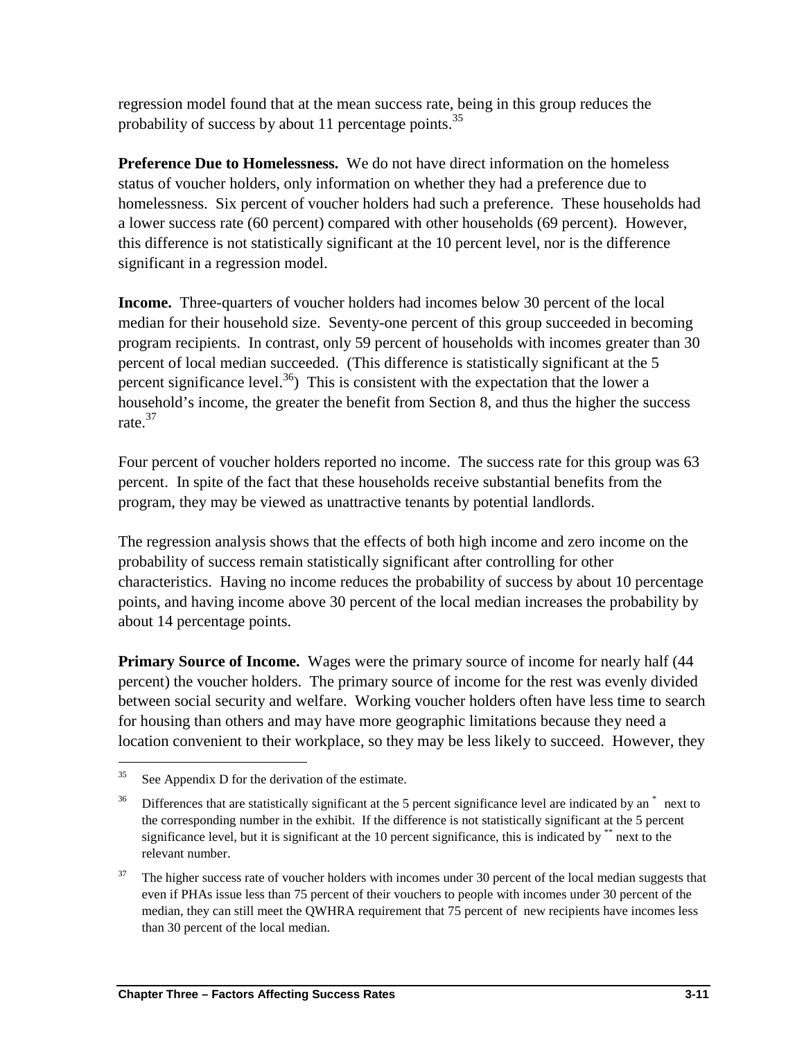regression model found that at the mean success rate, being in this group reduces the probability of success by about 11 percentage points.[35]

**Preference Due to Homelessness.** We do not have direct information on the homeless status of voucher holders, only information on whether they had a preference due to homelessness. Six percent of voucher holders had such a preference. These households had a lower success rate (60 percent) compared with other households (69 percent). However, this difference is not statistically significant at the 10 percent level, nor is the difference significant in a regression model.

**Income.** Three-quarters of voucher holders had incomes below 30 percent of the local median for their household size. Seventy-one percent of this group succeeded in becoming program recipients. In contrast, only 59 percent of households with incomes greater than 30 percent of local median succeeded. (This difference is statistically significant at the 5 percent significance level.[36]) This is consistent with the expectation that the lower a household's income, the greater the benefit from Section 8, and thus the higher the success rate.[37]

Four percent of voucher holders reported no income. The success rate for this group was 63 percent. In spite of the fact that these households receive substantial benefits from the program, they may be viewed as unattractive tenants by potential landlords.

The regression analysis shows that the effects of both high income and zero income on the probability of success remain statistically significant after controlling for other characteristics. Having no income reduces the probability of success by about 10 percentage points, and having income above 30 percent of the local median increases the probability by about 14 percentage points.

**Primary Source of Income.** Wages were the primary source of income for nearly half (44 percent) the voucher holders. The primary source of income for the rest was evenly divided between social security and welfare. Working voucher holders often have less time to search for housing than others and may have more geographic limitations because they need a location convenient to their workplace, so they may be less likely to succeed. However, they

---

[35] See Appendix D for the derivation of the estimate.

[36] Differences that are statistically significant at the 5 percent significance level are indicated by an * next to the corresponding number in the exhibit. If the difference is not statistically significant at the 5 percent significance level, but it is significant at the 10 percent significance, this is indicated by ** next to the relevant number.

[37] The higher success rate of voucher holders with incomes under 30 percent of the local median suggests that even if PHAs issue less than 75 percent of their vouchers to people with incomes under 30 percent of the median, they can still meet the QWHRA requirement that 75 percent of new recipients have incomes less than 30 percent of the local median.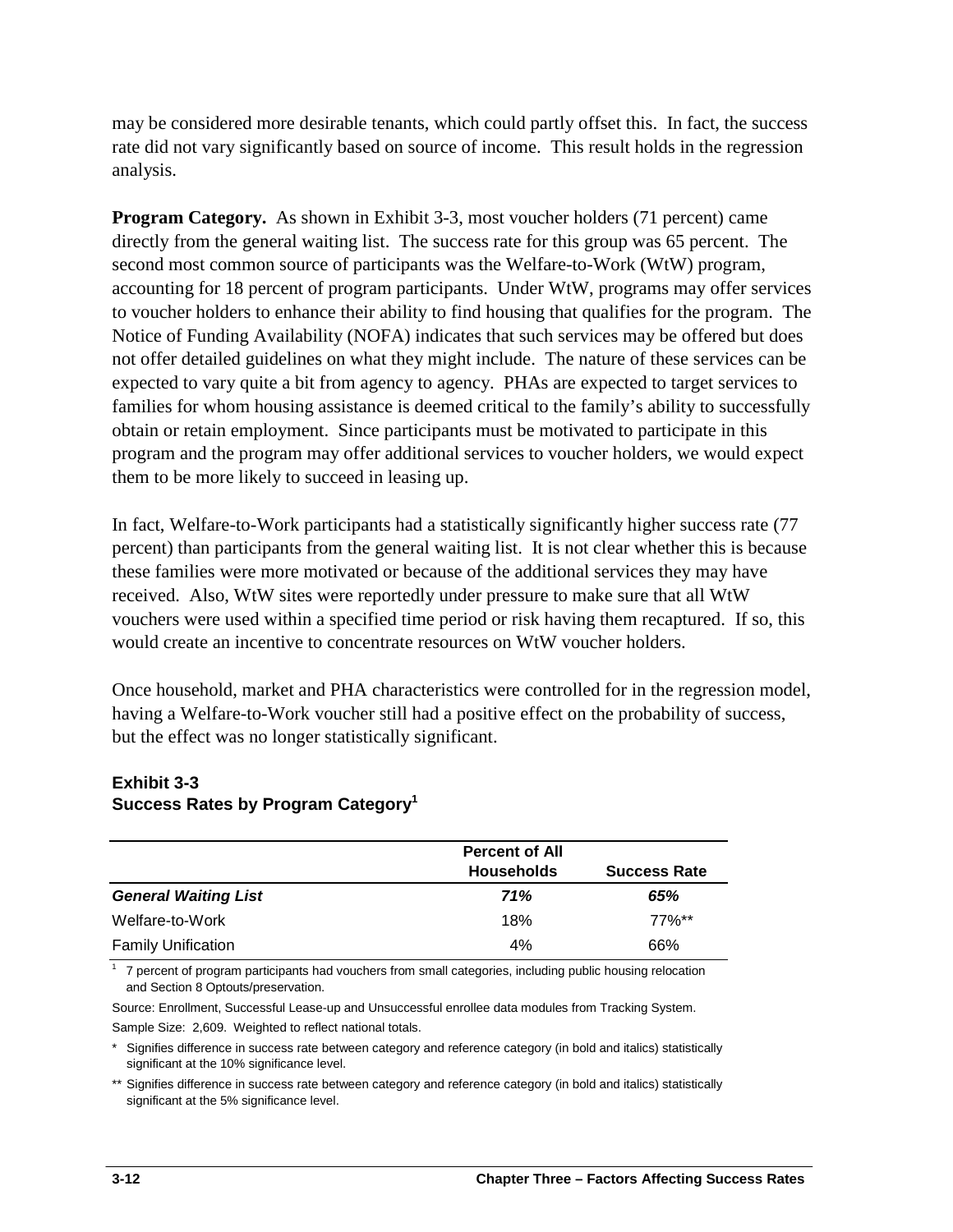may be considered more desirable tenants, which could partly offset this. In fact, the success rate did not vary significantly based on source of income. This result holds in the regression analysis.

**Program Category.** As shown in Exhibit 3-3, most voucher holders (71 percent) came directly from the general waiting list. The success rate for this group was 65 percent. The second most common source of participants was the Welfare-to-Work (WtW) program, accounting for 18 percent of program participants. Under WtW, programs may offer services to voucher holders to enhance their ability to find housing that qualifies for the program. The Notice of Funding Availability (NOFA) indicates that such services may be offered but does not offer detailed guidelines on what they might include. The nature of these services can be expected to vary quite a bit from agency to agency. PHAs are expected to target services to families for whom housing assistance is deemed critical to the family's ability to successfully obtain or retain employment. Since participants must be motivated to participate in this program and the program may offer additional services to voucher holders, we would expect them to be more likely to succeed in leasing up.

In fact, Welfare-to-Work participants had a statistically significantly higher success rate (77 percent) than participants from the general waiting list. It is not clear whether this is because these families were more motivated or because of the additional services they may have received. Also, WtW sites were reportedly under pressure to make sure that all WtW vouchers were used within a specified time period or risk having them recaptured. If so, this would create an incentive to concentrate resources on WtW voucher holders.

Once household, market and PHA characteristics were controlled for in the regression model, having a Welfare-to-Work voucher still had a positive effect on the probability of success, but the effect was no longer statistically significant.

**Exhibit 3-3**
**Success Rates by Program Category[1]**

| | Percent of All Households | Success Rate |
|---|---|---|
| ***General Waiting List*** | ***71%*** | ***65%*** |
| Welfare-to-Work | 18% | 77%** |
| Family Unification | 4% | 66% |

[1] 7 percent of program participants had vouchers from small categories, including public housing relocation and Section 8 Optouts/preservation.

Source: Enrollment, Successful Lease-up and Unsuccessful enrollee data modules from Tracking System.

Sample Size: 2,609. Weighted to reflect national totals.

\* Signifies difference in success rate between category and reference category (in bold and italics) statistically significant at the 10% significance level.

\** Signifies difference in success rate between category and reference category (in bold and italics) statistically significant at the 5% significance level.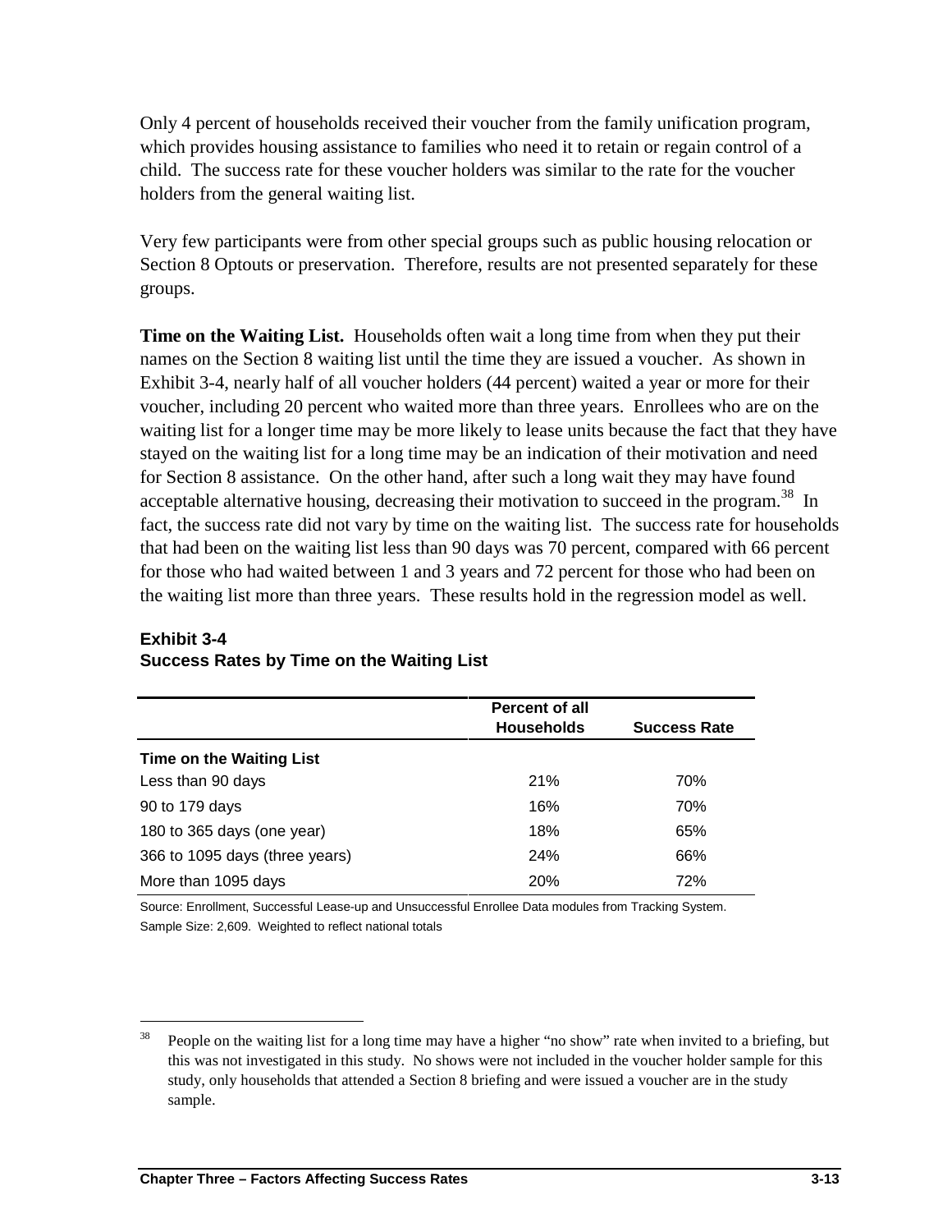Only 4 percent of households received their voucher from the family unification program, which provides housing assistance to families who need it to retain or regain control of a child. The success rate for these voucher holders was similar to the rate for the voucher holders from the general waiting list.

Very few participants were from other special groups such as public housing relocation or Section 8 Optouts or preservation. Therefore, results are not presented separately for these groups.

**Time on the Waiting List.** Households often wait a long time from when they put their names on the Section 8 waiting list until the time they are issued a voucher. As shown in Exhibit 3-4, nearly half of all voucher holders (44 percent) waited a year or more for their voucher, including 20 percent who waited more than three years. Enrollees who are on the waiting list for a longer time may be more likely to lease units because the fact that they have stayed on the waiting list for a long time may be an indication of their motivation and need for Section 8 assistance. On the other hand, after such a long wait they may have found acceptable alternative housing, decreasing their motivation to succeed in the program.[38] In fact, the success rate did not vary by time on the waiting list. The success rate for households that had been on the waiting list less than 90 days was 70 percent, compared with 66 percent for those who had waited between 1 and 3 years and 72 percent for those who had been on the waiting list more than three years. These results hold in the regression model as well.

**Exhibit 3-4**
**Success Rates by Time on the Waiting List**

| | Percent of all Households | Success Rate |
|---|---|---|
| **Time on the Waiting List** | | |
| Less than 90 days | 21% | 70% |
| 90 to 179 days | 16% | 70% |
| 180 to 365 days (one year) | 18% | 65% |
| 366 to 1095 days (three years) | 24% | 66% |
| More than 1095 days | 20% | 72% |

Source: Enrollment, Successful Lease-up and Unsuccessful Enrollee Data modules from Tracking System.
Sample Size: 2,609. Weighted to reflect national totals

[38] People on the waiting list for a long time may have a higher "no show" rate when invited to a briefing, but this was not investigated in this study. No shows were not included in the voucher holder sample for this study, only households that attended a Section 8 briefing and were issued a voucher are in the study sample.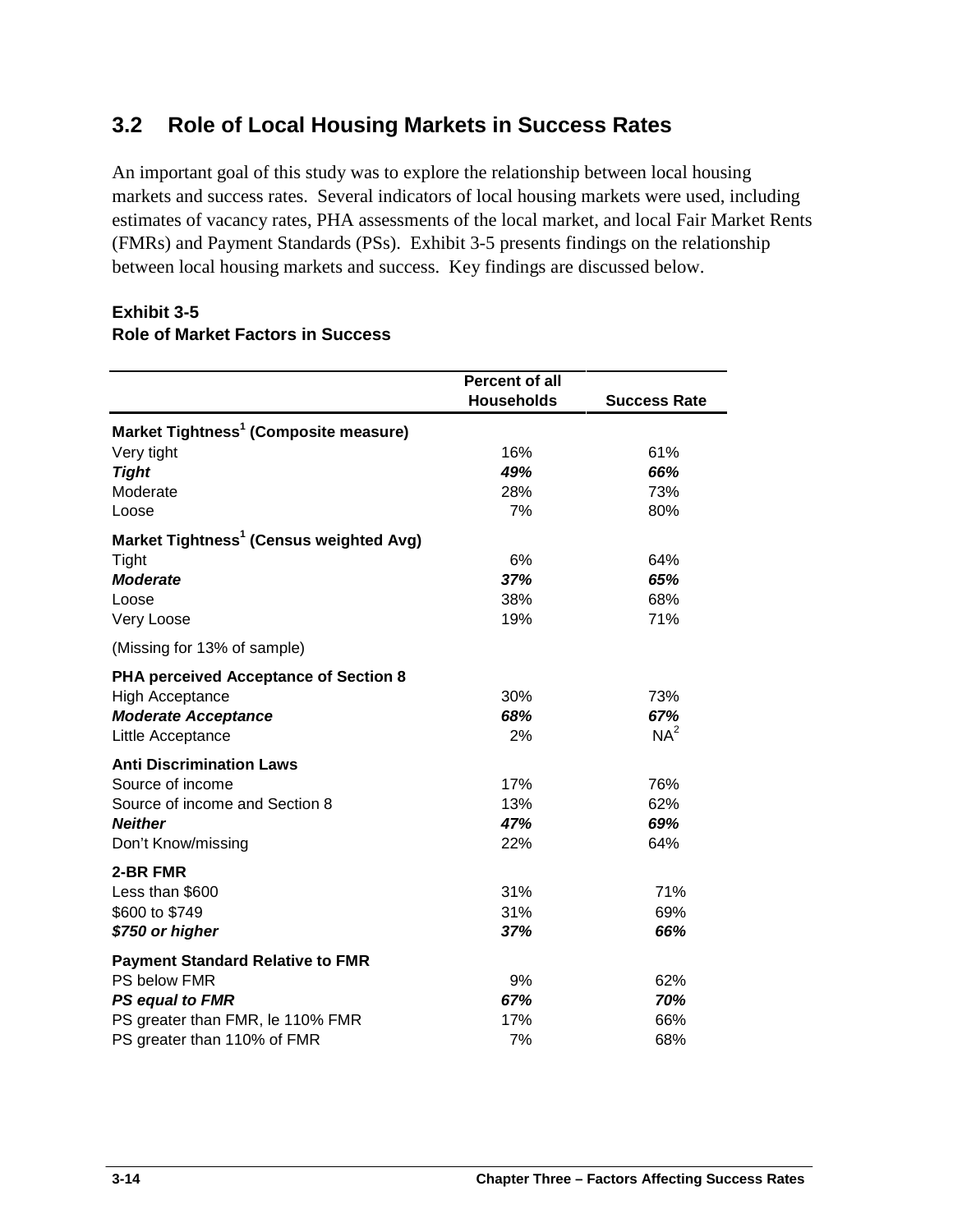## 3.2 Role of Local Housing Markets in Success Rates

An important goal of this study was to explore the relationship between local housing markets and success rates. Several indicators of local housing markets were used, including estimates of vacancy rates, PHA assessments of the local market, and local Fair Market Rents (FMRs) and Payment Standards (PSs). Exhibit 3-5 presents findings on the relationship between local housing markets and success. Key findings are discussed below.

**Exhibit 3-5**
**Role of Market Factors in Success**

| | Percent of all Households | Success Rate |
|---|---|---|
| **Market Tightness[1] (Composite measure)** | | |
| Very tight | 16% | 61% |
| ***Tight*** | ***49%*** | ***66%*** |
| Moderate | 28% | 73% |
| Loose | 7% | 80% |
| **Market Tightness[1] (Census weighted Avg)** | | |
| Tight | 6% | 64% |
| ***Moderate*** | ***37%*** | ***65%*** |
| Loose | 38% | 68% |
| Very Loose | 19% | 71% |
| (Missing for 13% of sample) | | |
| **PHA perceived Acceptance of Section 8** | | |
| High Acceptance | 30% | 73% |
| ***Moderate Acceptance*** | ***68%*** | ***67%*** |
| Little Acceptance | 2% | NA[2] |
| **Anti Discrimination Laws** | | |
| Source of income | 17% | 76% |
| Source of income and Section 8 | 13% | 62% |
| ***Neither*** | ***47%*** | ***69%*** |
| Don't Know/missing | 22% | 64% |
| **2-BR FMR** | | |
| Less than $600 | 31% | 71% |
| $600 to $749 | 31% | 69% |
| ***$750 or higher*** | ***37%*** | ***66%*** |
| **Payment Standard Relative to FMR** | | |
| PS below FMR | 9% | 62% |
| ***PS equal to FMR*** | ***67%*** | ***70%*** |
| PS greater than FMR, le 110% FMR | 17% | 66% |
| PS greater than 110% of FMR | 7% | 68% |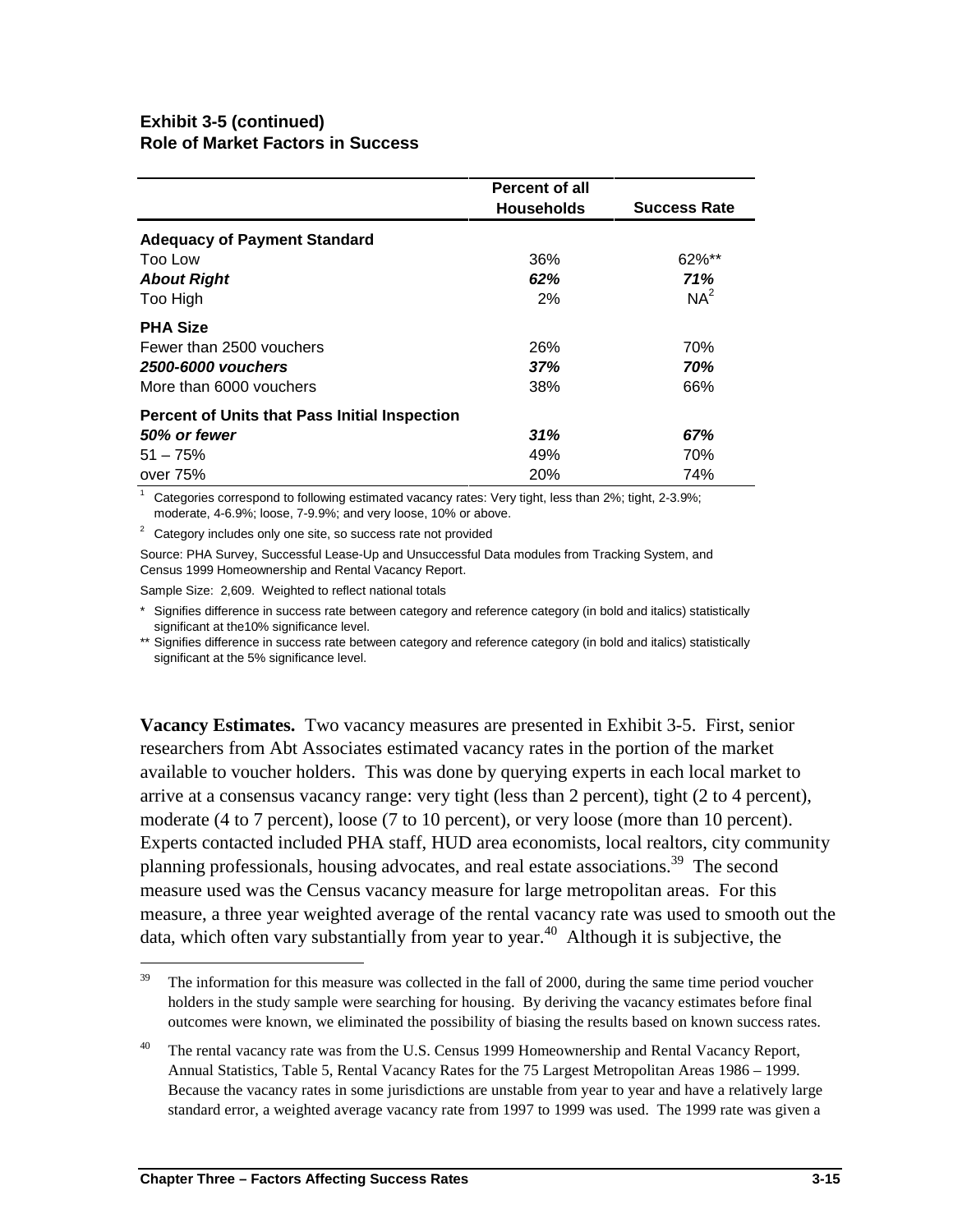**Exhibit 3-5 (continued)**
**Role of Market Factors in Success**

| | Percent of all Households | Success Rate |
|---|---|---|
| **Adequacy of Payment Standard** | | |
| Too Low | 36% | 62%** |
| ***About Right*** | ***62%*** | ***71%*** |
| Too High | 2% | NA[2] |
| **PHA Size** | | |
| Fewer than 2500 vouchers | 26% | 70% |
| ***2500-6000 vouchers*** | ***37%*** | ***70%*** |
| More than 6000 vouchers | 38% | 66% |
| **Percent of Units that Pass Initial Inspection** | | |
| ***50% or fewer*** | ***31%*** | ***67%*** |
| 51 – 75% | 49% | 70% |
| over 75% | 20% | 74% |

[1] Categories correspond to following estimated vacancy rates: Very tight, less than 2%; tight, 2-3.9%; moderate, 4-6.9%; loose, 7-9.9%; and very loose, 10% or above.

[2] Category includes only one site, so success rate not provided

Source: PHA Survey, Successful Lease-Up and Unsuccessful Data modules from Tracking System, and Census 1999 Homeownership and Rental Vacancy Report.

Sample Size: 2,609. Weighted to reflect national totals

\* Signifies difference in success rate between category and reference category (in bold and italics) statistically significant at the10% significance level.

\*\* Signifies difference in success rate between category and reference category (in bold and italics) statistically significant at the 5% significance level.

**Vacancy Estimates.** Two vacancy measures are presented in Exhibit 3-5. First, senior researchers from Abt Associates estimated vacancy rates in the portion of the market available to voucher holders. This was done by querying experts in each local market to arrive at a consensus vacancy range: very tight (less than 2 percent), tight (2 to 4 percent), moderate (4 to 7 percent), loose (7 to 10 percent), or very loose (more than 10 percent). Experts contacted included PHA staff, HUD area economists, local realtors, city community planning professionals, housing advocates, and real estate associations.[39] The second measure used was the Census vacancy measure for large metropolitan areas. For this measure, a three year weighted average of the rental vacancy rate was used to smooth out the data, which often vary substantially from year to year.[40] Although it is subjective, the

[39] The information for this measure was collected in the fall of 2000, during the same time period voucher holders in the study sample were searching for housing. By deriving the vacancy estimates before final outcomes were known, we eliminated the possibility of biasing the results based on known success rates.

[40] The rental vacancy rate was from the U.S. Census 1999 Homeownership and Rental Vacancy Report, Annual Statistics, Table 5, Rental Vacancy Rates for the 75 Largest Metropolitan Areas 1986 – 1999. Because the vacancy rates in some jurisdictions are unstable from year to year and have a relatively large standard error, a weighted average vacancy rate from 1997 to 1999 was used. The 1999 rate was given a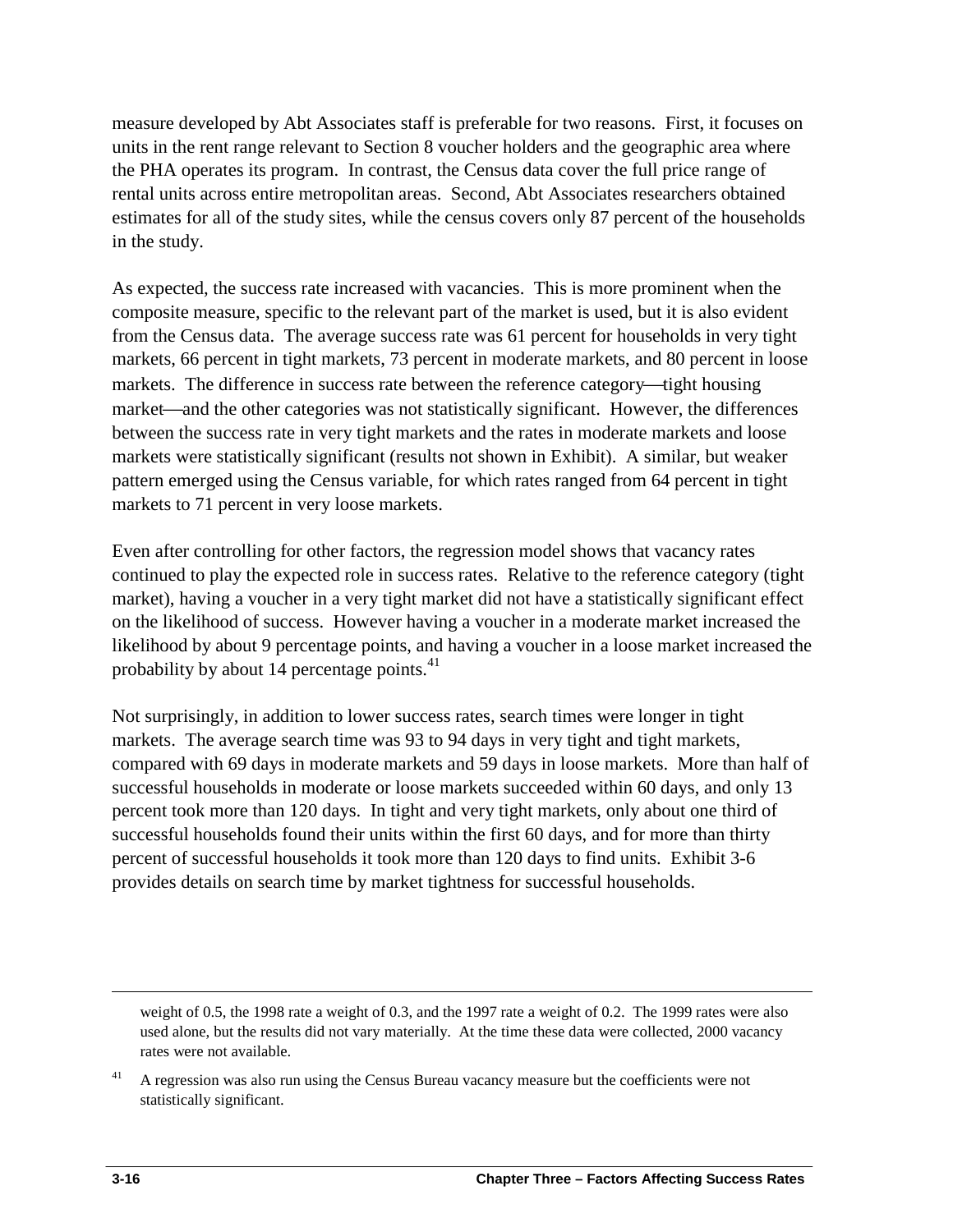measure developed by Abt Associates staff is preferable for two reasons. First, it focuses on units in the rent range relevant to Section 8 voucher holders and the geographic area where the PHA operates its program. In contrast, the Census data cover the full price range of rental units across entire metropolitan areas. Second, Abt Associates researchers obtained estimates for all of the study sites, while the census covers only 87 percent of the households in the study.

As expected, the success rate increased with vacancies. This is more prominent when the composite measure, specific to the relevant part of the market is used, but it is also evident from the Census data. The average success rate was 61 percent for households in very tight markets, 66 percent in tight markets, 73 percent in moderate markets, and 80 percent in loose markets. The difference in success rate between the reference category—tight housing market—and the other categories was not statistically significant. However, the differences between the success rate in very tight markets and the rates in moderate markets and loose markets were statistically significant (results not shown in Exhibit). A similar, but weaker pattern emerged using the Census variable, for which rates ranged from 64 percent in tight markets to 71 percent in very loose markets.

Even after controlling for other factors, the regression model shows that vacancy rates continued to play the expected role in success rates. Relative to the reference category (tight market), having a voucher in a very tight market did not have a statistically significant effect on the likelihood of success. However having a voucher in a moderate market increased the likelihood by about 9 percentage points, and having a voucher in a loose market increased the probability by about 14 percentage points.[41]

Not surprisingly, in addition to lower success rates, search times were longer in tight markets. The average search time was 93 to 94 days in very tight and tight markets, compared with 69 days in moderate markets and 59 days in loose markets. More than half of successful households in moderate or loose markets succeeded within 60 days, and only 13 percent took more than 120 days. In tight and very tight markets, only about one third of successful households found their units within the first 60 days, and for more than thirty percent of successful households it took more than 120 days to find units. Exhibit 3-6 provides details on search time by market tightness for successful households.

---

weight of 0.5, the 1998 rate a weight of 0.3, and the 1997 rate a weight of 0.2. The 1999 rates were also used alone, but the results did not vary materially. At the time these data were collected, 2000 vacancy rates were not available.

[41] A regression was also run using the Census Bureau vacancy measure but the coefficients were not statistically significant.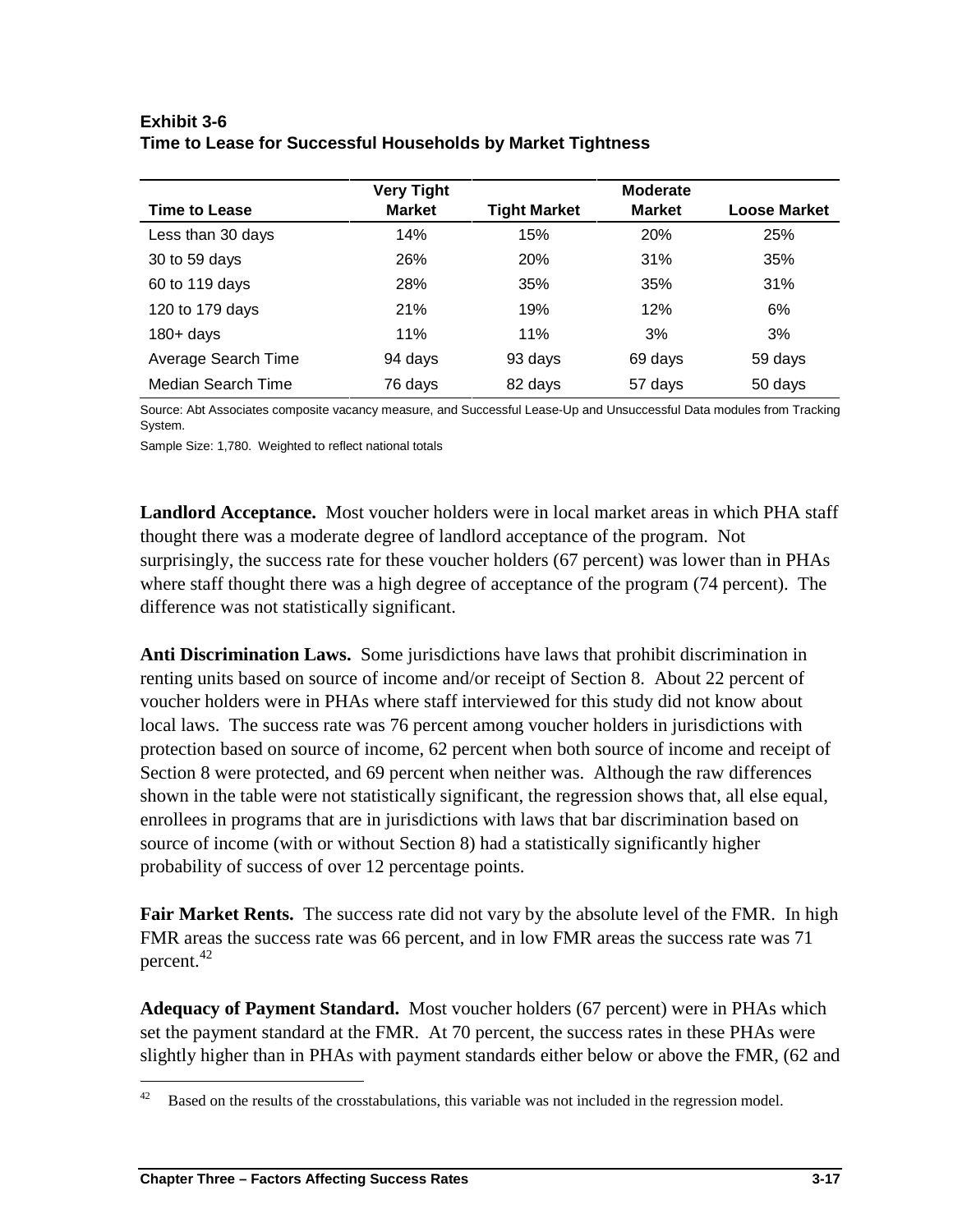**Exhibit 3-6**
**Time to Lease for Successful Households by Market Tightness**

| Time to Lease | Very Tight Market | Tight Market | Moderate Market | Loose Market |
|---|---|---|---|---|
| Less than 30 days | 14% | 15% | 20% | 25% |
| 30 to 59 days | 26% | 20% | 31% | 35% |
| 60 to 119 days | 28% | 35% | 35% | 31% |
| 120 to 179 days | 21% | 19% | 12% | 6% |
| 180+ days | 11% | 11% | 3% | 3% |
| Average Search Time | 94 days | 93 days | 69 days | 59 days |
| Median Search Time | 76 days | 82 days | 57 days | 50 days |

Source: Abt Associates composite vacancy measure, and Successful Lease-Up and Unsuccessful Data modules from Tracking System.

Sample Size: 1,780. Weighted to reflect national totals

**Landlord Acceptance.** Most voucher holders were in local market areas in which PHA staff thought there was a moderate degree of landlord acceptance of the program. Not surprisingly, the success rate for these voucher holders (67 percent) was lower than in PHAs where staff thought there was a high degree of acceptance of the program (74 percent). The difference was not statistically significant.

**Anti Discrimination Laws.** Some jurisdictions have laws that prohibit discrimination in renting units based on source of income and/or receipt of Section 8. About 22 percent of voucher holders were in PHAs where staff interviewed for this study did not know about local laws. The success rate was 76 percent among voucher holders in jurisdictions with protection based on source of income, 62 percent when both source of income and receipt of Section 8 were protected, and 69 percent when neither was. Although the raw differences shown in the table were not statistically significant, the regression shows that, all else equal, enrollees in programs that are in jurisdictions with laws that bar discrimination based on source of income (with or without Section 8) had a statistically significantly higher probability of success of over 12 percentage points.

**Fair Market Rents.** The success rate did not vary by the absolute level of the FMR. In high FMR areas the success rate was 66 percent, and in low FMR areas the success rate was 71 percent.[42]

**Adequacy of Payment Standard.** Most voucher holders (67 percent) were in PHAs which set the payment standard at the FMR. At 70 percent, the success rates in these PHAs were slightly higher than in PHAs with payment standards either below or above the FMR, (62 and

[42] Based on the results of the crosstabulations, this variable was not included in the regression model.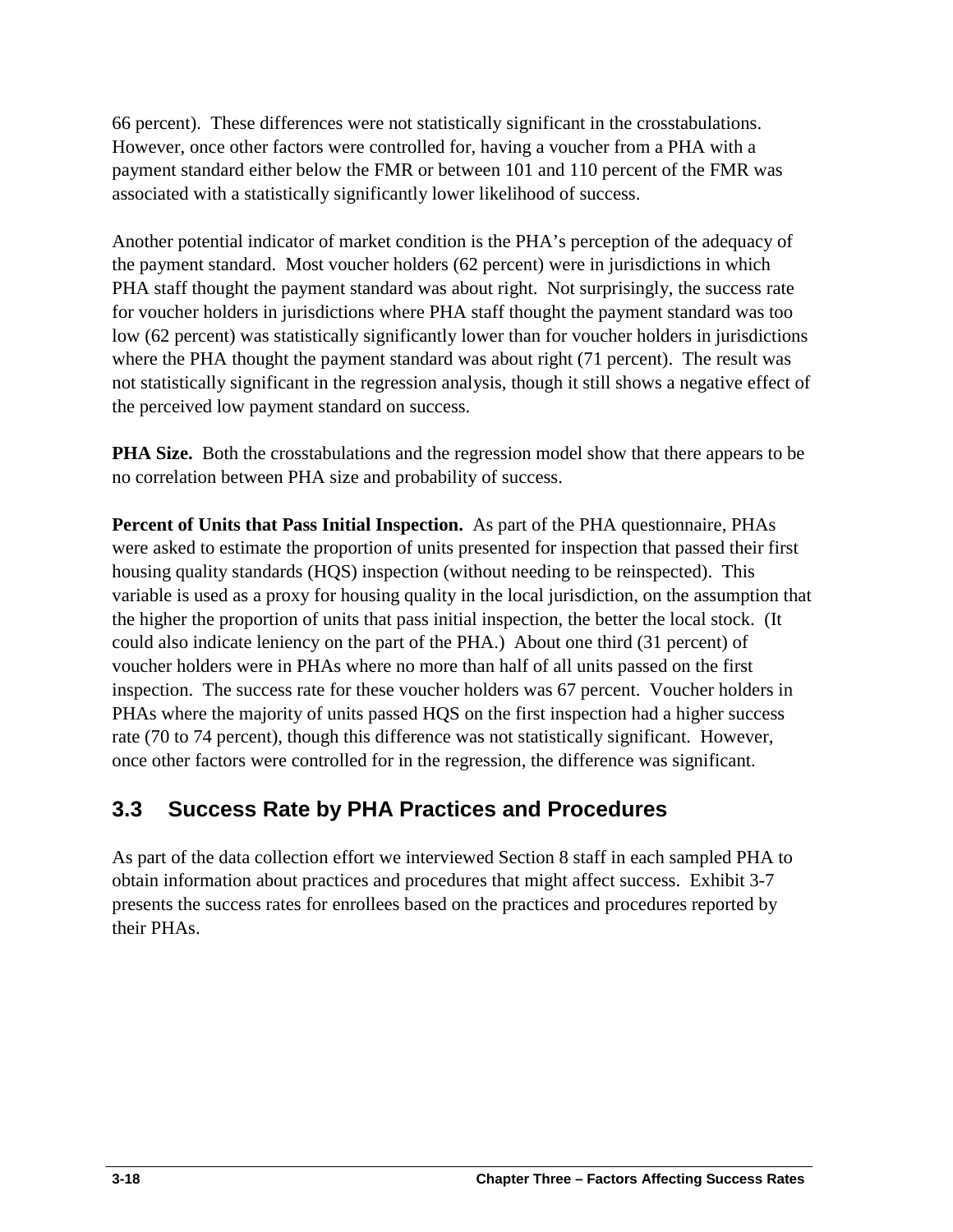66 percent). These differences were not statistically significant in the crosstabulations. However, once other factors were controlled for, having a voucher from a PHA with a payment standard either below the FMR or between 101 and 110 percent of the FMR was associated with a statistically significantly lower likelihood of success.

Another potential indicator of market condition is the PHA's perception of the adequacy of the payment standard. Most voucher holders (62 percent) were in jurisdictions in which PHA staff thought the payment standard was about right. Not surprisingly, the success rate for voucher holders in jurisdictions where PHA staff thought the payment standard was too low (62 percent) was statistically significantly lower than for voucher holders in jurisdictions where the PHA thought the payment standard was about right (71 percent). The result was not statistically significant in the regression analysis, though it still shows a negative effect of the perceived low payment standard on success.

**PHA Size.** Both the crosstabulations and the regression model show that there appears to be no correlation between PHA size and probability of success.

**Percent of Units that Pass Initial Inspection.** As part of the PHA questionnaire, PHAs were asked to estimate the proportion of units presented for inspection that passed their first housing quality standards (HQS) inspection (without needing to be reinspected). This variable is used as a proxy for housing quality in the local jurisdiction, on the assumption that the higher the proportion of units that pass initial inspection, the better the local stock. (It could also indicate leniency on the part of the PHA.) About one third (31 percent) of voucher holders were in PHAs where no more than half of all units passed on the first inspection. The success rate for these voucher holders was 67 percent. Voucher holders in PHAs where the majority of units passed HQS on the first inspection had a higher success rate (70 to 74 percent), though this difference was not statistically significant. However, once other factors were controlled for in the regression, the difference was significant.

## 3.3 Success Rate by PHA Practices and Procedures

As part of the data collection effort we interviewed Section 8 staff in each sampled PHA to obtain information about practices and procedures that might affect success. Exhibit 3-7 presents the success rates for enrollees based on the practices and procedures reported by their PHAs.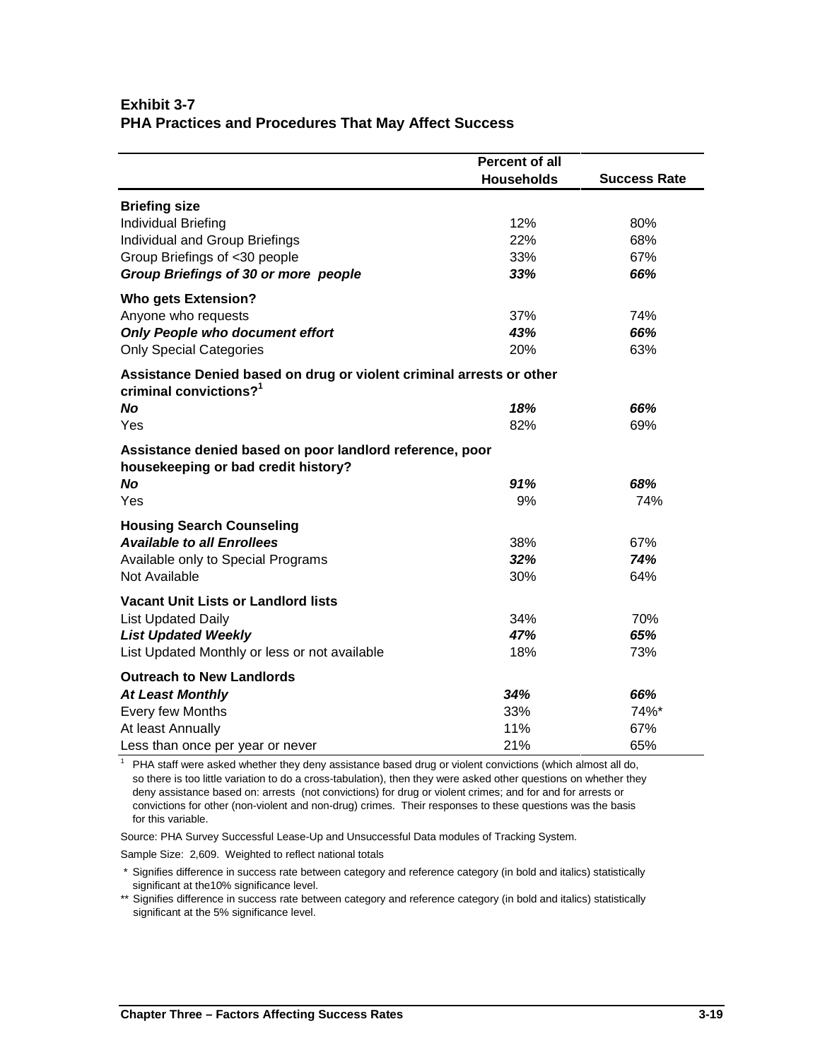**Exhibit 3-7**
**PHA Practices and Procedures That May Affect Success**

| | Percent of all Households | Success Rate |
|---|---|---|
| **Briefing size** | | |
| Individual Briefing | 12% | 80% |
| Individual and Group Briefings | 22% | 68% |
| Group Briefings of <30 people | 33% | 67% |
| ***Group Briefings of 30 or more people*** | ***33%*** | ***66%*** |
| **Who gets Extension?** | | |
| Anyone who requests | 37% | 74% |
| ***Only People who document effort*** | ***43%*** | ***66%*** |
| Only Special Categories | 20% | 63% |
| **Assistance Denied based on drug or violent criminal arrests or other criminal convictions?**[1] | | |
| ***No*** | ***18%*** | ***66%*** |
| Yes | 82% | 69% |
| **Assistance denied based on poor landlord reference, poor housekeeping or bad credit history?** | | |
| ***No*** | ***91%*** | ***68%*** |
| Yes | 9% | 74% |
| **Housing Search Counseling** | | |
| ***Available to all Enrollees*** | 38% | 67% |
| Available only to Special Programs | ***32%*** | ***74%*** |
| Not Available | 30% | 64% |
| **Vacant Unit Lists or Landlord lists** | | |
| List Updated Daily | 34% | 70% |
| ***List Updated Weekly*** | ***47%*** | ***65%*** |
| List Updated Monthly or less or not available | 18% | 73% |
| **Outreach to New Landlords** | | |
| ***At Least Monthly*** | ***34%*** | ***66%*** |
| Every few Months | 33% | 74%* |
| At least Annually | 11% | 67% |
| Less than once per year or never | 21% | 65% |

[1] PHA staff were asked whether they deny assistance based drug or violent convictions (which almost all do, so there is too little variation to do a cross-tabulation), then they were asked other questions on whether they deny assistance based on: arrests (not convictions) for drug or violent crimes; and for and for arrests or convictions for other (non-violent and non-drug) crimes. Their responses to these questions was the basis for this variable.

Source: PHA Survey Successful Lease-Up and Unsuccessful Data modules of Tracking System.

Sample Size: 2,609. Weighted to reflect national totals

\* Signifies difference in success rate between category and reference category (in bold and italics) statistically significant at the10% significance level.

\*\* Signifies difference in success rate between category and reference category (in bold and italics) statistically significant at the 5% significance level.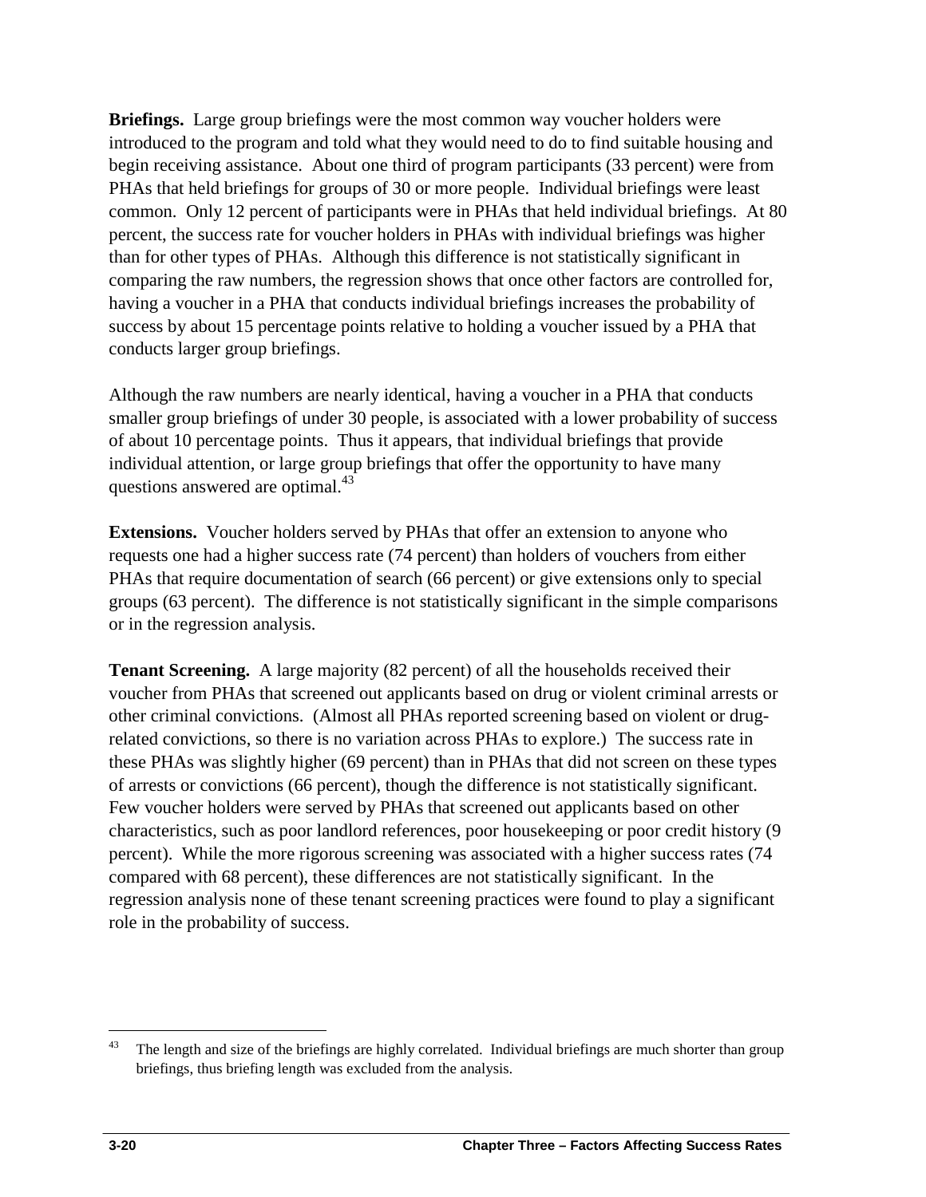**Briefings.** Large group briefings were the most common way voucher holders were introduced to the program and told what they would need to do to find suitable housing and begin receiving assistance. About one third of program participants (33 percent) were from PHAs that held briefings for groups of 30 or more people. Individual briefings were least common. Only 12 percent of participants were in PHAs that held individual briefings. At 80 percent, the success rate for voucher holders in PHAs with individual briefings was higher than for other types of PHAs. Although this difference is not statistically significant in comparing the raw numbers, the regression shows that once other factors are controlled for, having a voucher in a PHA that conducts individual briefings increases the probability of success by about 15 percentage points relative to holding a voucher issued by a PHA that conducts larger group briefings.

Although the raw numbers are nearly identical, having a voucher in a PHA that conducts smaller group briefings of under 30 people, is associated with a lower probability of success of about 10 percentage points. Thus it appears, that individual briefings that provide individual attention, or large group briefings that offer the opportunity to have many questions answered are optimal.[43]

**Extensions.** Voucher holders served by PHAs that offer an extension to anyone who requests one had a higher success rate (74 percent) than holders of vouchers from either PHAs that require documentation of search (66 percent) or give extensions only to special groups (63 percent). The difference is not statistically significant in the simple comparisons or in the regression analysis.

**Tenant Screening.** A large majority (82 percent) of all the households received their voucher from PHAs that screened out applicants based on drug or violent criminal arrests or other criminal convictions. (Almost all PHAs reported screening based on violent or drug-related convictions, so there is no variation across PHAs to explore.) The success rate in these PHAs was slightly higher (69 percent) than in PHAs that did not screen on these types of arrests or convictions (66 percent), though the difference is not statistically significant. Few voucher holders were served by PHAs that screened out applicants based on other characteristics, such as poor landlord references, poor housekeeping or poor credit history (9 percent). While the more rigorous screening was associated with a higher success rates (74 compared with 68 percent), these differences are not statistically significant. In the regression analysis none of these tenant screening practices were found to play a significant role in the probability of success.

---

[43] The length and size of the briefings are highly correlated. Individual briefings are much shorter than group briefings, thus briefing length was excluded from the analysis.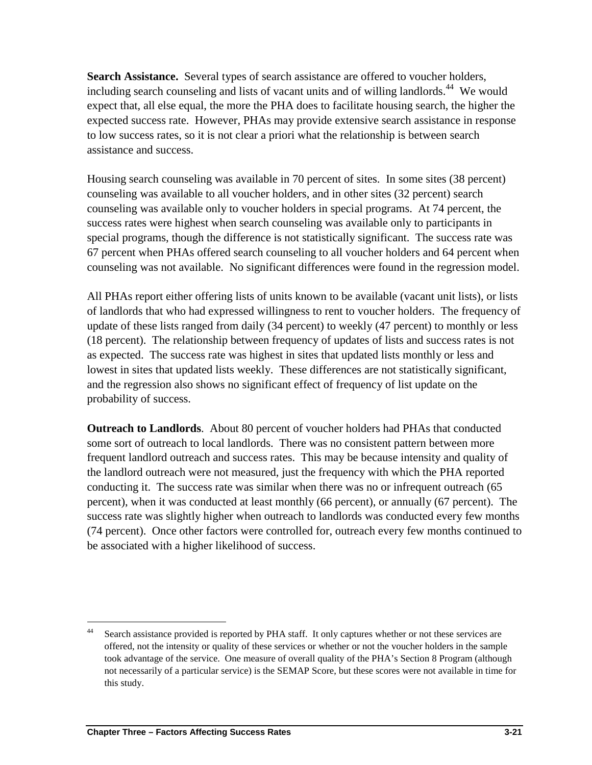**Search Assistance.** Several types of search assistance are offered to voucher holders, including search counseling and lists of vacant units and of willing landlords.[44] We would expect that, all else equal, the more the PHA does to facilitate housing search, the higher the expected success rate. However, PHAs may provide extensive search assistance in response to low success rates, so it is not clear a priori what the relationship is between search assistance and success.

Housing search counseling was available in 70 percent of sites. In some sites (38 percent) counseling was available to all voucher holders, and in other sites (32 percent) search counseling was available only to voucher holders in special programs. At 74 percent, the success rates were highest when search counseling was available only to participants in special programs, though the difference is not statistically significant. The success rate was 67 percent when PHAs offered search counseling to all voucher holders and 64 percent when counseling was not available. No significant differences were found in the regression model.

All PHAs report either offering lists of units known to be available (vacant unit lists), or lists of landlords that who had expressed willingness to rent to voucher holders. The frequency of update of these lists ranged from daily (34 percent) to weekly (47 percent) to monthly or less (18 percent). The relationship between frequency of updates of lists and success rates is not as expected. The success rate was highest in sites that updated lists monthly or less and lowest in sites that updated lists weekly. These differences are not statistically significant, and the regression also shows no significant effect of frequency of list update on the probability of success.

**Outreach to Landlords**. About 80 percent of voucher holders had PHAs that conducted some sort of outreach to local landlords. There was no consistent pattern between more frequent landlord outreach and success rates. This may be because intensity and quality of the landlord outreach were not measured, just the frequency with which the PHA reported conducting it. The success rate was similar when there was no or infrequent outreach (65 percent), when it was conducted at least monthly (66 percent), or annually (67 percent). The success rate was slightly higher when outreach to landlords was conducted every few months (74 percent). Once other factors were controlled for, outreach every few months continued to be associated with a higher likelihood of success.

---

[44] Search assistance provided is reported by PHA staff. It only captures whether or not these services are offered, not the intensity or quality of these services or whether or not the voucher holders in the sample took advantage of the service. One measure of overall quality of the PHA's Section 8 Program (although not necessarily of a particular service) is the SEMAP Score, but these scores were not available in time for this study.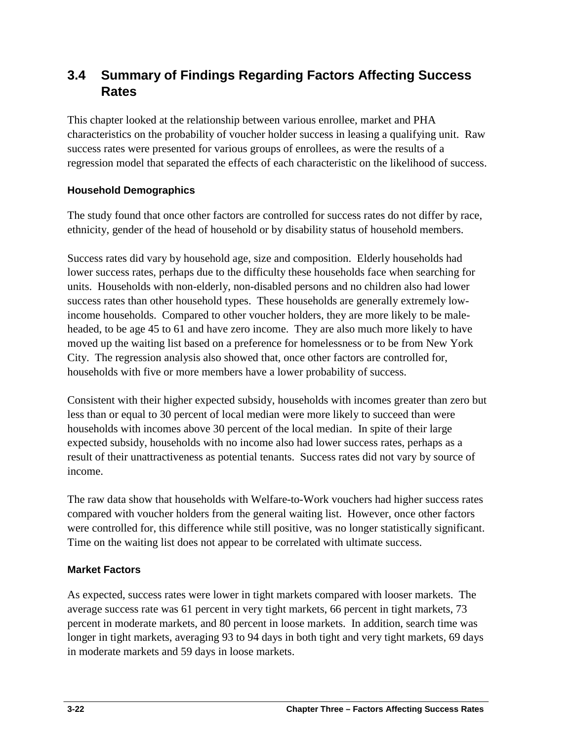## 3.4 Summary of Findings Regarding Factors Affecting Success Rates

This chapter looked at the relationship between various enrollee, market and PHA characteristics on the probability of voucher holder success in leasing a qualifying unit. Raw success rates were presented for various groups of enrollees, as were the results of a regression model that separated the effects of each characteristic on the likelihood of success.

### Household Demographics

The study found that once other factors are controlled for success rates do not differ by race, ethnicity, gender of the head of household or by disability status of household members.

Success rates did vary by household age, size and composition. Elderly households had lower success rates, perhaps due to the difficulty these households face when searching for units. Households with non-elderly, non-disabled persons and no children also had lower success rates than other household types. These households are generally extremely low-income households. Compared to other voucher holders, they are more likely to be male-headed, to be age 45 to 61 and have zero income. They are also much more likely to have moved up the waiting list based on a preference for homelessness or to be from New York City. The regression analysis also showed that, once other factors are controlled for, households with five or more members have a lower probability of success.

Consistent with their higher expected subsidy, households with incomes greater than zero but less than or equal to 30 percent of local median were more likely to succeed than were households with incomes above 30 percent of the local median. In spite of their large expected subsidy, households with no income also had lower success rates, perhaps as a result of their unattractiveness as potential tenants. Success rates did not vary by source of income.

The raw data show that households with Welfare-to-Work vouchers had higher success rates compared with voucher holders from the general waiting list. However, once other factors were controlled for, this difference while still positive, was no longer statistically significant. Time on the waiting list does not appear to be correlated with ultimate success.

### Market Factors

As expected, success rates were lower in tight markets compared with looser markets. The average success rate was 61 percent in very tight markets, 66 percent in tight markets, 73 percent in moderate markets, and 80 percent in loose markets. In addition, search time was longer in tight markets, averaging 93 to 94 days in both tight and very tight markets, 69 days in moderate markets and 59 days in loose markets.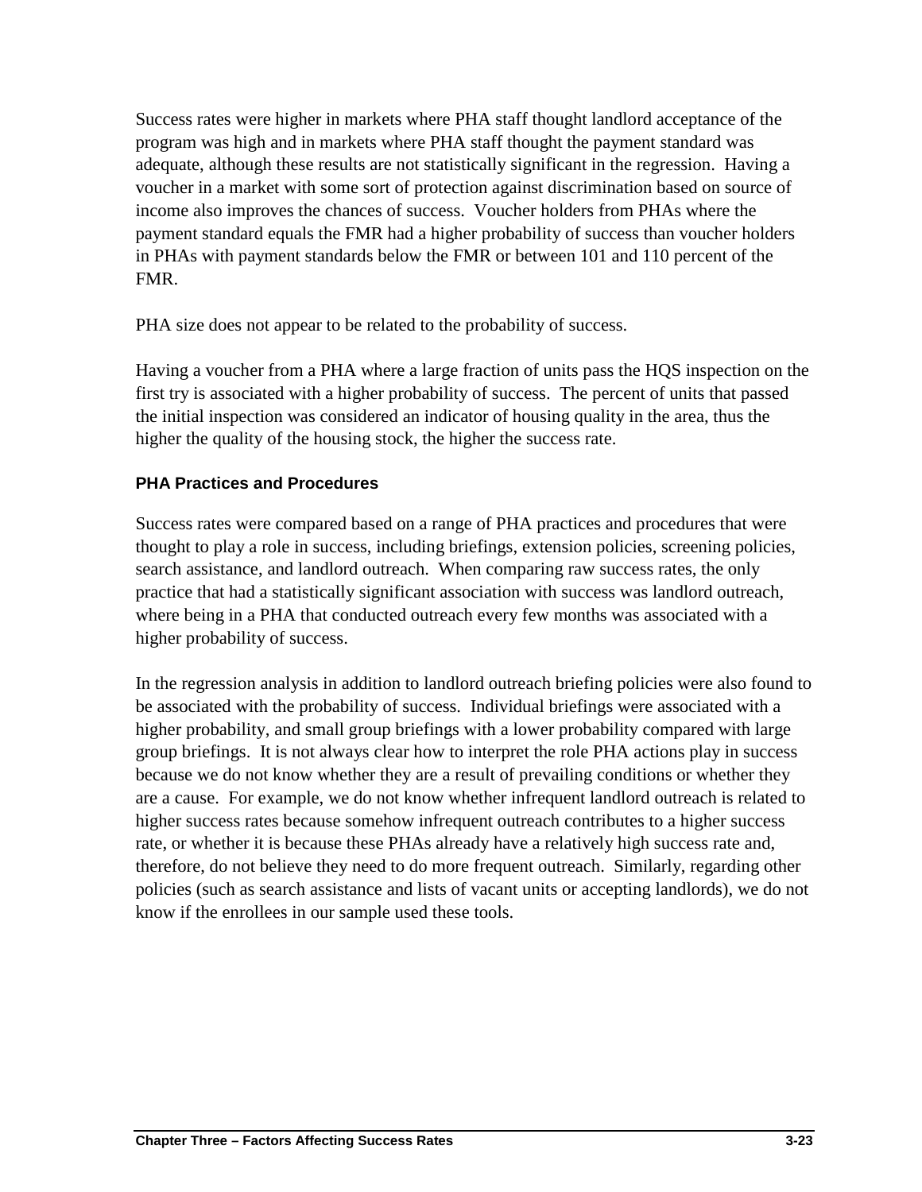Success rates were higher in markets where PHA staff thought landlord acceptance of the program was high and in markets where PHA staff thought the payment standard was adequate, although these results are not statistically significant in the regression. Having a voucher in a market with some sort of protection against discrimination based on source of income also improves the chances of success. Voucher holders from PHAs where the payment standard equals the FMR had a higher probability of success than voucher holders in PHAs with payment standards below the FMR or between 101 and 110 percent of the FMR.

PHA size does not appear to be related to the probability of success.

Having a voucher from a PHA where a large fraction of units pass the HQS inspection on the first try is associated with a higher probability of success. The percent of units that passed the initial inspection was considered an indicator of housing quality in the area, thus the higher the quality of the housing stock, the higher the success rate.

### PHA Practices and Procedures

Success rates were compared based on a range of PHA practices and procedures that were thought to play a role in success, including briefings, extension policies, screening policies, search assistance, and landlord outreach. When comparing raw success rates, the only practice that had a statistically significant association with success was landlord outreach, where being in a PHA that conducted outreach every few months was associated with a higher probability of success.

In the regression analysis in addition to landlord outreach briefing policies were also found to be associated with the probability of success. Individual briefings were associated with a higher probability, and small group briefings with a lower probability compared with large group briefings. It is not always clear how to interpret the role PHA actions play in success because we do not know whether they are a result of prevailing conditions or whether they are a cause. For example, we do not know whether infrequent landlord outreach is related to higher success rates because somehow infrequent outreach contributes to a higher success rate, or whether it is because these PHAs already have a relatively high success rate and, therefore, do not believe they need to do more frequent outreach. Similarly, regarding other policies (such as search assistance and lists of vacant units or accepting landlords), we do not know if the enrollees in our sample used these tools.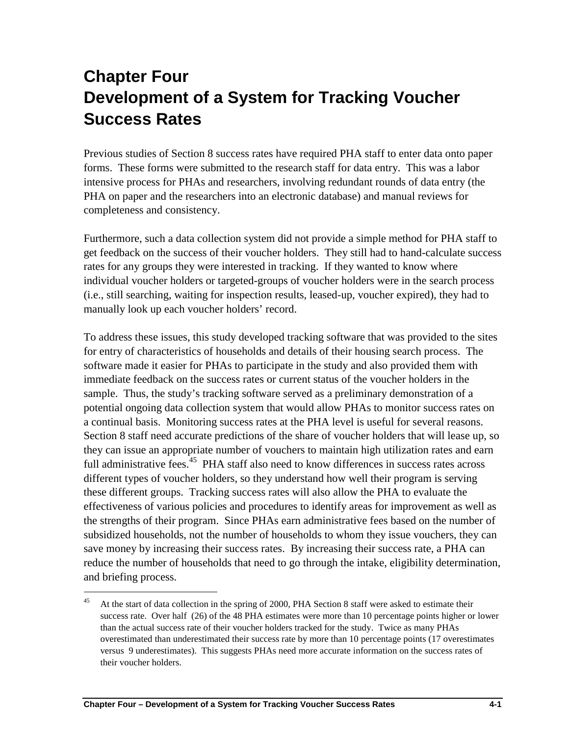# Chapter Four
# Development of a System for Tracking Voucher Success Rates

Previous studies of Section 8 success rates have required PHA staff to enter data onto paper forms. These forms were submitted to the research staff for data entry. This was a labor intensive process for PHAs and researchers, involving redundant rounds of data entry (the PHA on paper and the researchers into an electronic database) and manual reviews for completeness and consistency.

Furthermore, such a data collection system did not provide a simple method for PHA staff to get feedback on the success of their voucher holders. They still had to hand-calculate success rates for any groups they were interested in tracking. If they wanted to know where individual voucher holders or targeted-groups of voucher holders were in the search process (i.e., still searching, waiting for inspection results, leased-up, voucher expired), they had to manually look up each voucher holders' record.

To address these issues, this study developed tracking software that was provided to the sites for entry of characteristics of households and details of their housing search process. The software made it easier for PHAs to participate in the study and also provided them with immediate feedback on the success rates or current status of the voucher holders in the sample. Thus, the study's tracking software served as a preliminary demonstration of a potential ongoing data collection system that would allow PHAs to monitor success rates on a continual basis. Monitoring success rates at the PHA level is useful for several reasons. Section 8 staff need accurate predictions of the share of voucher holders that will lease up, so they can issue an appropriate number of vouchers to maintain high utilization rates and earn full administrative fees.[45] PHA staff also need to know differences in success rates across different types of voucher holders, so they understand how well their program is serving these different groups. Tracking success rates will also allow the PHA to evaluate the effectiveness of various policies and procedures to identify areas for improvement as well as the strengths of their program. Since PHAs earn administrative fees based on the number of subsidized households, not the number of households to whom they issue vouchers, they can save money by increasing their success rates. By increasing their success rate, a PHA can reduce the number of households that need to go through the intake, eligibility determination, and briefing process.

[45] At the start of data collection in the spring of 2000, PHA Section 8 staff were asked to estimate their success rate. Over half (26) of the 48 PHA estimates were more than 10 percentage points higher or lower than the actual success rate of their voucher holders tracked for the study. Twice as many PHAs overestimated than underestimated their success rate by more than 10 percentage points (17 overestimates versus 9 underestimates). This suggests PHAs need more accurate information on the success rates of their voucher holders.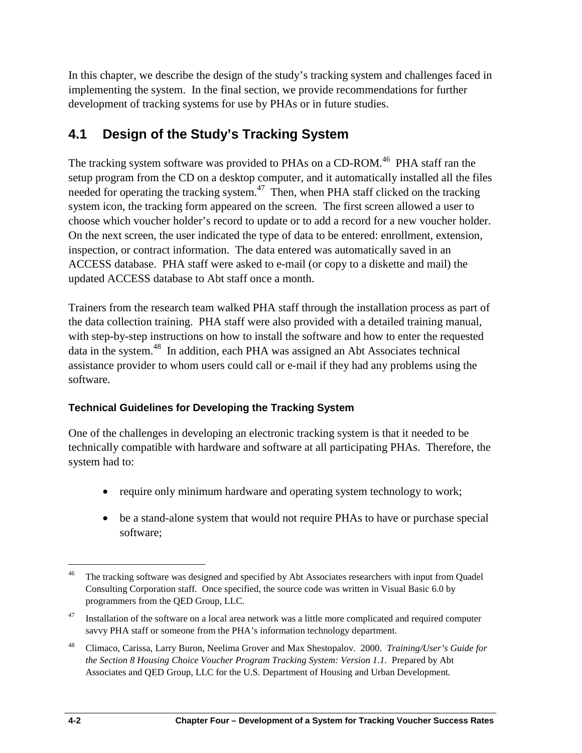In this chapter, we describe the design of the study's tracking system and challenges faced in implementing the system. In the final section, we provide recommendations for further development of tracking systems for use by PHAs or in future studies.

## 4.1 Design of the Study's Tracking System

The tracking system software was provided to PHAs on a CD-ROM.[46] PHA staff ran the setup program from the CD on a desktop computer, and it automatically installed all the files needed for operating the tracking system.[47] Then, when PHA staff clicked on the tracking system icon, the tracking form appeared on the screen. The first screen allowed a user to choose which voucher holder's record to update or to add a record for a new voucher holder. On the next screen, the user indicated the type of data to be entered: enrollment, extension, inspection, or contract information. The data entered was automatically saved in an ACCESS database. PHA staff were asked to e-mail (or copy to a diskette and mail) the updated ACCESS database to Abt staff once a month.

Trainers from the research team walked PHA staff through the installation process as part of the data collection training. PHA staff were also provided with a detailed training manual, with step-by-step instructions on how to install the software and how to enter the requested data in the system.[48] In addition, each PHA was assigned an Abt Associates technical assistance provider to whom users could call or e-mail if they had any problems using the software.

### Technical Guidelines for Developing the Tracking System

One of the challenges in developing an electronic tracking system is that it needed to be technically compatible with hardware and software at all participating PHAs. Therefore, the system had to:

- require only minimum hardware and operating system technology to work;
- be a stand-alone system that would not require PHAs to have or purchase special software;

---

[46] The tracking software was designed and specified by Abt Associates researchers with input from Quadel Consulting Corporation staff. Once specified, the source code was written in Visual Basic 6.0 by programmers from the QED Group, LLC.

[47] Installation of the software on a local area network was a little more complicated and required computer savvy PHA staff or someone from the PHA's information technology department.

[48] Climaco, Carissa, Larry Buron, Neelima Grover and Max Shestopalov. 2000. *Training/User's Guide for the Section 8 Housing Choice Voucher Program Tracking System: Version 1.1.* Prepared by Abt Associates and QED Group, LLC for the U.S. Department of Housing and Urban Development.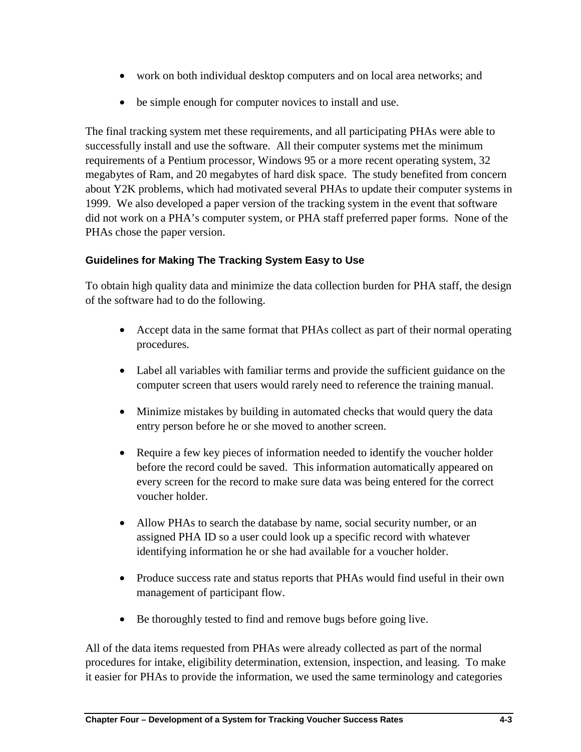- work on both individual desktop computers and on local area networks; and
- be simple enough for computer novices to install and use.

The final tracking system met these requirements, and all participating PHAs were able to successfully install and use the software. All their computer systems met the minimum requirements of a Pentium processor, Windows 95 or a more recent operating system, 32 megabytes of Ram, and 20 megabytes of hard disk space. The study benefited from concern about Y2K problems, which had motivated several PHAs to update their computer systems in 1999. We also developed a paper version of the tracking system in the event that software did not work on a PHA's computer system, or PHA staff preferred paper forms. None of the PHAs chose the paper version.

### Guidelines for Making The Tracking System Easy to Use

To obtain high quality data and minimize the data collection burden for PHA staff, the design of the software had to do the following.

- Accept data in the same format that PHAs collect as part of their normal operating procedures.
- Label all variables with familiar terms and provide the sufficient guidance on the computer screen that users would rarely need to reference the training manual.
- Minimize mistakes by building in automated checks that would query the data entry person before he or she moved to another screen.
- Require a few key pieces of information needed to identify the voucher holder before the record could be saved. This information automatically appeared on every screen for the record to make sure data was being entered for the correct voucher holder.
- Allow PHAs to search the database by name, social security number, or an assigned PHA ID so a user could look up a specific record with whatever identifying information he or she had available for a voucher holder.
- Produce success rate and status reports that PHAs would find useful in their own management of participant flow.
- Be thoroughly tested to find and remove bugs before going live.

All of the data items requested from PHAs were already collected as part of the normal procedures for intake, eligibility determination, extension, inspection, and leasing. To make it easier for PHAs to provide the information, we used the same terminology and categories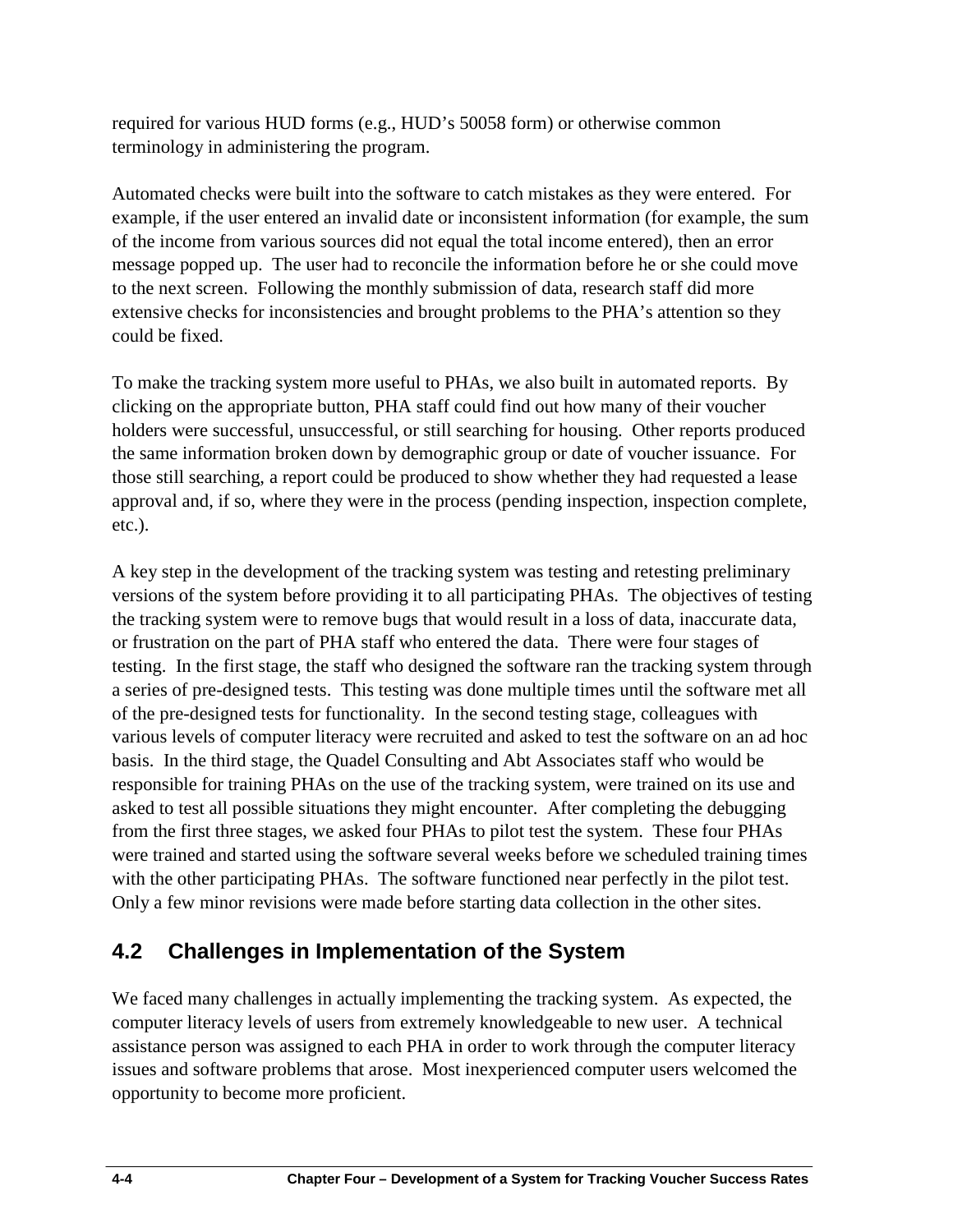required for various HUD forms (e.g., HUD's 50058 form) or otherwise common terminology in administering the program.

Automated checks were built into the software to catch mistakes as they were entered. For example, if the user entered an invalid date or inconsistent information (for example, the sum of the income from various sources did not equal the total income entered), then an error message popped up. The user had to reconcile the information before he or she could move to the next screen. Following the monthly submission of data, research staff did more extensive checks for inconsistencies and brought problems to the PHA's attention so they could be fixed.

To make the tracking system more useful to PHAs, we also built in automated reports. By clicking on the appropriate button, PHA staff could find out how many of their voucher holders were successful, unsuccessful, or still searching for housing. Other reports produced the same information broken down by demographic group or date of voucher issuance. For those still searching, a report could be produced to show whether they had requested a lease approval and, if so, where they were in the process (pending inspection, inspection complete, etc.).

A key step in the development of the tracking system was testing and retesting preliminary versions of the system before providing it to all participating PHAs. The objectives of testing the tracking system were to remove bugs that would result in a loss of data, inaccurate data, or frustration on the part of PHA staff who entered the data. There were four stages of testing. In the first stage, the staff who designed the software ran the tracking system through a series of pre-designed tests. This testing was done multiple times until the software met all of the pre-designed tests for functionality. In the second testing stage, colleagues with various levels of computer literacy were recruited and asked to test the software on an ad hoc basis. In the third stage, the Quadel Consulting and Abt Associates staff who would be responsible for training PHAs on the use of the tracking system, were trained on its use and asked to test all possible situations they might encounter. After completing the debugging from the first three stages, we asked four PHAs to pilot test the system. These four PHAs were trained and started using the software several weeks before we scheduled training times with the other participating PHAs. The software functioned near perfectly in the pilot test. Only a few minor revisions were made before starting data collection in the other sites.

## 4.2 Challenges in Implementation of the System

We faced many challenges in actually implementing the tracking system. As expected, the computer literacy levels of users from extremely knowledgeable to new user. A technical assistance person was assigned to each PHA in order to work through the computer literacy issues and software problems that arose. Most inexperienced computer users welcomed the opportunity to become more proficient.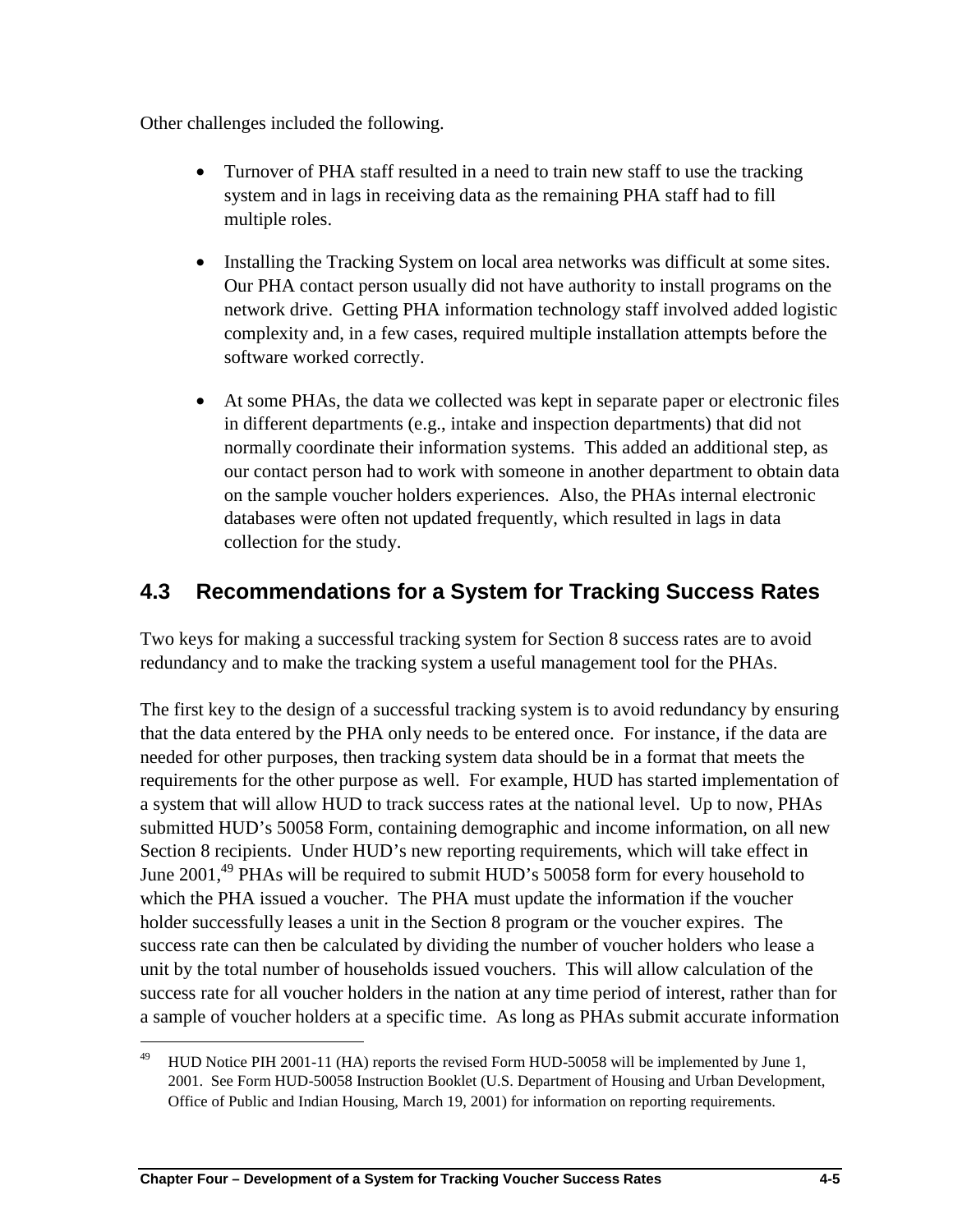Other challenges included the following.

- Turnover of PHA staff resulted in a need to train new staff to use the tracking system and in lags in receiving data as the remaining PHA staff had to fill multiple roles.

- Installing the Tracking System on local area networks was difficult at some sites. Our PHA contact person usually did not have authority to install programs on the network drive. Getting PHA information technology staff involved added logistic complexity and, in a few cases, required multiple installation attempts before the software worked correctly.

- At some PHAs, the data we collected was kept in separate paper or electronic files in different departments (e.g., intake and inspection departments) that did not normally coordinate their information systems. This added an additional step, as our contact person had to work with someone in another department to obtain data on the sample voucher holders experiences. Also, the PHAs internal electronic databases were often not updated frequently, which resulted in lags in data collection for the study.

## 4.3 Recommendations for a System for Tracking Success Rates

Two keys for making a successful tracking system for Section 8 success rates are to avoid redundancy and to make the tracking system a useful management tool for the PHAs.

The first key to the design of a successful tracking system is to avoid redundancy by ensuring that the data entered by the PHA only needs to be entered once. For instance, if the data are needed for other purposes, then tracking system data should be in a format that meets the requirements for the other purpose as well. For example, HUD has started implementation of a system that will allow HUD to track success rates at the national level. Up to now, PHAs submitted HUD's 50058 Form, containing demographic and income information, on all new Section 8 recipients. Under HUD's new reporting requirements, which will take effect in June 2001,[49] PHAs will be required to submit HUD's 50058 form for every household to which the PHA issued a voucher. The PHA must update the information if the voucher holder successfully leases a unit in the Section 8 program or the voucher expires. The success rate can then be calculated by dividing the number of voucher holders who lease a unit by the total number of households issued vouchers. This will allow calculation of the success rate for all voucher holders in the nation at any time period of interest, rather than for a sample of voucher holders at a specific time. As long as PHAs submit accurate information

[49] HUD Notice PIH 2001-11 (HA) reports the revised Form HUD-50058 will be implemented by June 1, 2001. See Form HUD-50058 Instruction Booklet (U.S. Department of Housing and Urban Development, Office of Public and Indian Housing, March 19, 2001) for information on reporting requirements.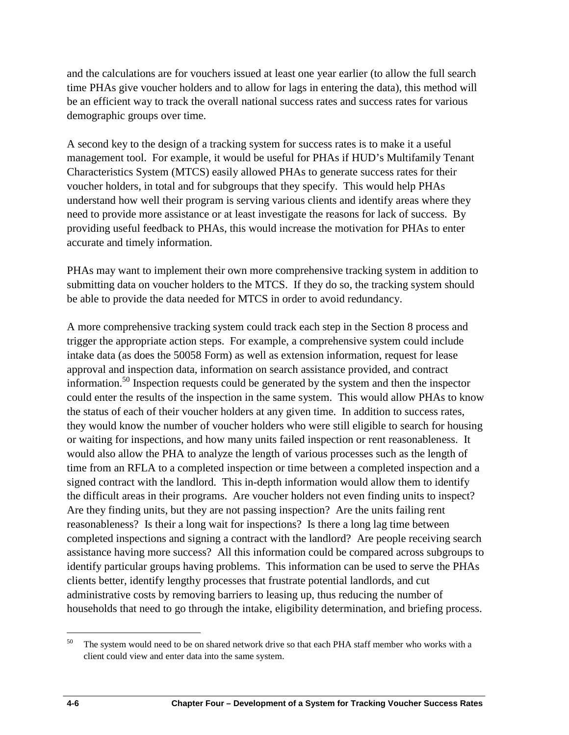and the calculations are for vouchers issued at least one year earlier (to allow the full search time PHAs give voucher holders and to allow for lags in entering the data), this method will be an efficient way to track the overall national success rates and success rates for various demographic groups over time.

A second key to the design of a tracking system for success rates is to make it a useful management tool. For example, it would be useful for PHAs if HUD's Multifamily Tenant Characteristics System (MTCS) easily allowed PHAs to generate success rates for their voucher holders, in total and for subgroups that they specify. This would help PHAs understand how well their program is serving various clients and identify areas where they need to provide more assistance or at least investigate the reasons for lack of success. By providing useful feedback to PHAs, this would increase the motivation for PHAs to enter accurate and timely information.

PHAs may want to implement their own more comprehensive tracking system in addition to submitting data on voucher holders to the MTCS. If they do so, the tracking system should be able to provide the data needed for MTCS in order to avoid redundancy.

A more comprehensive tracking system could track each step in the Section 8 process and trigger the appropriate action steps. For example, a comprehensive system could include intake data (as does the 50058 Form) as well as extension information, request for lease approval and inspection data, information on search assistance provided, and contract information.[50] Inspection requests could be generated by the system and then the inspector could enter the results of the inspection in the same system. This would allow PHAs to know the status of each of their voucher holders at any given time. In addition to success rates, they would know the number of voucher holders who were still eligible to search for housing or waiting for inspections, and how many units failed inspection or rent reasonableness. It would also allow the PHA to analyze the length of various processes such as the length of time from an RFLA to a completed inspection or time between a completed inspection and a signed contract with the landlord. This in-depth information would allow them to identify the difficult areas in their programs. Are voucher holders not even finding units to inspect? Are they finding units, but they are not passing inspection? Are the units failing rent reasonableness? Is their a long wait for inspections? Is there a long lag time between completed inspections and signing a contract with the landlord? Are people receiving search assistance having more success? All this information could be compared across subgroups to identify particular groups having problems. This information can be used to serve the PHAs clients better, identify lengthy processes that frustrate potential landlords, and cut administrative costs by removing barriers to leasing up, thus reducing the number of households that need to go through the intake, eligibility determination, and briefing process.

[50] The system would need to be on shared network drive so that each PHA staff member who works with a client could view and enter data into the same system.